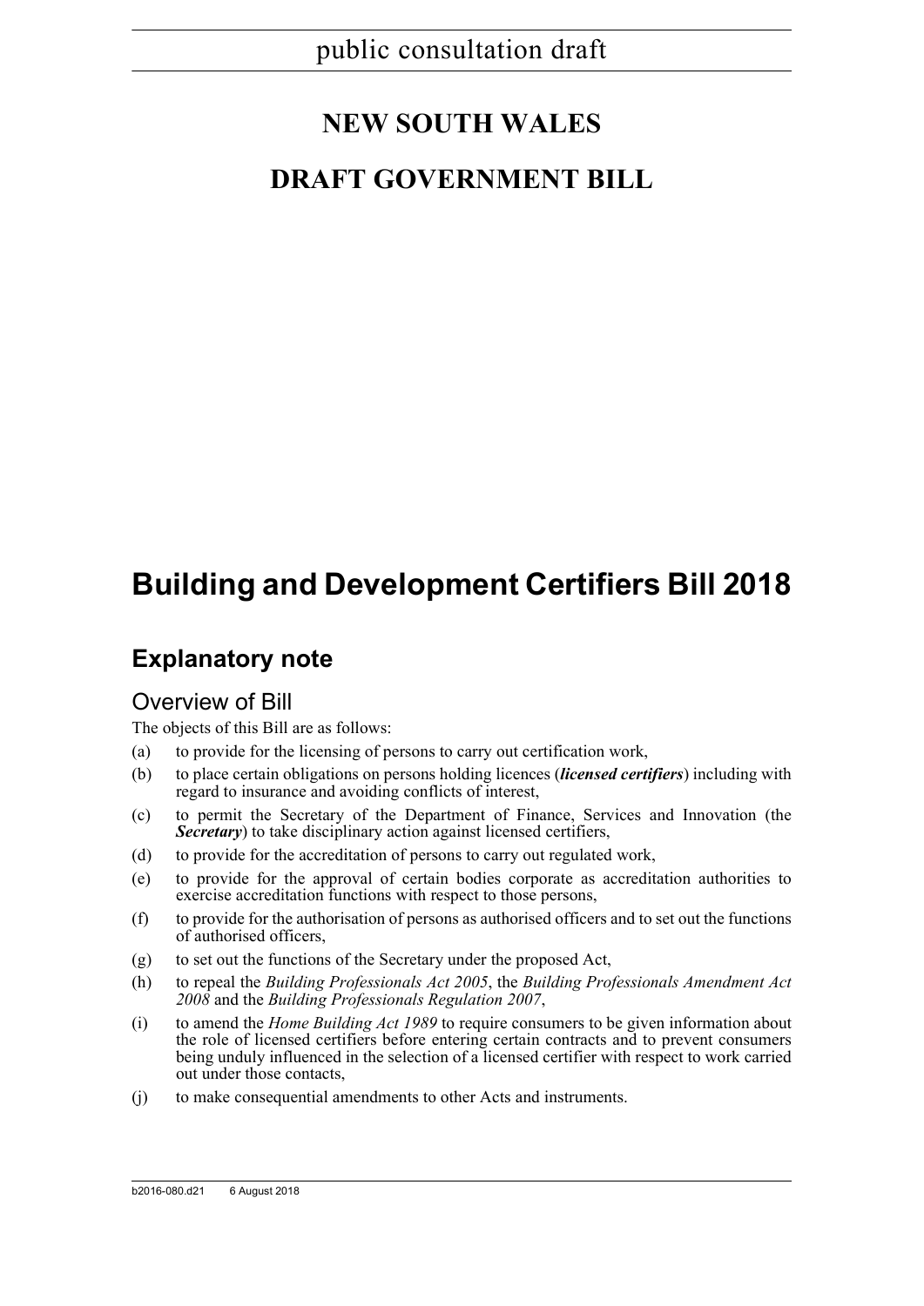public consultation draft

# NEW SOUTH WALES

# DRAFT GOVERNMENT BILL

# Building and Development Certifiers Bill 2018

## Explanatory note

### Overview of Bill

The objects of this Bill are as follows:

(a) to provide for the licensing of persons to carry out certification work,

(b) to place certain obligations on persons holding licences (***licensed certifiers***) including with regard to insurance and avoiding conflicts of interest,

(c) to permit the Secretary of the Department of Finance, Services and Innovation (the ***Secretary***) to take disciplinary action against licensed certifiers,

(d) to provide for the accreditation of persons to carry out regulated work,

(e) to provide for the approval of certain bodies corporate as accreditation authorities to exercise accreditation functions with respect to those persons,

(f) to provide for the authorisation of persons as authorised officers and to set out the functions of authorised officers,

(g) to set out the functions of the Secretary under the proposed Act,

(h) to repeal the *Building Professionals Act 2005*, the *Building Professionals Amendment Act 2008* and the *Building Professionals Regulation 2007*,

(i) to amend the *Home Building Act 1989* to require consumers to be given information about the role of licensed certifiers before entering certain contracts and to prevent consumers being unduly influenced in the selection of a licensed certifier with respect to work carried out under those contacts,

(j) to make consequential amendments to other Acts and instruments.

b2016-080.d21 6 August 2018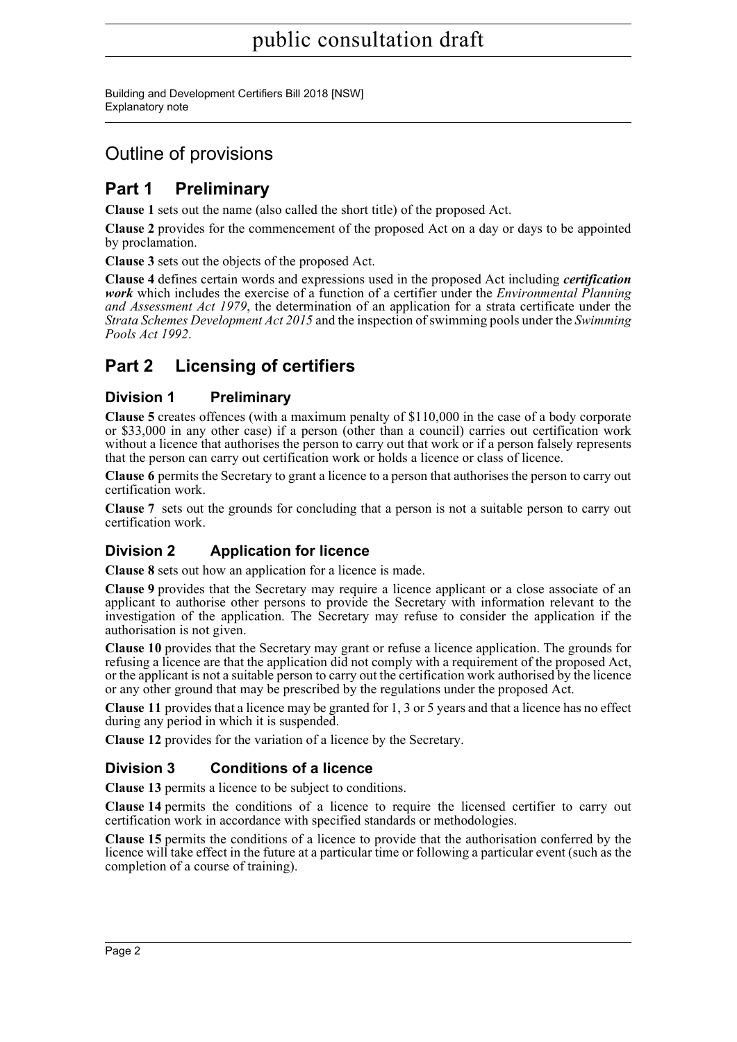# Outline of provisions

## Part 1 Preliminary

**Clause 1** sets out the name (also called the short title) of the proposed Act.

**Clause 2** provides for the commencement of the proposed Act on a day or days to be appointed by proclamation.

**Clause 3** sets out the objects of the proposed Act.

**Clause 4** defines certain words and expressions used in the proposed Act including ***certification work*** which includes the exercise of a function of a certifier under the *Environmental Planning and Assessment Act 1979*, the determination of an application for a strata certificate under the *Strata Schemes Development Act 2015* and the inspection of swimming pools under the *Swimming Pools Act 1992*.

## Part 2 Licensing of certifiers

### Division 1 Preliminary

**Clause 5** creates offences (with a maximum penalty of $110,000 in the case of a body corporate or $33,000 in any other case) if a person (other than a council) carries out certification work without a licence that authorises the person to carry out that work or if a person falsely represents that the person can carry out certification work or holds a licence or class of licence.

**Clause 6** permits the Secretary to grant a licence to a person that authorises the person to carry out certification work.

**Clause 7** sets out the grounds for concluding that a person is not a suitable person to carry out certification work.

### Division 2 Application for licence

**Clause 8** sets out how an application for a licence is made.

**Clause 9** provides that the Secretary may require a licence applicant or a close associate of an applicant to authorise other persons to provide the Secretary with information relevant to the investigation of the application. The Secretary may refuse to consider the application if the authorisation is not given.

**Clause 10** provides that the Secretary may grant or refuse a licence application. The grounds for refusing a licence are that the application did not comply with a requirement of the proposed Act, or the applicant is not a suitable person to carry out the certification work authorised by the licence or any other ground that may be prescribed by the regulations under the proposed Act.

**Clause 11** provides that a licence may be granted for 1, 3 or 5 years and that a licence has no effect during any period in which it is suspended.

**Clause 12** provides for the variation of a licence by the Secretary.

### Division 3 Conditions of a licence

**Clause 13** permits a licence to be subject to conditions.

**Clause 14** permits the conditions of a licence to require the licensed certifier to carry out certification work in accordance with specified standards or methodologies.

**Clause 15** permits the conditions of a licence to provide that the authorisation conferred by the licence will take effect in the future at a particular time or following a particular event (such as the completion of a course of training).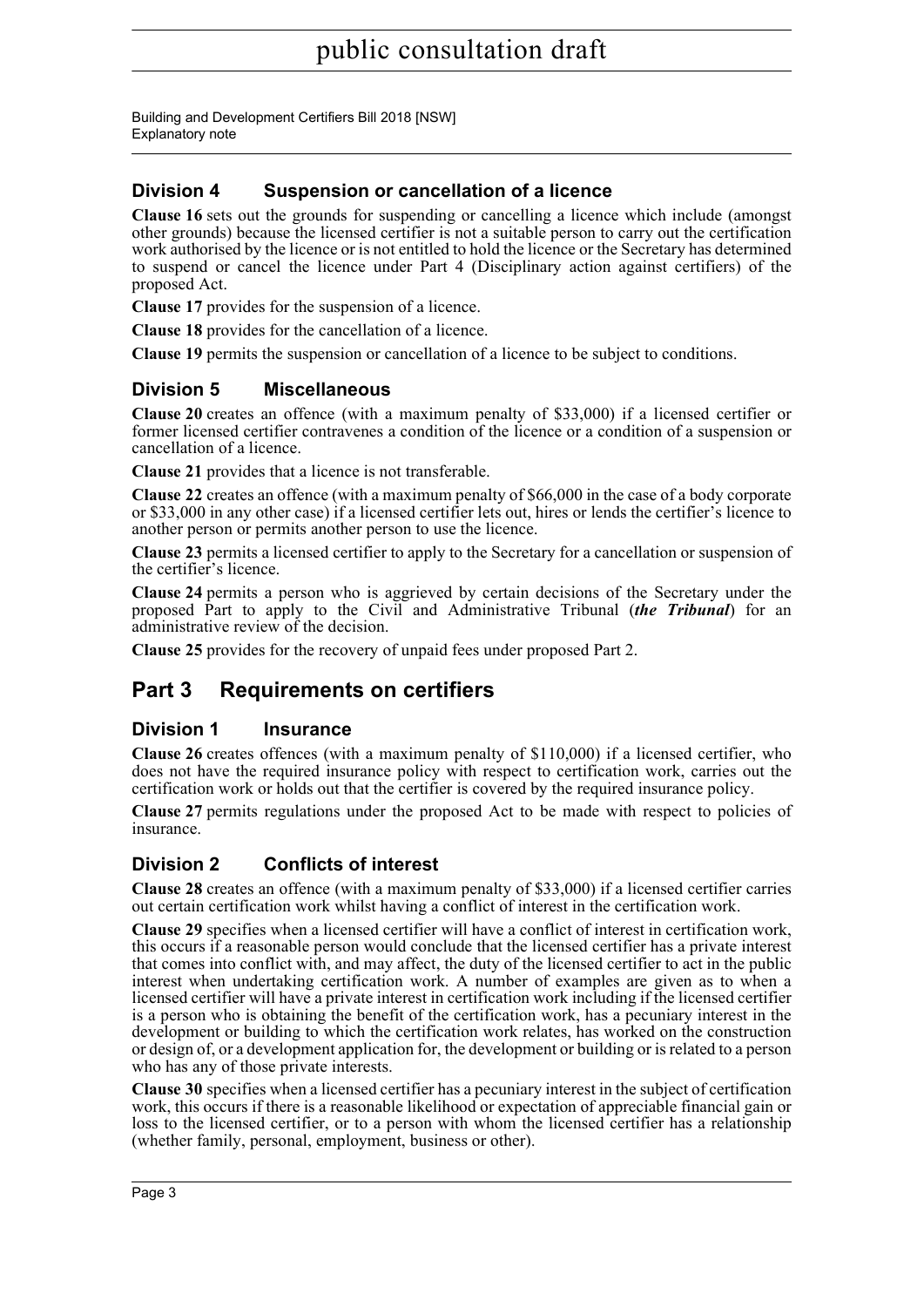## Division 4 Suspension or cancellation of a licence

**Clause 16** sets out the grounds for suspending or cancelling a licence which include (amongst other grounds) because the licensed certifier is not a suitable person to carry out the certification work authorised by the licence or is not entitled to hold the licence or the Secretary has determined to suspend or cancel the licence under Part 4 (Disciplinary action against certifiers) of the proposed Act.

**Clause 17** provides for the suspension of a licence.

**Clause 18** provides for the cancellation of a licence.

**Clause 19** permits the suspension or cancellation of a licence to be subject to conditions.

## Division 5 Miscellaneous

**Clause 20** creates an offence (with a maximum penalty of $33,000) if a licensed certifier or former licensed certifier contravenes a condition of the licence or a condition of a suspension or cancellation of a licence.

**Clause 21** provides that a licence is not transferable.

**Clause 22** creates an offence (with a maximum penalty of $66,000 in the case of a body corporate or $33,000 in any other case) if a licensed certifier lets out, hires or lends the certifier's licence to another person or permits another person to use the licence.

**Clause 23** permits a licensed certifier to apply to the Secretary for a cancellation or suspension of the certifier's licence.

**Clause 24** permits a person who is aggrieved by certain decisions of the Secretary under the proposed Part to apply to the Civil and Administrative Tribunal (***the Tribunal***) for an administrative review of the decision.

**Clause 25** provides for the recovery of unpaid fees under proposed Part 2.

# Part 3 Requirements on certifiers

## Division 1 Insurance

**Clause 26** creates offences (with a maximum penalty of $110,000) if a licensed certifier, who does not have the required insurance policy with respect to certification work, carries out the certification work or holds out that the certifier is covered by the required insurance policy.

**Clause 27** permits regulations under the proposed Act to be made with respect to policies of insurance.

## Division 2 Conflicts of interest

**Clause 28** creates an offence (with a maximum penalty of $33,000) if a licensed certifier carries out certain certification work whilst having a conflict of interest in the certification work.

**Clause 29** specifies when a licensed certifier will have a conflict of interest in certification work, this occurs if a reasonable person would conclude that the licensed certifier has a private interest that comes into conflict with, and may affect, the duty of the licensed certifier to act in the public interest when undertaking certification work. A number of examples are given as to when a licensed certifier will have a private interest in certification work including if the licensed certifier is a person who is obtaining the benefit of the certification work, has a pecuniary interest in the development or building to which the certification work relates, has worked on the construction or design of, or a development application for, the development or building or is related to a person who has any of those private interests.

**Clause 30** specifies when a licensed certifier has a pecuniary interest in the subject of certification work, this occurs if there is a reasonable likelihood or expectation of appreciable financial gain or loss to the licensed certifier, or to a person with whom the licensed certifier has a relationship (whether family, personal, employment, business or other).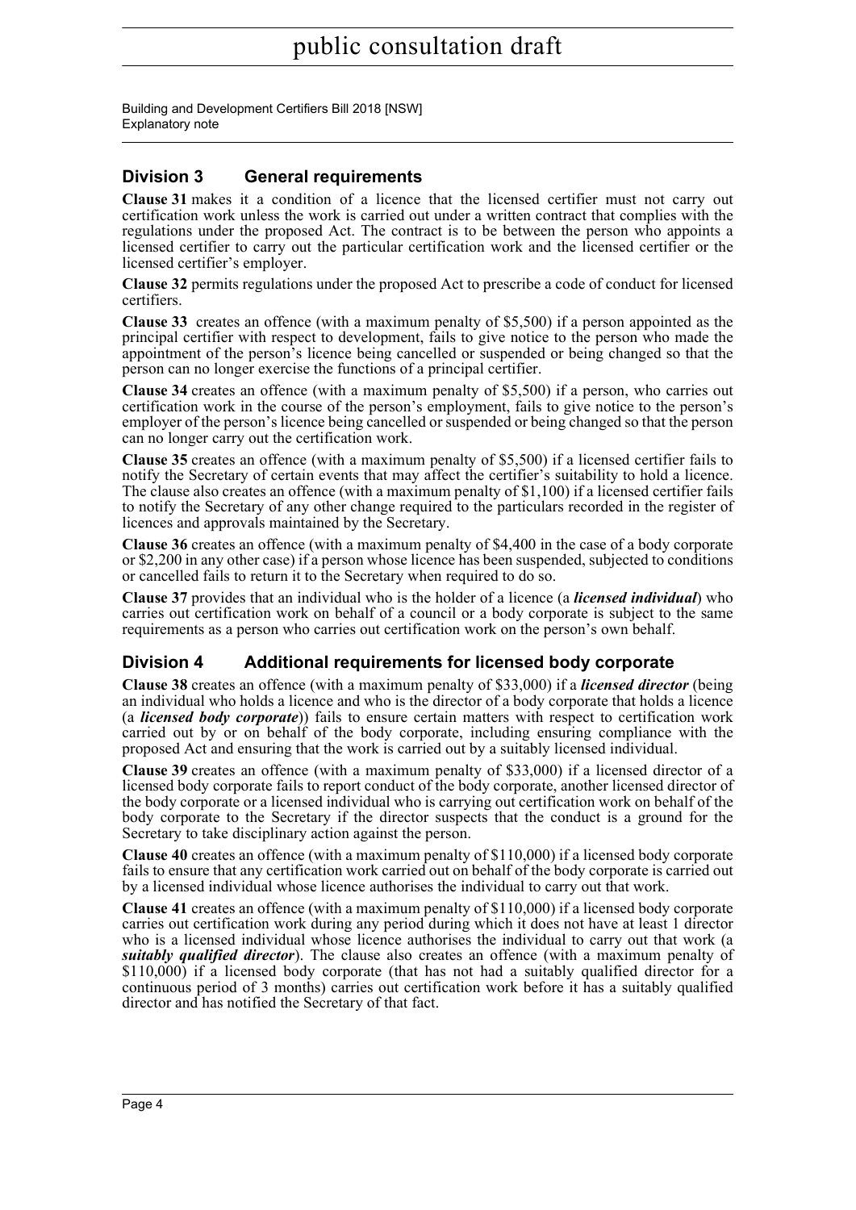## Division 3 General requirements

**Clause 31** makes it a condition of a licence that the licensed certifier must not carry out certification work unless the work is carried out under a written contract that complies with the regulations under the proposed Act. The contract is to be between the person who appoints a licensed certifier to carry out the particular certification work and the licensed certifier or the licensed certifier's employer.

**Clause 32** permits regulations under the proposed Act to prescribe a code of conduct for licensed certifiers.

**Clause 33** creates an offence (with a maximum penalty of $5,500) if a person appointed as the principal certifier with respect to development, fails to give notice to the person who made the appointment of the person's licence being cancelled or suspended or being changed so that the person can no longer exercise the functions of a principal certifier.

**Clause 34** creates an offence (with a maximum penalty of $5,500) if a person, who carries out certification work in the course of the person's employment, fails to give notice to the person's employer of the person's licence being cancelled or suspended or being changed so that the person can no longer carry out the certification work.

**Clause 35** creates an offence (with a maximum penalty of $5,500) if a licensed certifier fails to notify the Secretary of certain events that may affect the certifier's suitability to hold a licence. The clause also creates an offence (with a maximum penalty of $1,100) if a licensed certifier fails to notify the Secretary of any other change required to the particulars recorded in the register of licences and approvals maintained by the Secretary.

**Clause 36** creates an offence (with a maximum penalty of $4,400 in the case of a body corporate or $2,200 in any other case) if a person whose licence has been suspended, subjected to conditions or cancelled fails to return it to the Secretary when required to do so.

**Clause 37** provides that an individual who is the holder of a licence (a ***licensed individual***) who carries out certification work on behalf of a council or a body corporate is subject to the same requirements as a person who carries out certification work on the person's own behalf.

## Division 4 Additional requirements for licensed body corporate

**Clause 38** creates an offence (with a maximum penalty of $33,000) if a ***licensed director*** (being an individual who holds a licence and who is the director of a body corporate that holds a licence (a ***licensed body corporate***)) fails to ensure certain matters with respect to certification work carried out by or on behalf of the body corporate, including ensuring compliance with the proposed Act and ensuring that the work is carried out by a suitably licensed individual.

**Clause 39** creates an offence (with a maximum penalty of $33,000) if a licensed director of a licensed body corporate fails to report conduct of the body corporate, another licensed director of the body corporate or a licensed individual who is carrying out certification work on behalf of the body corporate to the Secretary if the director suspects that the conduct is a ground for the Secretary to take disciplinary action against the person.

**Clause 40** creates an offence (with a maximum penalty of $110,000) if a licensed body corporate fails to ensure that any certification work carried out on behalf of the body corporate is carried out by a licensed individual whose licence authorises the individual to carry out that work.

**Clause 41** creates an offence (with a maximum penalty of $110,000) if a licensed body corporate carries out certification work during any period during which it does not have at least 1 director who is a licensed individual whose licence authorises the individual to carry out that work (a ***suitably qualified director***). The clause also creates an offence (with a maximum penalty of $110,000) if a licensed body corporate (that has not had a suitably qualified director for a continuous period of 3 months) carries out certification work before it has a suitably qualified director and has notified the Secretary of that fact.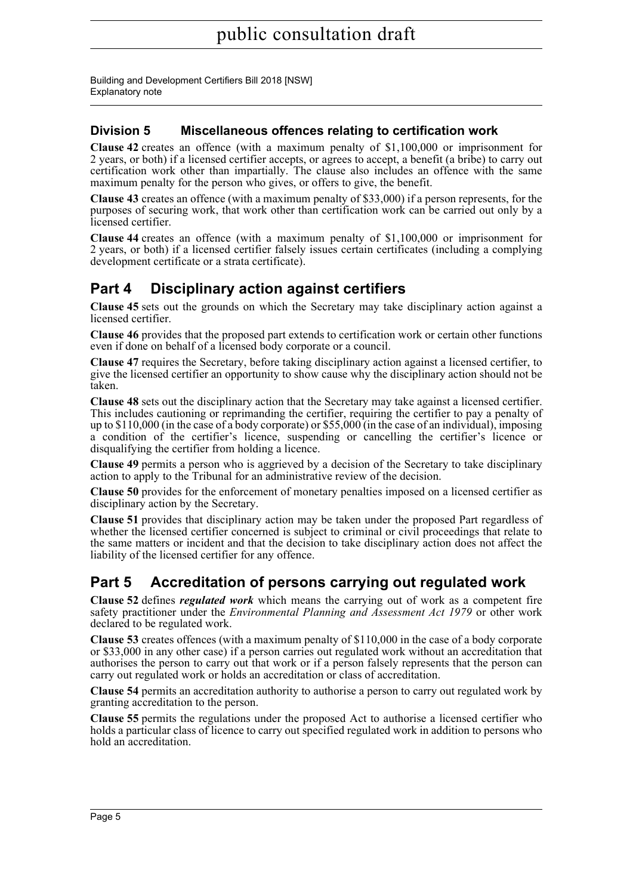## Division 5 Miscellaneous offences relating to certification work

**Clause 42** creates an offence (with a maximum penalty of $1,100,000 or imprisonment for 2 years, or both) if a licensed certifier accepts, or agrees to accept, a benefit (a bribe) to carry out certification work other than impartially. The clause also includes an offence with the same maximum penalty for the person who gives, or offers to give, the benefit.

**Clause 43** creates an offence (with a maximum penalty of $33,000) if a person represents, for the purposes of securing work, that work other than certification work can be carried out only by a licensed certifier.

**Clause 44** creates an offence (with a maximum penalty of $1,100,000 or imprisonment for 2 years, or both) if a licensed certifier falsely issues certain certificates (including a complying development certificate or a strata certificate).

# Part 4 Disciplinary action against certifiers

**Clause 45** sets out the grounds on which the Secretary may take disciplinary action against a licensed certifier.

**Clause 46** provides that the proposed part extends to certification work or certain other functions even if done on behalf of a licensed body corporate or a council.

**Clause 47** requires the Secretary, before taking disciplinary action against a licensed certifier, to give the licensed certifier an opportunity to show cause why the disciplinary action should not be taken.

**Clause 48** sets out the disciplinary action that the Secretary may take against a licensed certifier. This includes cautioning or reprimanding the certifier, requiring the certifier to pay a penalty of up to $110,000 (in the case of a body corporate) or $55,000 (in the case of an individual), imposing a condition of the certifier's licence, suspending or cancelling the certifier's licence or disqualifying the certifier from holding a licence.

**Clause 49** permits a person who is aggrieved by a decision of the Secretary to take disciplinary action to apply to the Tribunal for an administrative review of the decision.

**Clause 50** provides for the enforcement of monetary penalties imposed on a licensed certifier as disciplinary action by the Secretary.

**Clause 51** provides that disciplinary action may be taken under the proposed Part regardless of whether the licensed certifier concerned is subject to criminal or civil proceedings that relate to the same matters or incident and that the decision to take disciplinary action does not affect the liability of the licensed certifier for any offence.

# Part 5 Accreditation of persons carrying out regulated work

**Clause 52** defines ***regulated work*** which means the carrying out of work as a competent fire safety practitioner under the *Environmental Planning and Assessment Act 1979* or other work declared to be regulated work.

**Clause 53** creates offences (with a maximum penalty of $110,000 in the case of a body corporate or $33,000 in any other case) if a person carries out regulated work without an accreditation that authorises the person to carry out that work or if a person falsely represents that the person can carry out regulated work or holds an accreditation or class of accreditation.

**Clause 54** permits an accreditation authority to authorise a person to carry out regulated work by granting accreditation to the person.

**Clause 55** permits the regulations under the proposed Act to authorise a licensed certifier who holds a particular class of licence to carry out specified regulated work in addition to persons who hold an accreditation.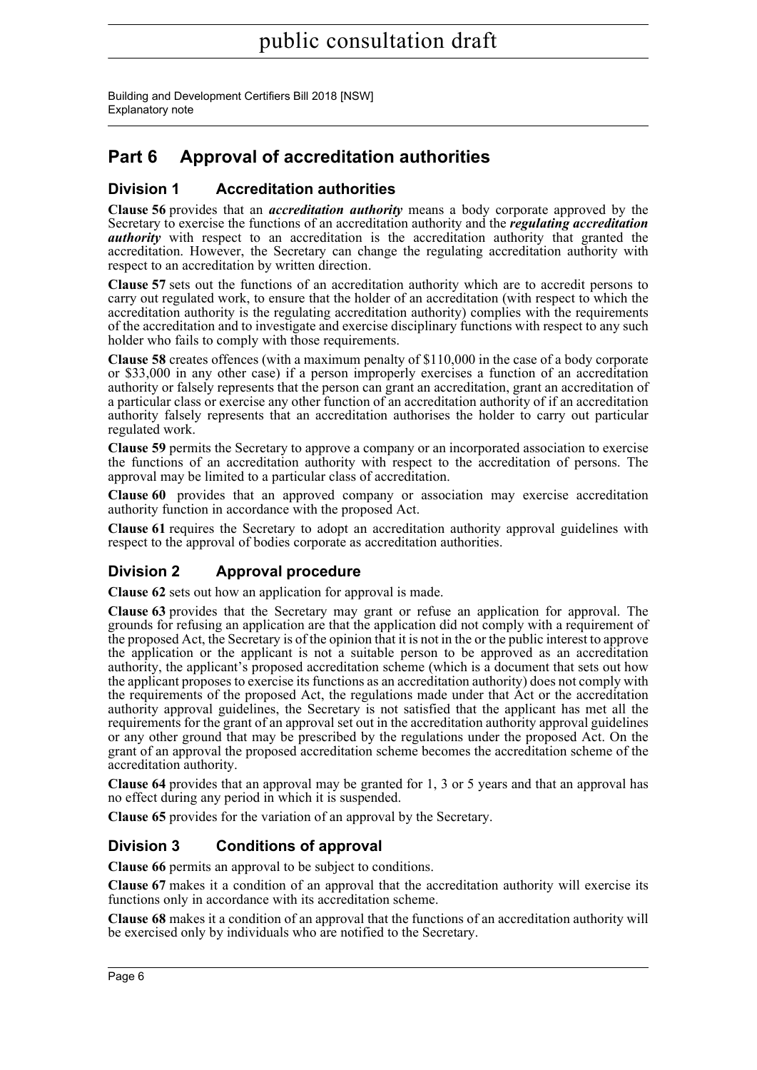# Part 6 Approval of accreditation authorities

## Division 1 Accreditation authorities

**Clause 56** provides that an ***accreditation authority*** means a body corporate approved by the Secretary to exercise the functions of an accreditation authority and the ***regulating accreditation authority*** with respect to an accreditation is the accreditation authority that granted the accreditation. However, the Secretary can change the regulating accreditation authority with respect to an accreditation by written direction.

**Clause 57** sets out the functions of an accreditation authority which are to accredit persons to carry out regulated work, to ensure that the holder of an accreditation (with respect to which the accreditation authority is the regulating accreditation authority) complies with the requirements of the accreditation and to investigate and exercise disciplinary functions with respect to any such holder who fails to comply with those requirements.

**Clause 58** creates offences (with a maximum penalty of $110,000 in the case of a body corporate or $33,000 in any other case) if a person improperly exercises a function of an accreditation authority or falsely represents that the person can grant an accreditation, grant an accreditation of a particular class or exercise any other function of an accreditation authority of if an accreditation authority falsely represents that an accreditation authorises the holder to carry out particular regulated work.

**Clause 59** permits the Secretary to approve a company or an incorporated association to exercise the functions of an accreditation authority with respect to the accreditation of persons. The approval may be limited to a particular class of accreditation.

**Clause 60** provides that an approved company or association may exercise accreditation authority function in accordance with the proposed Act.

**Clause 61** requires the Secretary to adopt an accreditation authority approval guidelines with respect to the approval of bodies corporate as accreditation authorities.

## Division 2 Approval procedure

**Clause 62** sets out how an application for approval is made.

**Clause 63** provides that the Secretary may grant or refuse an application for approval. The grounds for refusing an application are that the application did not comply with a requirement of the proposed Act, the Secretary is of the opinion that it is not in the or the public interest to approve the application or the applicant is not a suitable person to be approved as an accreditation authority, the applicant's proposed accreditation scheme (which is a document that sets out how the applicant proposes to exercise its functions as an accreditation authority) does not comply with the requirements of the proposed Act, the regulations made under that Act or the accreditation authority approval guidelines, the Secretary is not satisfied that the applicant has met all the requirements for the grant of an approval set out in the accreditation authority approval guidelines or any other ground that may be prescribed by the regulations under the proposed Act. On the grant of an approval the proposed accreditation scheme becomes the accreditation scheme of the accreditation authority.

**Clause 64** provides that an approval may be granted for 1, 3 or 5 years and that an approval has no effect during any period in which it is suspended.

**Clause 65** provides for the variation of an approval by the Secretary.

## Division 3 Conditions of approval

**Clause 66** permits an approval to be subject to conditions.

**Clause 67** makes it a condition of an approval that the accreditation authority will exercise its functions only in accordance with its accreditation scheme.

**Clause 68** makes it a condition of an approval that the functions of an accreditation authority will be exercised only by individuals who are notified to the Secretary.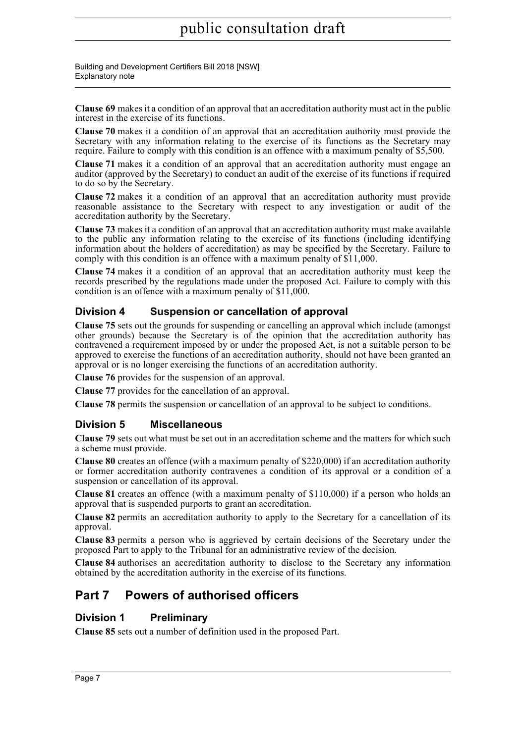**Clause 69** makes it a condition of an approval that an accreditation authority must act in the public interest in the exercise of its functions.

**Clause 70** makes it a condition of an approval that an accreditation authority must provide the Secretary with any information relating to the exercise of its functions as the Secretary may require. Failure to comply with this condition is an offence with a maximum penalty of $5,500.

**Clause 71** makes it a condition of an approval that an accreditation authority must engage an auditor (approved by the Secretary) to conduct an audit of the exercise of its functions if required to do so by the Secretary.

**Clause 72** makes it a condition of an approval that an accreditation authority must provide reasonable assistance to the Secretary with respect to any investigation or audit of the accreditation authority by the Secretary.

**Clause 73** makes it a condition of an approval that an accreditation authority must make available to the public any information relating to the exercise of its functions (including identifying information about the holders of accreditation) as may be specified by the Secretary. Failure to comply with this condition is an offence with a maximum penalty of $11,000.

**Clause 74** makes it a condition of an approval that an accreditation authority must keep the records prescribed by the regulations made under the proposed Act. Failure to comply with this condition is an offence with a maximum penalty of $11,000.

### Division 4 Suspension or cancellation of approval

**Clause 75** sets out the grounds for suspending or cancelling an approval which include (amongst other grounds) because the Secretary is of the opinion that the accreditation authority has contravened a requirement imposed by or under the proposed Act, is not a suitable person to be approved to exercise the functions of an accreditation authority, should not have been granted an approval or is no longer exercising the functions of an accreditation authority.

**Clause 76** provides for the suspension of an approval.

**Clause 77** provides for the cancellation of an approval.

**Clause 78** permits the suspension or cancellation of an approval to be subject to conditions.

### Division 5 Miscellaneous

**Clause 79** sets out what must be set out in an accreditation scheme and the matters for which such a scheme must provide.

**Clause 80** creates an offence (with a maximum penalty of $220,000) if an accreditation authority or former accreditation authority contravenes a condition of its approval or a condition of a suspension or cancellation of its approval.

**Clause 81** creates an offence (with a maximum penalty of $110,000) if a person who holds an approval that is suspended purports to grant an accreditation.

**Clause 82** permits an accreditation authority to apply to the Secretary for a cancellation of its approval.

**Clause 83** permits a person who is aggrieved by certain decisions of the Secretary under the proposed Part to apply to the Tribunal for an administrative review of the decision.

**Clause 84** authorises an accreditation authority to disclose to the Secretary any information obtained by the accreditation authority in the exercise of its functions.

## Part 7 Powers of authorised officers

### Division 1 Preliminary

**Clause 85** sets out a number of definition used in the proposed Part.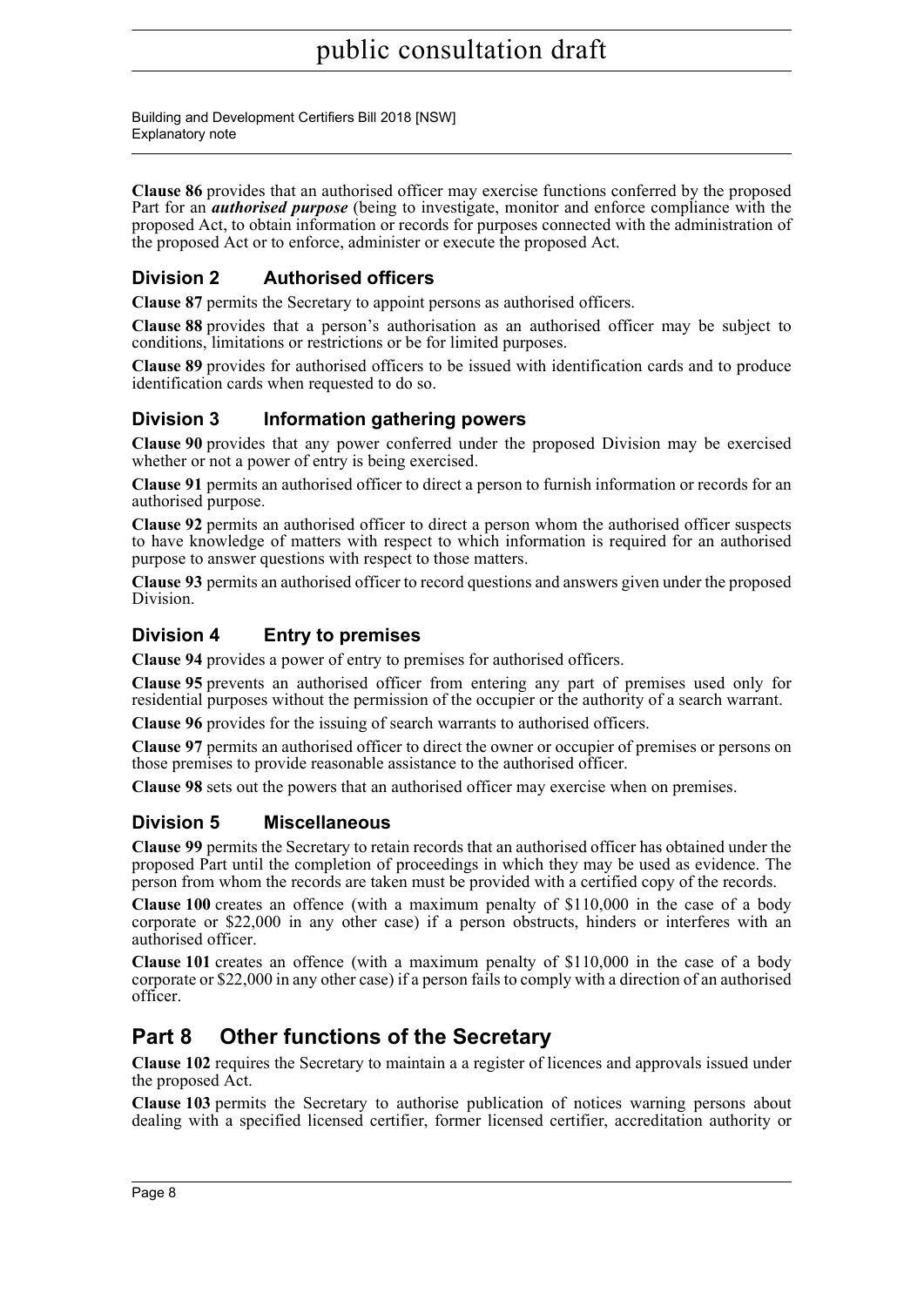**Clause 86** provides that an authorised officer may exercise functions conferred by the proposed Part for an ***authorised purpose*** (being to investigate, monitor and enforce compliance with the proposed Act, to obtain information or records for purposes connected with the administration of the proposed Act or to enforce, administer or execute the proposed Act.

### Division 2 Authorised officers

**Clause 87** permits the Secretary to appoint persons as authorised officers.

**Clause 88** provides that a person's authorisation as an authorised officer may be subject to conditions, limitations or restrictions or be for limited purposes.

**Clause 89** provides for authorised officers to be issued with identification cards and to produce identification cards when requested to do so.

### Division 3 Information gathering powers

**Clause 90** provides that any power conferred under the proposed Division may be exercised whether or not a power of entry is being exercised.

**Clause 91** permits an authorised officer to direct a person to furnish information or records for an authorised purpose.

**Clause 92** permits an authorised officer to direct a person whom the authorised officer suspects to have knowledge of matters with respect to which information is required for an authorised purpose to answer questions with respect to those matters.

**Clause 93** permits an authorised officer to record questions and answers given under the proposed Division.

### Division 4 Entry to premises

**Clause 94** provides a power of entry to premises for authorised officers.

**Clause 95** prevents an authorised officer from entering any part of premises used only for residential purposes without the permission of the occupier or the authority of a search warrant.

**Clause 96** provides for the issuing of search warrants to authorised officers.

**Clause 97** permits an authorised officer to direct the owner or occupier of premises or persons on those premises to provide reasonable assistance to the authorised officer.

**Clause 98** sets out the powers that an authorised officer may exercise when on premises.

### Division 5 Miscellaneous

**Clause 99** permits the Secretary to retain records that an authorised officer has obtained under the proposed Part until the completion of proceedings in which they may be used as evidence. The person from whom the records are taken must be provided with a certified copy of the records.

**Clause 100** creates an offence (with a maximum penalty of $110,000 in the case of a body corporate or $22,000 in any other case) if a person obstructs, hinders or interferes with an authorised officer.

**Clause 101** creates an offence (with a maximum penalty of $110,000 in the case of a body corporate or $22,000 in any other case) if a person fails to comply with a direction of an authorised officer.

## Part 8 Other functions of the Secretary

**Clause 102** requires the Secretary to maintain a a register of licences and approvals issued under the proposed Act.

**Clause 103** permits the Secretary to authorise publication of notices warning persons about dealing with a specified licensed certifier, former licensed certifier, accreditation authority or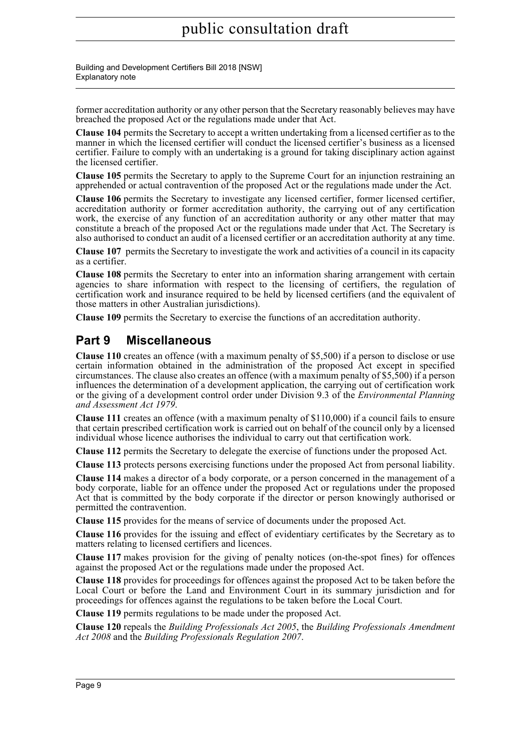former accreditation authority or any other person that the Secretary reasonably believes may have breached the proposed Act or the regulations made under that Act.

**Clause 104** permits the Secretary to accept a written undertaking from a licensed certifier as to the manner in which the licensed certifier will conduct the licensed certifier's business as a licensed certifier. Failure to comply with an undertaking is a ground for taking disciplinary action against the licensed certifier.

**Clause 105** permits the Secretary to apply to the Supreme Court for an injunction restraining an apprehended or actual contravention of the proposed Act or the regulations made under the Act.

**Clause 106** permits the Secretary to investigate any licensed certifier, former licensed certifier, accreditation authority or former accreditation authority, the carrying out of any certification work, the exercise of any function of an accreditation authority or any other matter that may constitute a breach of the proposed Act or the regulations made under that Act. The Secretary is also authorised to conduct an audit of a licensed certifier or an accreditation authority at any time.

**Clause 107** permits the Secretary to investigate the work and activities of a council in its capacity as a certifier.

**Clause 108** permits the Secretary to enter into an information sharing arrangement with certain agencies to share information with respect to the licensing of certifiers, the regulation of certification work and insurance required to be held by licensed certifiers (and the equivalent of those matters in other Australian jurisdictions).

**Clause 109** permits the Secretary to exercise the functions of an accreditation authority.

## Part 9 Miscellaneous

**Clause 110** creates an offence (with a maximum penalty of $5,500) if a person to disclose or use certain information obtained in the administration of the proposed Act except in specified circumstances. The clause also creates an offence (with a maximum penalty of $5,500) if a person influences the determination of a development application, the carrying out of certification work or the giving of a development control order under Division 9.3 of the *Environmental Planning and Assessment Act 1979*.

**Clause 111** creates an offence (with a maximum penalty of $110,000) if a council fails to ensure that certain prescribed certification work is carried out on behalf of the council only by a licensed individual whose licence authorises the individual to carry out that certification work.

**Clause 112** permits the Secretary to delegate the exercise of functions under the proposed Act.

**Clause 113** protects persons exercising functions under the proposed Act from personal liability.

**Clause 114** makes a director of a body corporate, or a person concerned in the management of a body corporate, liable for an offence under the proposed Act or regulations under the proposed Act that is committed by the body corporate if the director or person knowingly authorised or permitted the contravention.

**Clause 115** provides for the means of service of documents under the proposed Act.

**Clause 116** provides for the issuing and effect of evidentiary certificates by the Secretary as to matters relating to licensed certifiers and licences.

**Clause 117** makes provision for the giving of penalty notices (on-the-spot fines) for offences against the proposed Act or the regulations made under the proposed Act.

**Clause 118** provides for proceedings for offences against the proposed Act to be taken before the Local Court or before the Land and Environment Court in its summary jurisdiction and for proceedings for offences against the regulations to be taken before the Local Court.

**Clause 119** permits regulations to be made under the proposed Act.

**Clause 120** repeals the *Building Professionals Act 2005*, the *Building Professionals Amendment Act 2008* and the *Building Professionals Regulation 2007*.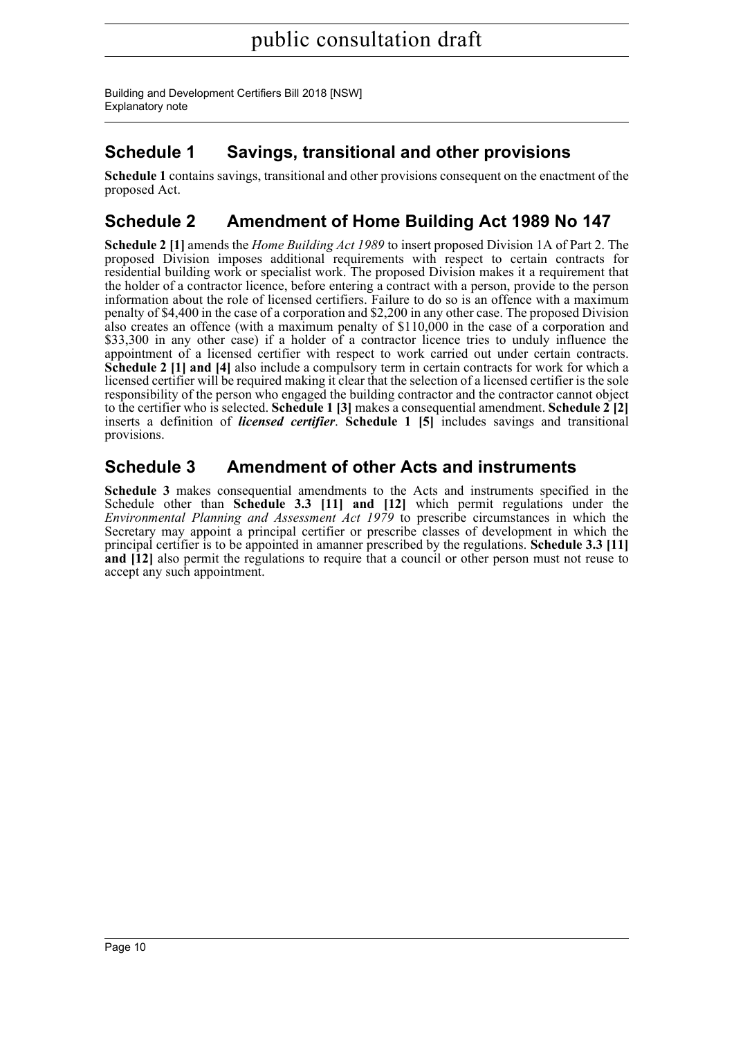## Schedule 1 Savings, transitional and other provisions

**Schedule 1** contains savings, transitional and other provisions consequent on the enactment of the proposed Act.

## Schedule 2 Amendment of Home Building Act 1989 No 147

**Schedule 2 [1]** amends the *Home Building Act 1989* to insert proposed Division 1A of Part 2. The proposed Division imposes additional requirements with respect to certain contracts for residential building work or specialist work. The proposed Division makes it a requirement that the holder of a contractor licence, before entering a contract with a person, provide to the person information about the role of licensed certifiers. Failure to do so is an offence with a maximum penalty of $4,400 in the case of a corporation and $2,200 in any other case. The proposed Division also creates an offence (with a maximum penalty of $110,000 in the case of a corporation and $33,300 in any other case) if a holder of a contractor licence tries to unduly influence the appointment of a licensed certifier with respect to work carried out under certain contracts. **Schedule 2 [1] and [4]** also include a compulsory term in certain contracts for work for which a licensed certifier will be required making it clear that the selection of a licensed certifier is the sole responsibility of the person who engaged the building contractor and the contractor cannot object to the certifier who is selected. **Schedule 1 [3]** makes a consequential amendment. **Schedule 2 [2]** inserts a definition of ***licensed certifier***. **Schedule 1 [5]** includes savings and transitional provisions.

## Schedule 3 Amendment of other Acts and instruments

**Schedule 3** makes consequential amendments to the Acts and instruments specified in the Schedule other than **Schedule 3.3 [11] and [12]** which permit regulations under the *Environmental Planning and Assessment Act 1979* to prescribe circumstances in which the Secretary may appoint a principal certifier or prescribe classes of development in which the principal certifier is to be appointed in amanner prescribed by the regulations. **Schedule 3.3 [11] and [12]** also permit the regulations to require that a council or other person must not reuse to accept any such appointment.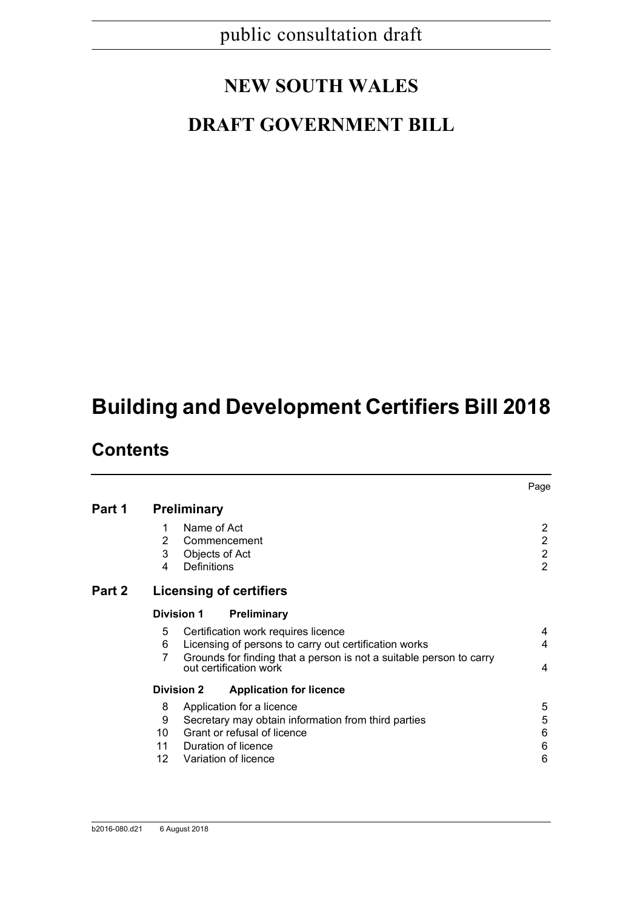public consultation draft

# NEW SOUTH WALES

# DRAFT GOVERNMENT BILL

# Building and Development Certifiers Bill 2018

## Contents

| | | | Page |
|---|---|---|---|
| **Part 1** | **Preliminary** | | |
| | 1 | Name of Act | 2 |
| | 2 | Commencement | 2 |
| | 3 | Objects of Act | 2 |
| | 4 | Definitions | 2 |
| **Part 2** | **Licensing of certifiers** | | |
| | **Division 1** | **Preliminary** | |
| | 5 | Certification work requires licence | 4 |
| | 6 | Licensing of persons to carry out certification works | 4 |
| | 7 | Grounds for finding that a person is not a suitable person to carry out certification work | 4 |
| | **Division 2** | **Application for licence** | |
| | 8 | Application for a licence | 5 |
| | 9 | Secretary may obtain information from third parties | 5 |
| | 10 | Grant or refusal of licence | 6 |
| | 11 | Duration of licence | 6 |
| | 12 | Variation of licence | 6 |

b2016-080.d21 6 August 2018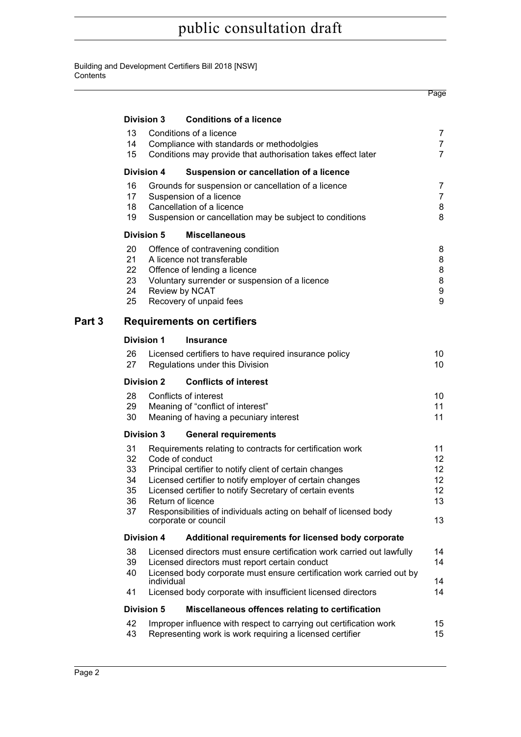| | | | Page |
|---|---|---|---|
| | **Division 3** | **Conditions of a licence** | |
| | 13 | Conditions of a licence | 7 |
| | 14 | Compliance with standards or methodolgies | 7 |
| | 15 | Conditions may provide that authorisation takes effect later | 7 |
| | **Division 4** | **Suspension or cancellation of a licence** | |
| | 16 | Grounds for suspension or cancellation of a licence | 7 |
| | 17 | Suspension of a licence | 7 |
| | 18 | Cancellation of a licence | 8 |
| | 19 | Suspension or cancellation may be subject to conditions | 8 |
| | **Division 5** | **Miscellaneous** | |
| | 20 | Offence of contravening condition | 8 |
| | 21 | A licence not transferable | 8 |
| | 22 | Offence of lending a licence | 8 |
| | 23 | Voluntary surrender or suspension of a licence | 8 |
| | 24 | Review by NCAT | 9 |
| | 25 | Recovery of unpaid fees | 9 |
| **Part 3** | **Requirements on certifiers** | | |
| | **Division 1** | **Insurance** | |
| | 26 | Licensed certifiers to have required insurance policy | 10 |
| | 27 | Regulations under this Division | 10 |
| | **Division 2** | **Conflicts of interest** | |
| | 28 | Conflicts of interest | 10 |
| | 29 | Meaning of "conflict of interest" | 11 |
| | 30 | Meaning of having a pecuniary interest | 11 |
| | **Division 3** | **General requirements** | |
| | 31 | Requirements relating to contracts for certification work | 11 |
| | 32 | Code of conduct | 12 |
| | 33 | Principal certifier to notify client of certain changes | 12 |
| | 34 | Licensed certifier to notify employer of certain changes | 12 |
| | 35 | Licensed certifier to notify Secretary of certain events | 12 |
| | 36 | Return of licence | 13 |
| | 37 | Responsibilities of individuals acting on behalf of licensed body corporate or council | 13 |
| | **Division 4** | **Additional requirements for licensed body corporate** | |
| | 38 | Licensed directors must ensure certification work carried out lawfully | 14 |
| | 39 | Licensed directors must report certain conduct | 14 |
| | 40 | Licensed body corporate must ensure certification work carried out by individual | 14 |
| | 41 | Licensed body corporate with insufficient licensed directors | 14 |
| | **Division 5** | **Miscellaneous offences relating to certification** | |
| | 42 | Improper influence with respect to carrying out certification work | 15 |
| | 43 | Representing work is work requiring a licensed certifier | 15 |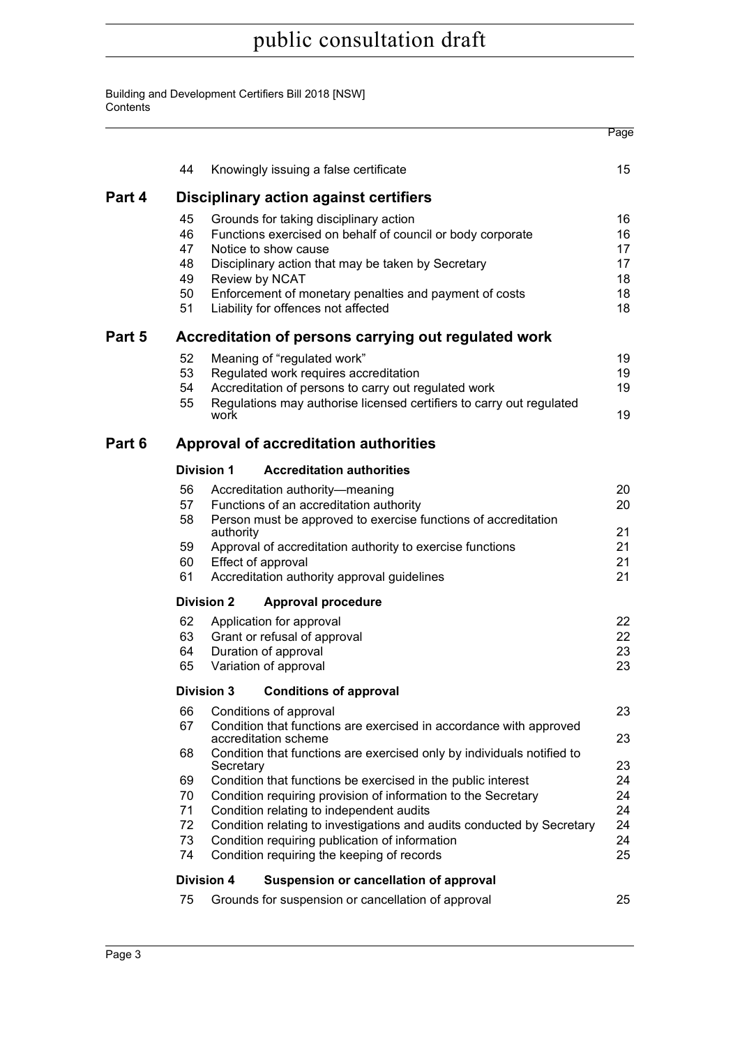| | | | Page |
|---|---|---|---|
| | 44 | Knowingly issuing a false certificate | 15 |
| **Part 4** | | **Disciplinary action against certifiers** | |
| | 45 | Grounds for taking disciplinary action | 16 |
| | 46 | Functions exercised on behalf of council or body corporate | 16 |
| | 47 | Notice to show cause | 17 |
| | 48 | Disciplinary action that may be taken by Secretary | 17 |
| | 49 | Review by NCAT | 18 |
| | 50 | Enforcement of monetary penalties and payment of costs | 18 |
| | 51 | Liability for offences not affected | 18 |
| **Part 5** | | **Accreditation of persons carrying out regulated work** | |
| | 52 | Meaning of "regulated work" | 19 |
| | 53 | Regulated work requires accreditation | 19 |
| | 54 | Accreditation of persons to carry out regulated work | 19 |
| | 55 | Regulations may authorise licensed certifiers to carry out regulated work | 19 |
| **Part 6** | | **Approval of accreditation authorities** | |
| | **Division 1** | **Accreditation authorities** | |
| | 56 | Accreditation authority—meaning | 20 |
| | 57 | Functions of an accreditation authority | 20 |
| | 58 | Person must be approved to exercise functions of accreditation authority | 21 |
| | 59 | Approval of accreditation authority to exercise functions | 21 |
| | 60 | Effect of approval | 21 |
| | 61 | Accreditation authority approval guidelines | 21 |
| | **Division 2** | **Approval procedure** | |
| | 62 | Application for approval | 22 |
| | 63 | Grant or refusal of approval | 22 |
| | 64 | Duration of approval | 23 |
| | 65 | Variation of approval | 23 |
| | **Division 3** | **Conditions of approval** | |
| | 66 | Conditions of approval | 23 |
| | 67 | Condition that functions are exercised in accordance with approved accreditation scheme | 23 |
| | 68 | Condition that functions are exercised only by individuals notified to Secretary | 23 |
| | 69 | Condition that functions be exercised in the public interest | 24 |
| | 70 | Condition requiring provision of information to the Secretary | 24 |
| | 71 | Condition relating to independent audits | 24 |
| | 72 | Condition relating to investigations and audits conducted by Secretary | 24 |
| | 73 | Condition requiring publication of information | 24 |
| | 74 | Condition requiring the keeping of records | 25 |
| | **Division 4** | **Suspension or cancellation of approval** | |
| | 75 | Grounds for suspension or cancellation of approval | 25 |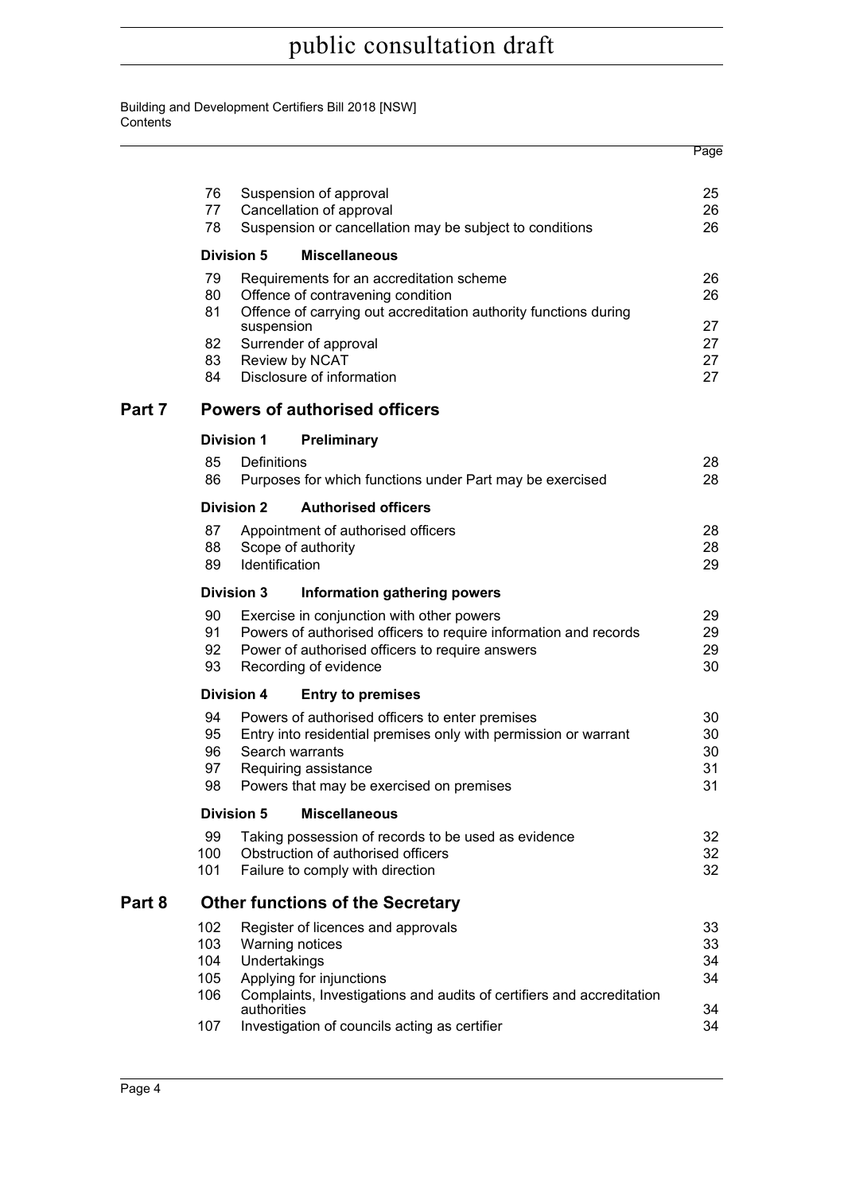| | | Page |
|---|---|---|
| 76 | Suspension of approval | 25 |
| 77 | Cancellation of approval | 26 |
| 78 | Suspension or cancellation may be subject to conditions | 26 |
| **Division 5** | **Miscellaneous** | |
| 79 | Requirements for an accreditation scheme | 26 |
| 80 | Offence of contravening condition | 26 |
| 81 | Offence of carrying out accreditation authority functions during suspension | 27 |
| 82 | Surrender of approval | 27 |
| 83 | Review by NCAT | 27 |
| 84 | Disclosure of information | 27 |

## Part 7 Powers of authorised officers

| | | |
|---|---|---|
| **Division 1** | **Preliminary** | |
| 85 | Definitions | 28 |
| 86 | Purposes for which functions under Part may be exercised | 28 |
| **Division 2** | **Authorised officers** | |
| 87 | Appointment of authorised officers | 28 |
| 88 | Scope of authority | 28 |
| 89 | Identification | 29 |
| **Division 3** | **Information gathering powers** | |
| 90 | Exercise in conjunction with other powers | 29 |
| 91 | Powers of authorised officers to require information and records | 29 |
| 92 | Power of authorised officers to require answers | 29 |
| 93 | Recording of evidence | 30 |
| **Division 4** | **Entry to premises** | |
| 94 | Powers of authorised officers to enter premises | 30 |
| 95 | Entry into residential premises only with permission or warrant | 30 |
| 96 | Search warrants | 30 |
| 97 | Requiring assistance | 31 |
| 98 | Powers that may be exercised on premises | 31 |
| **Division 5** | **Miscellaneous** | |
| 99 | Taking possession of records to be used as evidence | 32 |
| 100 | Obstruction of authorised officers | 32 |
| 101 | Failure to comply with direction | 32 |

## Part 8 Other functions of the Secretary

| | | |
|---|---|---|
| 102 | Register of licences and approvals | 33 |
| 103 | Warning notices | 33 |
| 104 | Undertakings | 34 |
| 105 | Applying for injunctions | 34 |
| 106 | Complaints, Investigations and audits of certifiers and accreditation authorities | 34 |
| 107 | Investigation of councils acting as certifier | 34 |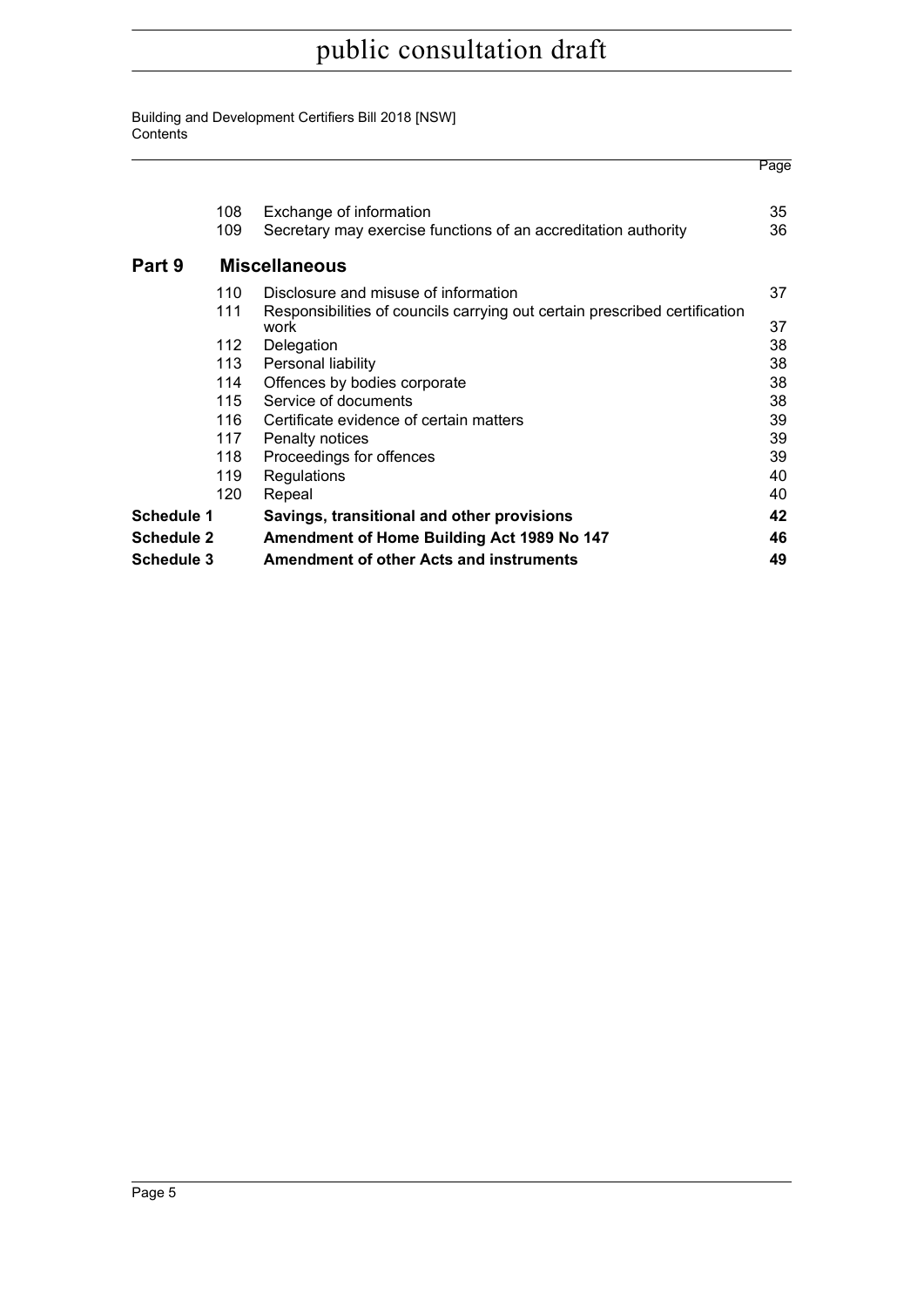| | | | Page |
|---|---|---|---|
| | 108 | Exchange of information | 35 |
| | 109 | Secretary may exercise functions of an accreditation authority | 36 |
| **Part 9** | | **Miscellaneous** | |
| | 110 | Disclosure and misuse of information | 37 |
| | 111 | Responsibilities of councils carrying out certain prescribed certification work | 37 |
| | 112 | Delegation | 38 |
| | 113 | Personal liability | 38 |
| | 114 | Offences by bodies corporate | 38 |
| | 115 | Service of documents | 38 |
| | 116 | Certificate evidence of certain matters | 39 |
| | 117 | Penalty notices | 39 |
| | 118 | Proceedings for offences | 39 |
| | 119 | Regulations | 40 |
| | 120 | Repeal | 40 |
| **Schedule 1** | | **Savings, transitional and other provisions** | **42** |
| **Schedule 2** | | **Amendment of Home Building Act 1989 No 147** | **46** |
| **Schedule 3** | | **Amendment of other Acts and instruments** | **49** |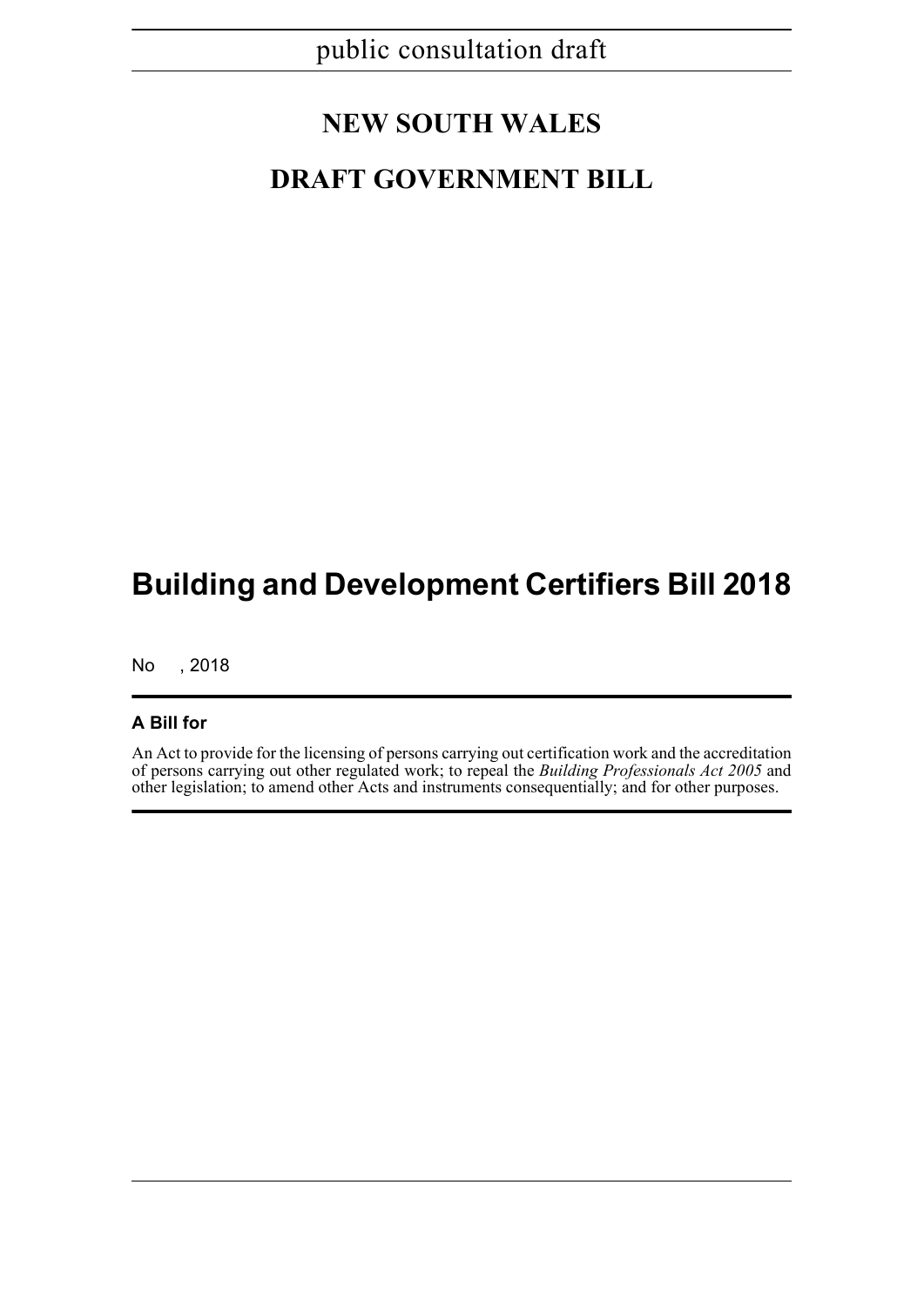public consultation draft

# NEW SOUTH WALES

# DRAFT GOVERNMENT BILL

# Building and Development Certifiers Bill 2018

No , 2018

**A Bill for**

An Act to provide for the licensing of persons carrying out certification work and the accreditation of persons carrying out other regulated work; to repeal the *Building Professionals Act 2005* and other legislation; to amend other Acts and instruments consequentially; and for other purposes.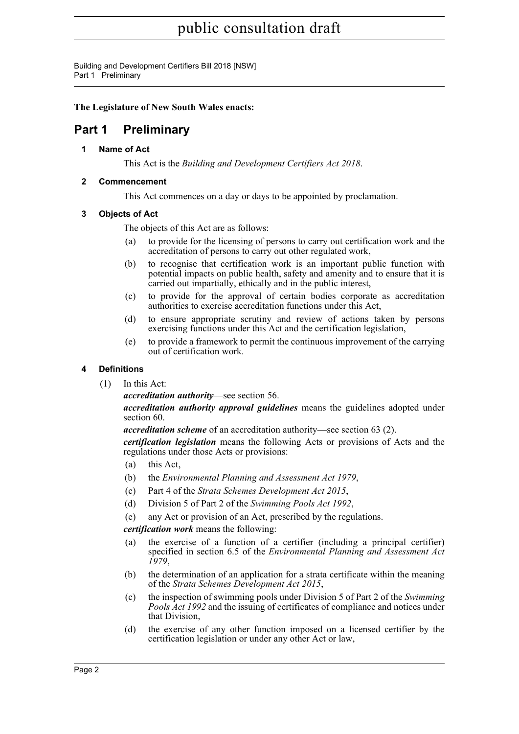**The Legislature of New South Wales enacts:**

# Part 1 Preliminary

## 1 Name of Act

This Act is the *Building and Development Certifiers Act 2018*.

## 2 Commencement

This Act commences on a day or days to be appointed by proclamation.

## 3 Objects of Act

The objects of this Act are as follows:

(a) to provide for the licensing of persons to carry out certification work and the accreditation of persons to carry out other regulated work,

(b) to recognise that certification work is an important public function with potential impacts on public health, safety and amenity and to ensure that it is carried out impartially, ethically and in the public interest,

(c) to provide for the approval of certain bodies corporate as accreditation authorities to exercise accreditation functions under this Act,

(d) to ensure appropriate scrutiny and review of actions taken by persons exercising functions under this Act and the certification legislation,

(e) to provide a framework to permit the continuous improvement of the carrying out of certification work.

## 4 Definitions

(1) In this Act:

***accreditation authority***—see section 56.

***accreditation authority approval guidelines*** means the guidelines adopted under section 60.

***accreditation scheme*** of an accreditation authority—see section 63 (2).

***certification legislation*** means the following Acts or provisions of Acts and the regulations under those Acts or provisions:

(a) this Act,

(b) the *Environmental Planning and Assessment Act 1979*,

(c) Part 4 of the *Strata Schemes Development Act 2015*,

(d) Division 5 of Part 2 of the *Swimming Pools Act 1992*,

(e) any Act or provision of an Act, prescribed by the regulations.

***certification work*** means the following:

(a) the exercise of a function of a certifier (including a principal certifier) specified in section 6.5 of the *Environmental Planning and Assessment Act 1979*,

(b) the determination of an application for a strata certificate within the meaning of the *Strata Schemes Development Act 2015*,

(c) the inspection of swimming pools under Division 5 of Part 2 of the *Swimming Pools Act 1992* and the issuing of certificates of compliance and notices under that Division,

(d) the exercise of any other function imposed on a licensed certifier by the certification legislation or under any other Act or law,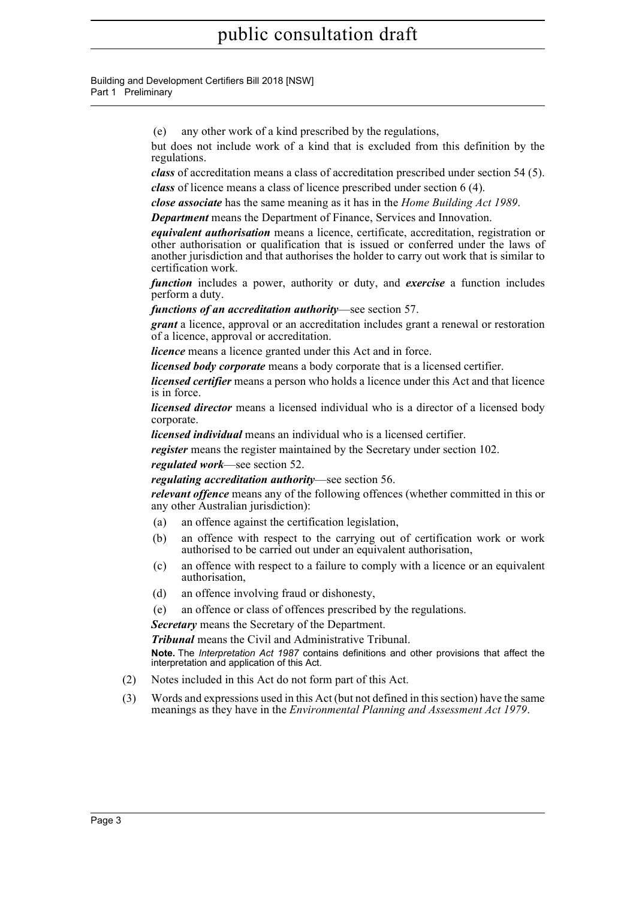(e) any other work of a kind prescribed by the regulations,

but does not include work of a kind that is excluded from this definition by the regulations.

***class*** of accreditation means a class of accreditation prescribed under section 54 (5).

***class*** of licence means a class of licence prescribed under section 6 (4).

***close associate*** has the same meaning as it has in the *Home Building Act 1989*.

***Department*** means the Department of Finance, Services and Innovation.

***equivalent authorisation*** means a licence, certificate, accreditation, registration or other authorisation or qualification that is issued or conferred under the laws of another jurisdiction and that authorises the holder to carry out work that is similar to certification work.

***function*** includes a power, authority or duty, and ***exercise*** a function includes perform a duty.

***functions of an accreditation authority***—see section 57.

***grant*** a licence, approval or an accreditation includes grant a renewal or restoration of a licence, approval or accreditation.

***licence*** means a licence granted under this Act and in force.

***licensed body corporate*** means a body corporate that is a licensed certifier.

***licensed certifier*** means a person who holds a licence under this Act and that licence is in force.

***licensed director*** means a licensed individual who is a director of a licensed body corporate.

***licensed individual*** means an individual who is a licensed certifier.

***register*** means the register maintained by the Secretary under section 102.

***regulated work***—see section 52.

***regulating accreditation authority***—see section 56.

***relevant offence*** means any of the following offences (whether committed in this or any other Australian jurisdiction):

(a) an offence against the certification legislation,

(b) an offence with respect to the carrying out of certification work or work authorised to be carried out under an equivalent authorisation,

(c) an offence with respect to a failure to comply with a licence or an equivalent authorisation,

(d) an offence involving fraud or dishonesty,

(e) an offence or class of offences prescribed by the regulations.

***Secretary*** means the Secretary of the Department.

***Tribunal*** means the Civil and Administrative Tribunal.

**Note.** The *Interpretation Act 1987* contains definitions and other provisions that affect the interpretation and application of this Act.

(2) Notes included in this Act do not form part of this Act.

(3) Words and expressions used in this Act (but not defined in this section) have the same meanings as they have in the *Environmental Planning and Assessment Act 1979*.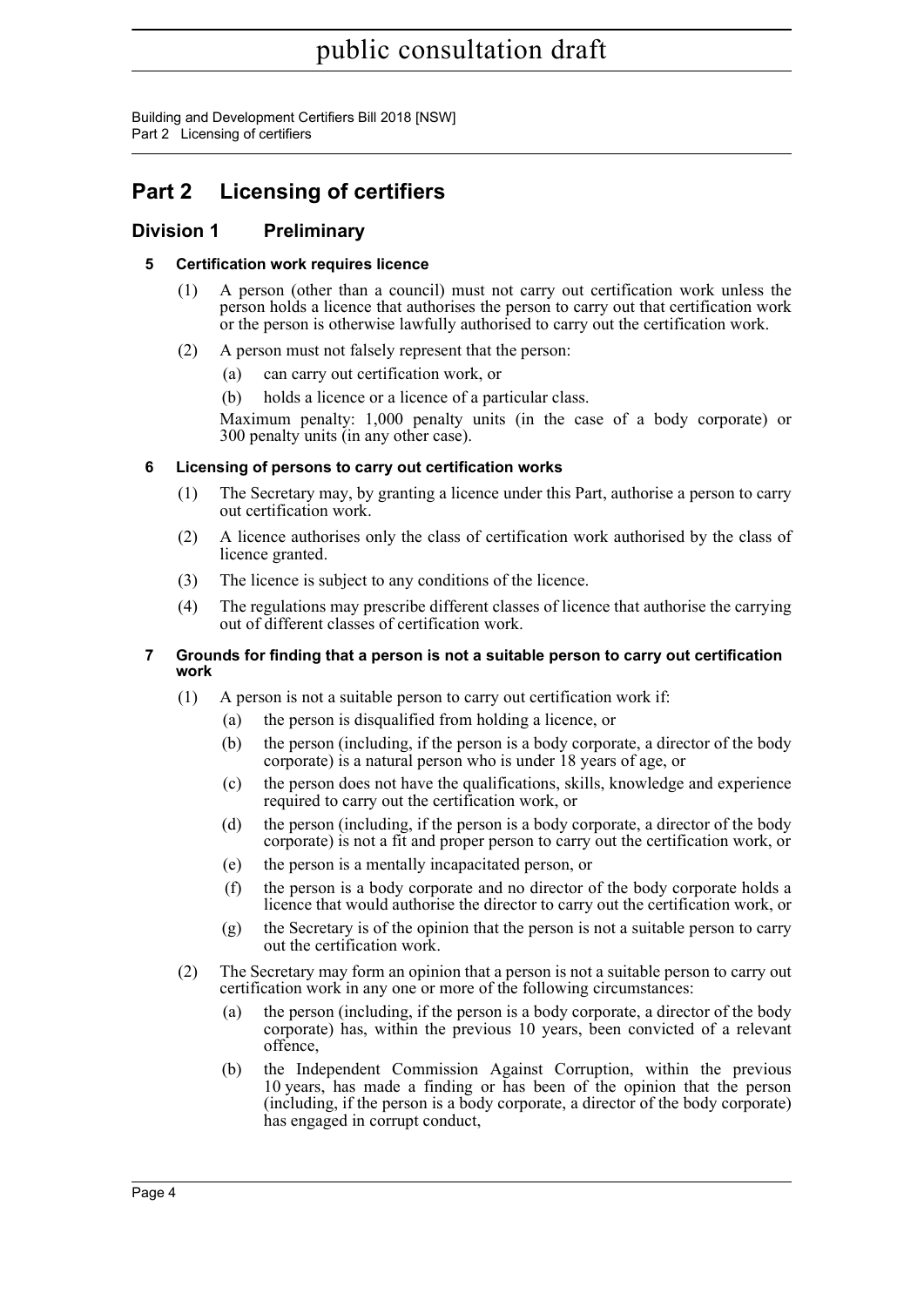# Part 2 Licensing of certifiers

## Division 1 Preliminary

### 5 Certification work requires licence

(1) A person (other than a council) must not carry out certification work unless the person holds a licence that authorises the person to carry out that certification work or the person is otherwise lawfully authorised to carry out the certification work.

(2) A person must not falsely represent that the person:

- (a) can carry out certification work, or
- (b) holds a licence or a licence of a particular class.

Maximum penalty: 1,000 penalty units (in the case of a body corporate) or 300 penalty units (in any other case).

### 6 Licensing of persons to carry out certification works

(1) The Secretary may, by granting a licence under this Part, authorise a person to carry out certification work.

(2) A licence authorises only the class of certification work authorised by the class of licence granted.

(3) The licence is subject to any conditions of the licence.

(4) The regulations may prescribe different classes of licence that authorise the carrying out of different classes of certification work.

### 7 Grounds for finding that a person is not a suitable person to carry out certification work

(1) A person is not a suitable person to carry out certification work if:

- (a) the person is disqualified from holding a licence, or
- (b) the person (including, if the person is a body corporate, a director of the body corporate) is a natural person who is under 18 years of age, or
- (c) the person does not have the qualifications, skills, knowledge and experience required to carry out the certification work, or
- (d) the person (including, if the person is a body corporate, a director of the body corporate) is not a fit and proper person to carry out the certification work, or
- (e) the person is a mentally incapacitated person, or
- (f) the person is a body corporate and no director of the body corporate holds a licence that would authorise the director to carry out the certification work, or
- (g) the Secretary is of the opinion that the person is not a suitable person to carry out the certification work.

(2) The Secretary may form an opinion that a person is not a suitable person to carry out certification work in any one or more of the following circumstances:

- (a) the person (including, if the person is a body corporate, a director of the body corporate) has, within the previous 10 years, been convicted of a relevant offence,
- (b) the Independent Commission Against Corruption, within the previous 10 years, has made a finding or has been of the opinion that the person (including, if the person is a body corporate, a director of the body corporate) has engaged in corrupt conduct,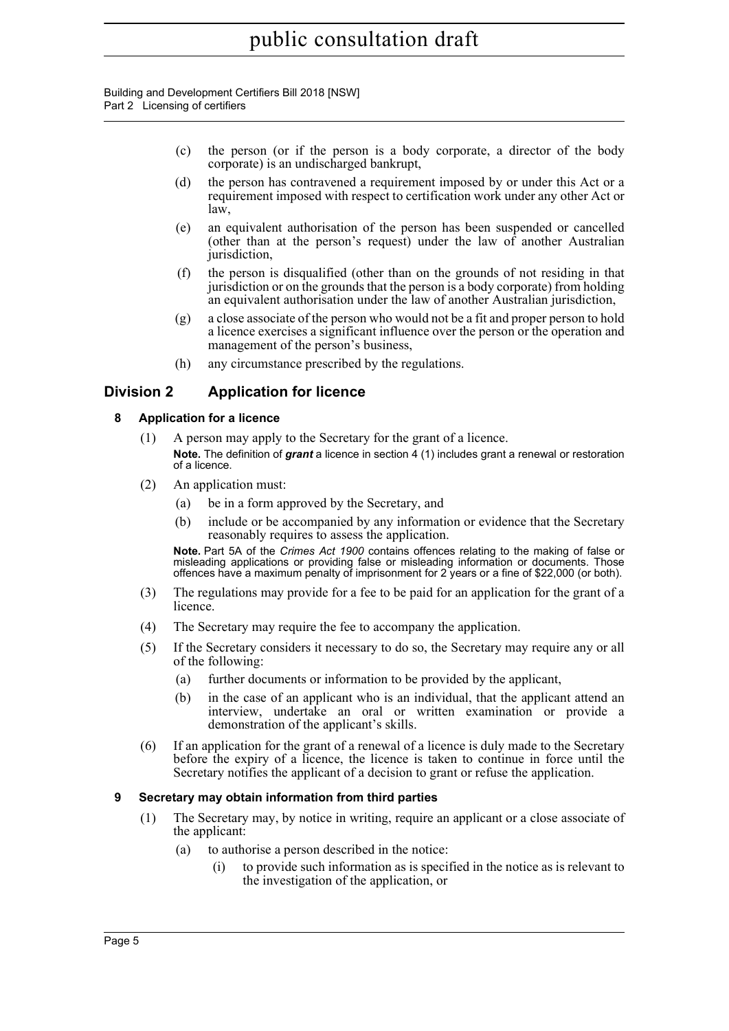(c) the person (or if the person is a body corporate, a director of the body corporate) is an undischarged bankrupt,

(d) the person has contravened a requirement imposed by or under this Act or a requirement imposed with respect to certification work under any other Act or law,

(e) an equivalent authorisation of the person has been suspended or cancelled (other than at the person's request) under the law of another Australian jurisdiction,

(f) the person is disqualified (other than on the grounds of not residing in that jurisdiction or on the grounds that the person is a body corporate) from holding an equivalent authorisation under the law of another Australian jurisdiction,

(g) a close associate of the person who would not be a fit and proper person to hold a licence exercises a significant influence over the person or the operation and management of the person's business,

(h) any circumstance prescribed by the regulations.

## Division 2 Application for licence

### 8 Application for a licence

(1) A person may apply to the Secretary for the grant of a licence.

**Note.** The definition of ***grant*** a licence in section 4 (1) includes grant a renewal or restoration of a licence.

(2) An application must:

(a) be in a form approved by the Secretary, and

(b) include or be accompanied by any information or evidence that the Secretary reasonably requires to assess the application.

**Note.** Part 5A of the *Crimes Act 1900* contains offences relating to the making of false or misleading applications or providing false or misleading information or documents. Those offences have a maximum penalty of imprisonment for 2 years or a fine of $22,000 (or both).

(3) The regulations may provide for a fee to be paid for an application for the grant of a licence.

(4) The Secretary may require the fee to accompany the application.

(5) If the Secretary considers it necessary to do so, the Secretary may require any or all of the following:

(a) further documents or information to be provided by the applicant,

(b) in the case of an applicant who is an individual, that the applicant attend an interview, undertake an oral or written examination or provide a demonstration of the applicant's skills.

(6) If an application for the grant of a renewal of a licence is duly made to the Secretary before the expiry of a licence, the licence is taken to continue in force until the Secretary notifies the applicant of a decision to grant or refuse the application.

### 9 Secretary may obtain information from third parties

(1) The Secretary may, by notice in writing, require an applicant or a close associate of the applicant:

(a) to authorise a person described in the notice:

(i) to provide such information as is specified in the notice as is relevant to the investigation of the application, or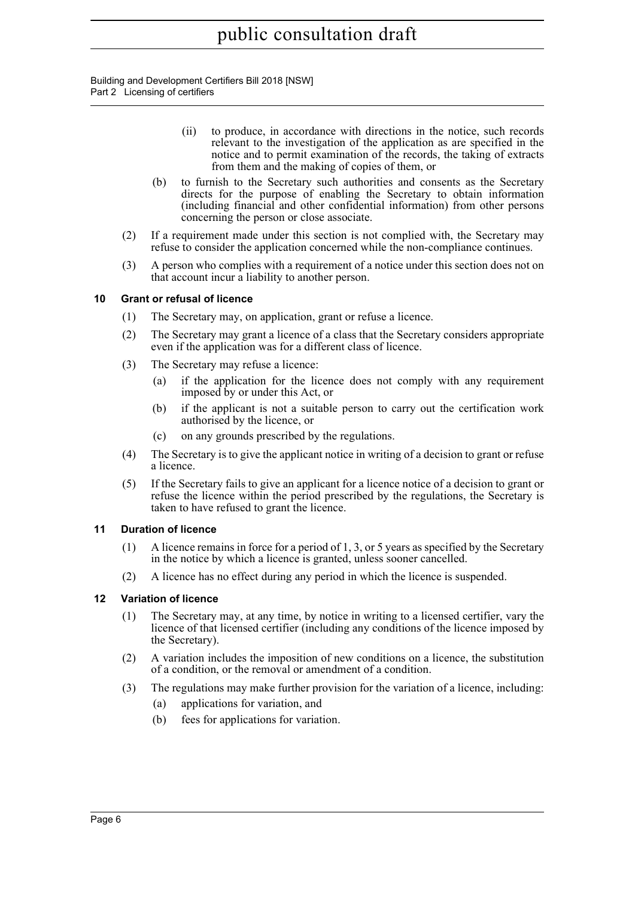(ii) to produce, in accordance with directions in the notice, such records relevant to the investigation of the application as are specified in the notice and to permit examination of the records, the taking of extracts from them and the making of copies of them, or

(b) to furnish to the Secretary such authorities and consents as the Secretary directs for the purpose of enabling the Secretary to obtain information (including financial and other confidential information) from other persons concerning the person or close associate.

(2) If a requirement made under this section is not complied with, the Secretary may refuse to consider the application concerned while the non-compliance continues.

(3) A person who complies with a requirement of a notice under this section does not on that account incur a liability to another person.

### 10 Grant or refusal of licence

(1) The Secretary may, on application, grant or refuse a licence.

(2) The Secretary may grant a licence of a class that the Secretary considers appropriate even if the application was for a different class of licence.

(3) The Secretary may refuse a licence:

(a) if the application for the licence does not comply with any requirement imposed by or under this Act, or

(b) if the applicant is not a suitable person to carry out the certification work authorised by the licence, or

(c) on any grounds prescribed by the regulations.

(4) The Secretary is to give the applicant notice in writing of a decision to grant or refuse a licence.

(5) If the Secretary fails to give an applicant for a licence notice of a decision to grant or refuse the licence within the period prescribed by the regulations, the Secretary is taken to have refused to grant the licence.

### 11 Duration of licence

(1) A licence remains in force for a period of 1, 3, or 5 years as specified by the Secretary in the notice by which a licence is granted, unless sooner cancelled.

(2) A licence has no effect during any period in which the licence is suspended.

### 12 Variation of licence

(1) The Secretary may, at any time, by notice in writing to a licensed certifier, vary the licence of that licensed certifier (including any conditions of the licence imposed by the Secretary).

(2) A variation includes the imposition of new conditions on a licence, the substitution of a condition, or the removal or amendment of a condition.

(3) The regulations may make further provision for the variation of a licence, including:

(a) applications for variation, and

(b) fees for applications for variation.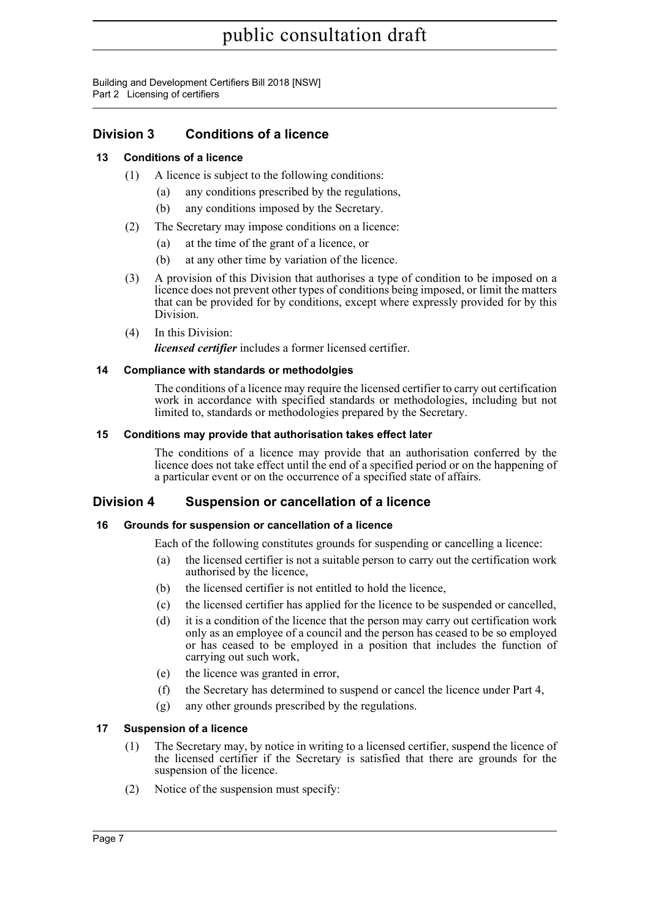## Division 3 Conditions of a licence

### 13 Conditions of a licence

(1) A licence is subject to the following conditions:

(a) any conditions prescribed by the regulations,

(b) any conditions imposed by the Secretary.

(2) The Secretary may impose conditions on a licence:

(a) at the time of the grant of a licence, or

(b) at any other time by variation of the licence.

(3) A provision of this Division that authorises a type of condition to be imposed on a licence does not prevent other types of conditions being imposed, or limit the matters that can be provided for by conditions, except where expressly provided for by this Division.

(4) In this Division:

***licensed certifier*** includes a former licensed certifier.

### 14 Compliance with standards or methodolgies

The conditions of a licence may require the licensed certifier to carry out certification work in accordance with specified standards or methodologies, including but not limited to, standards or methodologies prepared by the Secretary.

### 15 Conditions may provide that authorisation takes effect later

The conditions of a licence may provide that an authorisation conferred by the licence does not take effect until the end of a specified period or on the happening of a particular event or on the occurrence of a specified state of affairs.

## Division 4 Suspension or cancellation of a licence

### 16 Grounds for suspension or cancellation of a licence

Each of the following constitutes grounds for suspending or cancelling a licence:

(a) the licensed certifier is not a suitable person to carry out the certification work authorised by the licence,

(b) the licensed certifier is not entitled to hold the licence,

(c) the licensed certifier has applied for the licence to be suspended or cancelled,

(d) it is a condition of the licence that the person may carry out certification work only as an employee of a council and the person has ceased to be so employed or has ceased to be employed in a position that includes the function of carrying out such work,

(e) the licence was granted in error,

(f) the Secretary has determined to suspend or cancel the licence under Part 4,

(g) any other grounds prescribed by the regulations.

### 17 Suspension of a licence

(1) The Secretary may, by notice in writing to a licensed certifier, suspend the licence of the licensed certifier if the Secretary is satisfied that there are grounds for the suspension of the licence.

(2) Notice of the suspension must specify: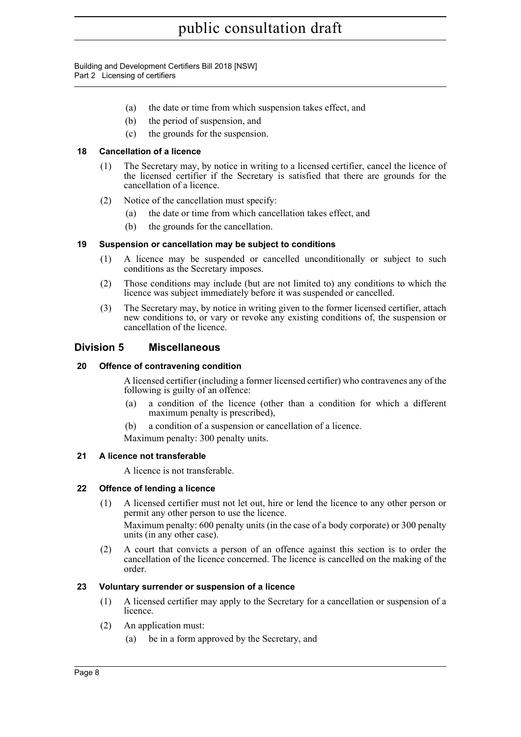(a) the date or time from which suspension takes effect, and

(b) the period of suspension, and

(c) the grounds for the suspension.

### 18 Cancellation of a licence

(1) The Secretary may, by notice in writing to a licensed certifier, cancel the licence of the licensed certifier if the Secretary is satisfied that there are grounds for the cancellation of a licence.

(2) Notice of the cancellation must specify:

(a) the date or time from which cancellation takes effect, and

(b) the grounds for the cancellation.

### 19 Suspension or cancellation may be subject to conditions

(1) A licence may be suspended or cancelled unconditionally or subject to such conditions as the Secretary imposes.

(2) Those conditions may include (but are not limited to) any conditions to which the licence was subject immediately before it was suspended or cancelled.

(3) The Secretary may, by notice in writing given to the former licensed certifier, attach new conditions to, or vary or revoke any existing conditions of, the suspension or cancellation of the licence.

## Division 5 Miscellaneous

### 20 Offence of contravening condition

A licensed certifier (including a former licensed certifier) who contravenes any of the following is guilty of an offence:

(a) a condition of the licence (other than a condition for which a different maximum penalty is prescribed),

(b) a condition of a suspension or cancellation of a licence.

Maximum penalty: 300 penalty units.

### 21 A licence not transferable

A licence is not transferable.

### 22 Offence of lending a licence

(1) A licensed certifier must not let out, hire or lend the licence to any other person or permit any other person to use the licence.

Maximum penalty: 600 penalty units (in the case of a body corporate) or 300 penalty units (in any other case).

(2) A court that convicts a person of an offence against this section is to order the cancellation of the licence concerned. The licence is cancelled on the making of the order.

### 23 Voluntary surrender or suspension of a licence

(1) A licensed certifier may apply to the Secretary for a cancellation or suspension of a licence.

(2) An application must:

(a) be in a form approved by the Secretary, and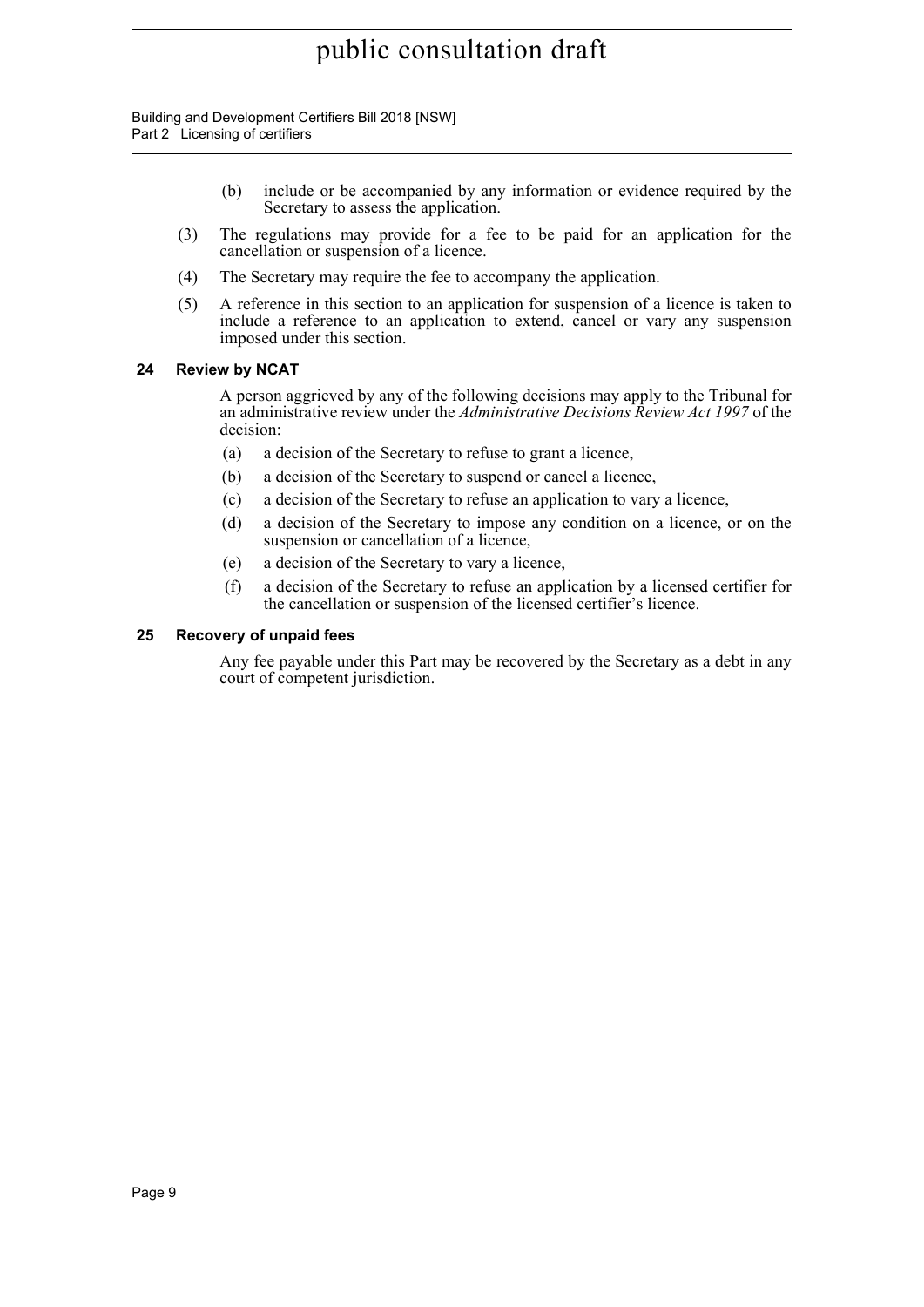(b) include or be accompanied by any information or evidence required by the Secretary to assess the application.

(3) The regulations may provide for a fee to be paid for an application for the cancellation or suspension of a licence.

(4) The Secretary may require the fee to accompany the application.

(5) A reference in this section to an application for suspension of a licence is taken to include a reference to an application to extend, cancel or vary any suspension imposed under this section.

### 24 Review by NCAT

A person aggrieved by any of the following decisions may apply to the Tribunal for an administrative review under the *Administrative Decisions Review Act 1997* of the decision:

(a) a decision of the Secretary to refuse to grant a licence,

(b) a decision of the Secretary to suspend or cancel a licence,

(c) a decision of the Secretary to refuse an application to vary a licence,

(d) a decision of the Secretary to impose any condition on a licence, or on the suspension or cancellation of a licence,

(e) a decision of the Secretary to vary a licence,

(f) a decision of the Secretary to refuse an application by a licensed certifier for the cancellation or suspension of the licensed certifier's licence.

### 25 Recovery of unpaid fees

Any fee payable under this Part may be recovered by the Secretary as a debt in any court of competent jurisdiction.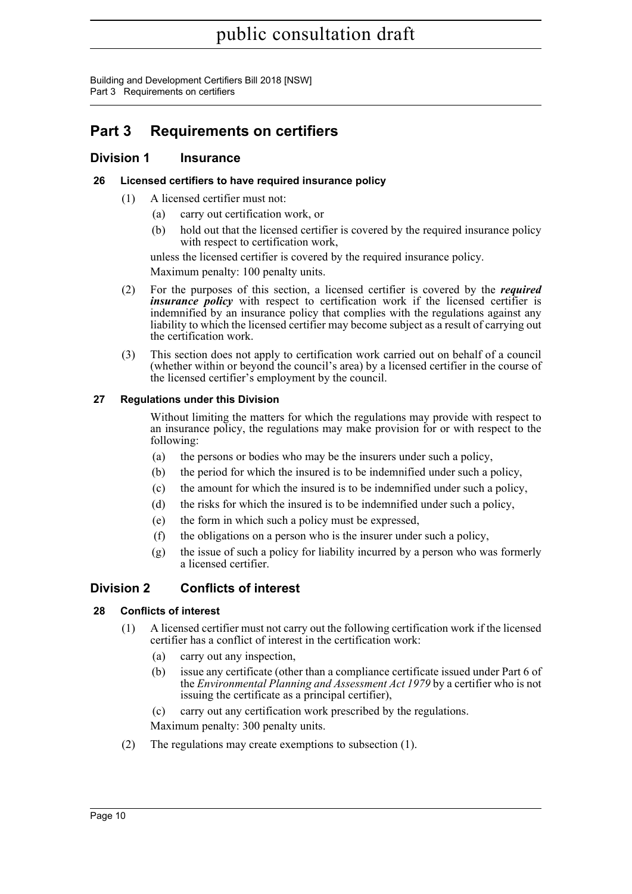# Part 3 Requirements on certifiers

## Division 1 Insurance

### 26 Licensed certifiers to have required insurance policy

(1) A licensed certifier must not:

- (a) carry out certification work, or
- (b) hold out that the licensed certifier is covered by the required insurance policy with respect to certification work,

unless the licensed certifier is covered by the required insurance policy.

Maximum penalty: 100 penalty units.

(2) For the purposes of this section, a licensed certifier is covered by the ***required insurance policy*** with respect to certification work if the licensed certifier is indemnified by an insurance policy that complies with the regulations against any liability to which the licensed certifier may become subject as a result of carrying out the certification work.

(3) This section does not apply to certification work carried out on behalf of a council (whether within or beyond the council's area) by a licensed certifier in the course of the licensed certifier's employment by the council.

### 27 Regulations under this Division

Without limiting the matters for which the regulations may provide with respect to an insurance policy, the regulations may make provision for or with respect to the following:

- (a) the persons or bodies who may be the insurers under such a policy,
- (b) the period for which the insured is to be indemnified under such a policy,
- (c) the amount for which the insured is to be indemnified under such a policy,
- (d) the risks for which the insured is to be indemnified under such a policy,
- (e) the form in which such a policy must be expressed,
- (f) the obligations on a person who is the insurer under such a policy,
- (g) the issue of such a policy for liability incurred by a person who was formerly a licensed certifier.

## Division 2 Conflicts of interest

### 28 Conflicts of interest

(1) A licensed certifier must not carry out the following certification work if the licensed certifier has a conflict of interest in the certification work:

- (a) carry out any inspection,
- (b) issue any certificate (other than a compliance certificate issued under Part 6 of the *Environmental Planning and Assessment Act 1979* by a certifier who is not issuing the certificate as a principal certifier),
- (c) carry out any certification work prescribed by the regulations.

Maximum penalty: 300 penalty units.

(2) The regulations may create exemptions to subsection (1).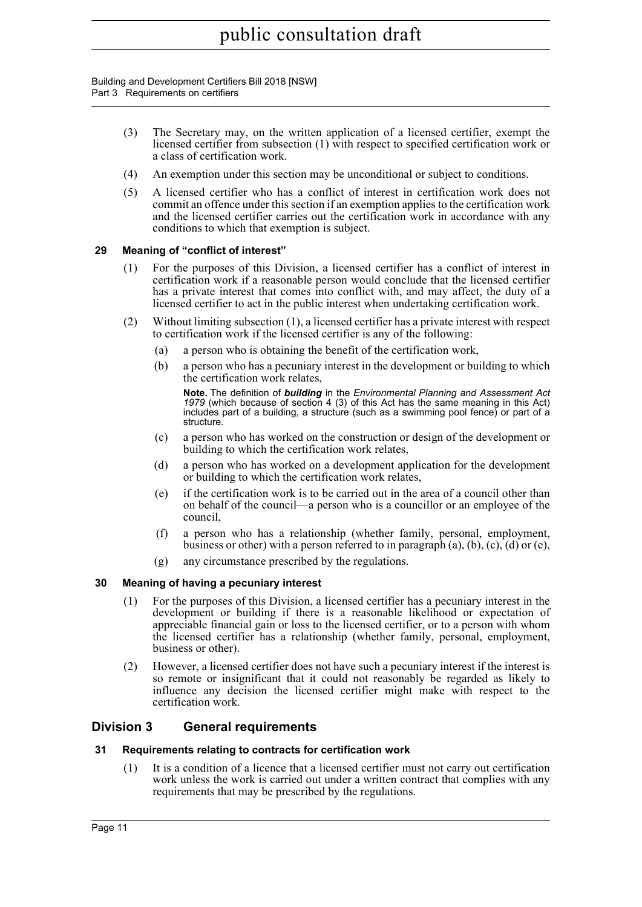(3) The Secretary may, on the written application of a licensed certifier, exempt the licensed certifier from subsection (1) with respect to specified certification work or a class of certification work.

(4) An exemption under this section may be unconditional or subject to conditions.

(5) A licensed certifier who has a conflict of interest in certification work does not commit an offence under this section if an exemption applies to the certification work and the licensed certifier carries out the certification work in accordance with any conditions to which that exemption is subject.

### 29 Meaning of "conflict of interest"

(1) For the purposes of this Division, a licensed certifier has a conflict of interest in certification work if a reasonable person would conclude that the licensed certifier has a private interest that comes into conflict with, and may affect, the duty of a licensed certifier to act in the public interest when undertaking certification work.

(2) Without limiting subsection (1), a licensed certifier has a private interest with respect to certification work if the licensed certifier is any of the following:

- (a) a person who is obtaining the benefit of the certification work,
- (b) a person who has a pecuniary interest in the development or building to which the certification work relates,

  **Note.** The definition of ***building*** in the *Environmental Planning and Assessment Act 1979* (which because of section 4 (3) of this Act has the same meaning in this Act) includes part of a building, a structure (such as a swimming pool fence) or part of a structure.

- (c) a person who has worked on the construction or design of the development or building to which the certification work relates,
- (d) a person who has worked on a development application for the development or building to which the certification work relates,
- (e) if the certification work is to be carried out in the area of a council other than on behalf of the council—a person who is a councillor or an employee of the council,
- (f) a person who has a relationship (whether family, personal, employment, business or other) with a person referred to in paragraph (a), (b), (c), (d) or (e),
- (g) any circumstance prescribed by the regulations.

### 30 Meaning of having a pecuniary interest

(1) For the purposes of this Division, a licensed certifier has a pecuniary interest in the development or building if there is a reasonable likelihood or expectation of appreciable financial gain or loss to the licensed certifier, or to a person with whom the licensed certifier has a relationship (whether family, personal, employment, business or other).

(2) However, a licensed certifier does not have such a pecuniary interest if the interest is so remote or insignificant that it could not reasonably be regarded as likely to influence any decision the licensed certifier might make with respect to the certification work.

## Division 3 General requirements

### 31 Requirements relating to contracts for certification work

(1) It is a condition of a licence that a licensed certifier must not carry out certification work unless the work is carried out under a written contract that complies with any requirements that may be prescribed by the regulations.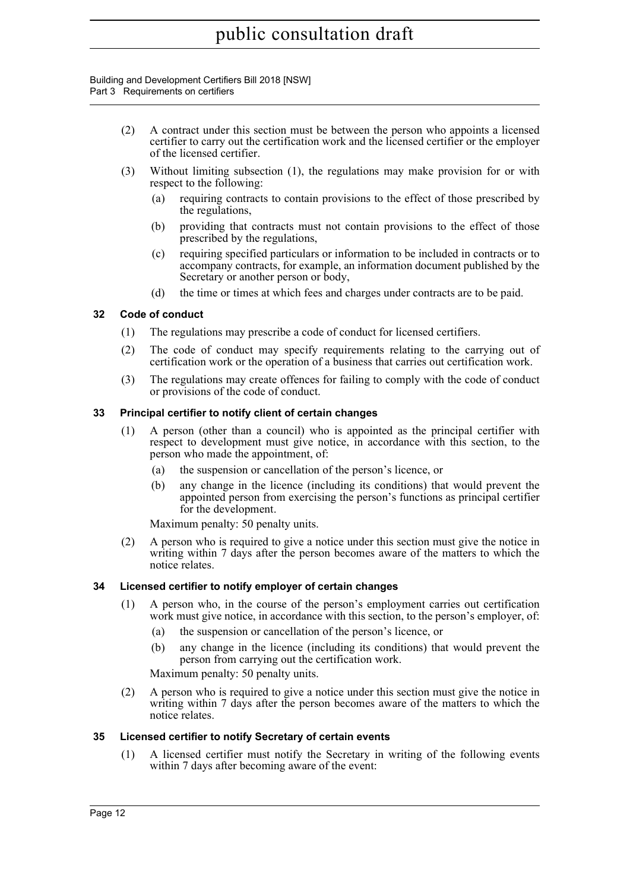(2) A contract under this section must be between the person who appoints a licensed certifier to carry out the certification work and the licensed certifier or the employer of the licensed certifier.

(3) Without limiting subsection (1), the regulations may make provision for or with respect to the following:

(a) requiring contracts to contain provisions to the effect of those prescribed by the regulations,

(b) providing that contracts must not contain provisions to the effect of those prescribed by the regulations,

(c) requiring specified particulars or information to be included in contracts or to accompany contracts, for example, an information document published by the Secretary or another person or body,

(d) the time or times at which fees and charges under contracts are to be paid.

### 32 Code of conduct

(1) The regulations may prescribe a code of conduct for licensed certifiers.

(2) The code of conduct may specify requirements relating to the carrying out of certification work or the operation of a business that carries out certification work.

(3) The regulations may create offences for failing to comply with the code of conduct or provisions of the code of conduct.

### 33 Principal certifier to notify client of certain changes

(1) A person (other than a council) who is appointed as the principal certifier with respect to development must give notice, in accordance with this section, to the person who made the appointment, of:

(a) the suspension or cancellation of the person's licence, or

(b) any change in the licence (including its conditions) that would prevent the appointed person from exercising the person's functions as principal certifier for the development.

Maximum penalty: 50 penalty units.

(2) A person who is required to give a notice under this section must give the notice in writing within 7 days after the person becomes aware of the matters to which the notice relates.

### 34 Licensed certifier to notify employer of certain changes

(1) A person who, in the course of the person's employment carries out certification work must give notice, in accordance with this section, to the person's employer, of:

(a) the suspension or cancellation of the person's licence, or

(b) any change in the licence (including its conditions) that would prevent the person from carrying out the certification work.

Maximum penalty: 50 penalty units.

(2) A person who is required to give a notice under this section must give the notice in writing within 7 days after the person becomes aware of the matters to which the notice relates.

### 35 Licensed certifier to notify Secretary of certain events

(1) A licensed certifier must notify the Secretary in writing of the following events within 7 days after becoming aware of the event: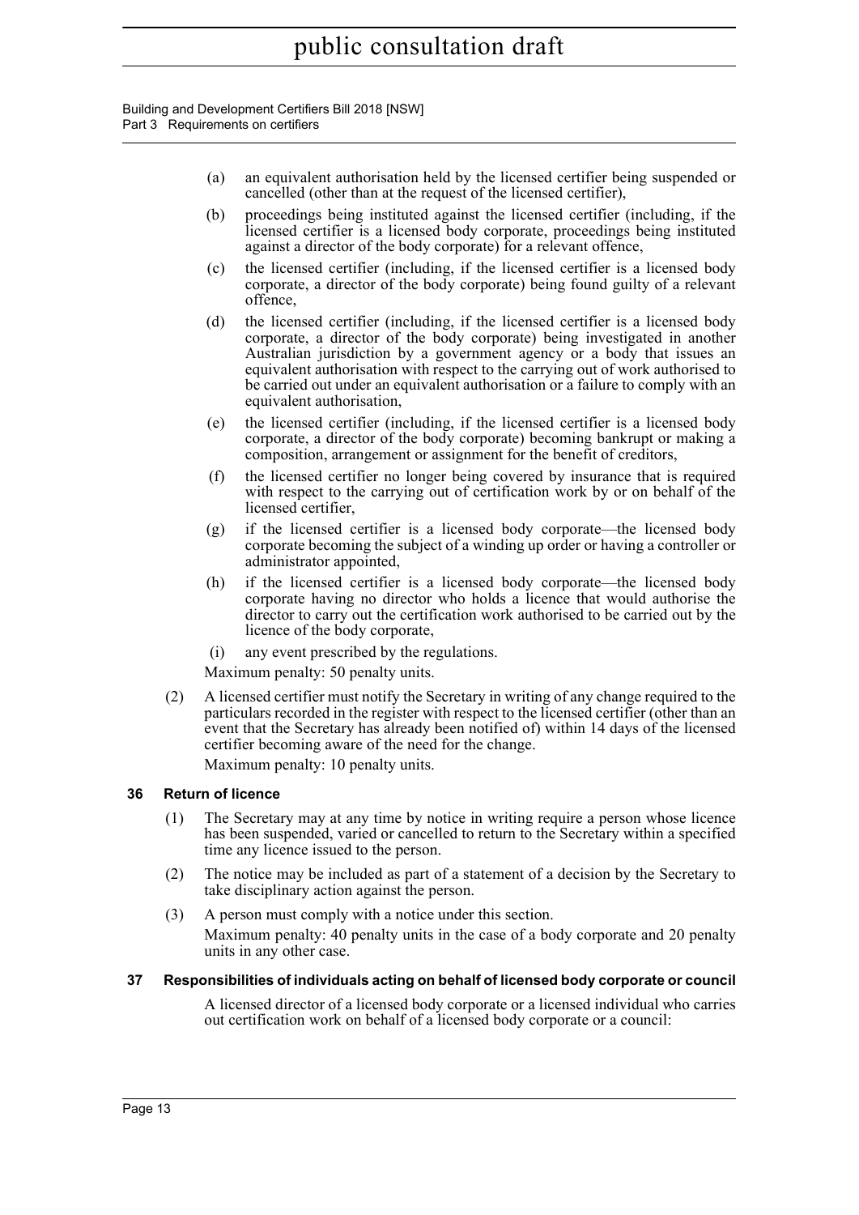(a) an equivalent authorisation held by the licensed certifier being suspended or cancelled (other than at the request of the licensed certifier),

(b) proceedings being instituted against the licensed certifier (including, if the licensed certifier is a licensed body corporate, proceedings being instituted against a director of the body corporate) for a relevant offence,

(c) the licensed certifier (including, if the licensed certifier is a licensed body corporate, a director of the body corporate) being found guilty of a relevant offence,

(d) the licensed certifier (including, if the licensed certifier is a licensed body corporate, a director of the body corporate) being investigated in another Australian jurisdiction by a government agency or a body that issues an equivalent authorisation with respect to the carrying out of work authorised to be carried out under an equivalent authorisation or a failure to comply with an equivalent authorisation,

(e) the licensed certifier (including, if the licensed certifier is a licensed body corporate, a director of the body corporate) becoming bankrupt or making a composition, arrangement or assignment for the benefit of creditors,

(f) the licensed certifier no longer being covered by insurance that is required with respect to the carrying out of certification work by or on behalf of the licensed certifier,

(g) if the licensed certifier is a licensed body corporate—the licensed body corporate becoming the subject of a winding up order or having a controller or administrator appointed,

(h) if the licensed certifier is a licensed body corporate—the licensed body corporate having no director who holds a licence that would authorise the director to carry out the certification work authorised to be carried out by the licence of the body corporate,

(i) any event prescribed by the regulations.

Maximum penalty: 50 penalty units.

(2) A licensed certifier must notify the Secretary in writing of any change required to the particulars recorded in the register with respect to the licensed certifier (other than an event that the Secretary has already been notified of) within 14 days of the licensed certifier becoming aware of the need for the change.

Maximum penalty: 10 penalty units.

### 36 Return of licence

(1) The Secretary may at any time by notice in writing require a person whose licence has been suspended, varied or cancelled to return to the Secretary within a specified time any licence issued to the person.

(2) The notice may be included as part of a statement of a decision by the Secretary to take disciplinary action against the person.

(3) A person must comply with a notice under this section.

Maximum penalty: 40 penalty units in the case of a body corporate and 20 penalty units in any other case.

### 37 Responsibilities of individuals acting on behalf of licensed body corporate or council

A licensed director of a licensed body corporate or a licensed individual who carries out certification work on behalf of a licensed body corporate or a council: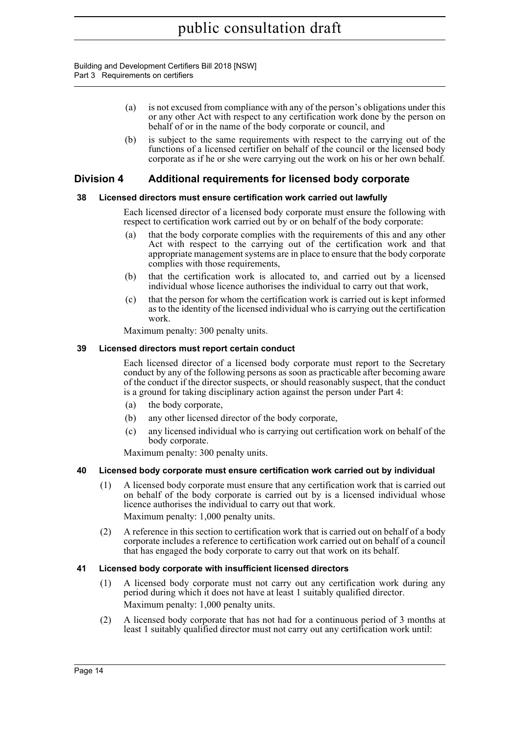(a) is not excused from compliance with any of the person's obligations under this or any other Act with respect to any certification work done by the person on behalf of or in the name of the body corporate or council, and

(b) is subject to the same requirements with respect to the carrying out of the functions of a licensed certifier on behalf of the council or the licensed body corporate as if he or she were carrying out the work on his or her own behalf.

## Division 4 Additional requirements for licensed body corporate

### 38 Licensed directors must ensure certification work carried out lawfully

Each licensed director of a licensed body corporate must ensure the following with respect to certification work carried out by or on behalf of the body corporate:

(a) that the body corporate complies with the requirements of this and any other Act with respect to the carrying out of the certification work and that appropriate management systems are in place to ensure that the body corporate complies with those requirements,

(b) that the certification work is allocated to, and carried out by a licensed individual whose licence authorises the individual to carry out that work,

(c) that the person for whom the certification work is carried out is kept informed as to the identity of the licensed individual who is carrying out the certification work.

Maximum penalty: 300 penalty units.

### 39 Licensed directors must report certain conduct

Each licensed director of a licensed body corporate must report to the Secretary conduct by any of the following persons as soon as practicable after becoming aware of the conduct if the director suspects, or should reasonably suspect, that the conduct is a ground for taking disciplinary action against the person under Part 4:

(a) the body corporate,

(b) any other licensed director of the body corporate,

(c) any licensed individual who is carrying out certification work on behalf of the body corporate.

Maximum penalty: 300 penalty units.

### 40 Licensed body corporate must ensure certification work carried out by individual

(1) A licensed body corporate must ensure that any certification work that is carried out on behalf of the body corporate is carried out by is a licensed individual whose licence authorises the individual to carry out that work.

Maximum penalty: 1,000 penalty units.

(2) A reference in this section to certification work that is carried out on behalf of a body corporate includes a reference to certification work carried out on behalf of a council that has engaged the body corporate to carry out that work on its behalf.

### 41 Licensed body corporate with insufficient licensed directors

(1) A licensed body corporate must not carry out any certification work during any period during which it does not have at least 1 suitably qualified director.

Maximum penalty: 1,000 penalty units.

(2) A licensed body corporate that has not had for a continuous period of 3 months at least 1 suitably qualified director must not carry out any certification work until: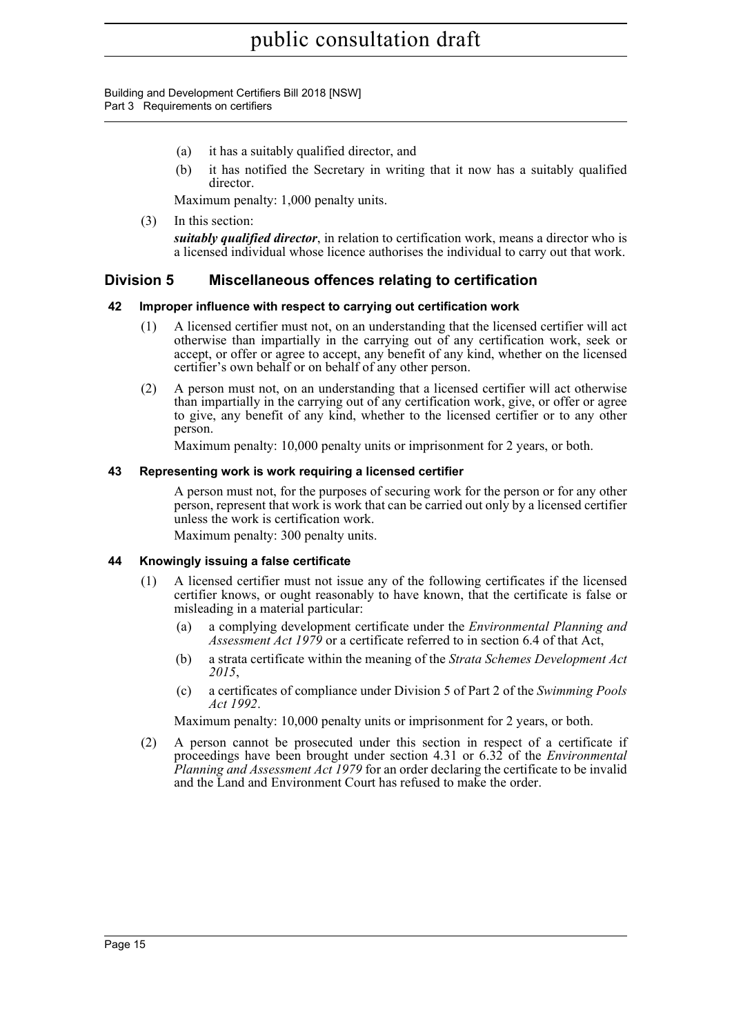(a) it has a suitably qualified director, and

(b) it has notified the Secretary in writing that it now has a suitably qualified director.

Maximum penalty: 1,000 penalty units.

(3) In this section:

***suitably qualified director***, in relation to certification work, means a director who is a licensed individual whose licence authorises the individual to carry out that work.

## Division 5 Miscellaneous offences relating to certification

### 42 Improper influence with respect to carrying out certification work

(1) A licensed certifier must not, on an understanding that the licensed certifier will act otherwise than impartially in the carrying out of any certification work, seek or accept, or offer or agree to accept, any benefit of any kind, whether on the licensed certifier's own behalf or on behalf of any other person.

(2) A person must not, on an understanding that a licensed certifier will act otherwise than impartially in the carrying out of any certification work, give, or offer or agree to give, any benefit of any kind, whether to the licensed certifier or to any other person.

Maximum penalty: 10,000 penalty units or imprisonment for 2 years, or both.

### 43 Representing work is work requiring a licensed certifier

A person must not, for the purposes of securing work for the person or for any other person, represent that work is work that can be carried out only by a licensed certifier unless the work is certification work.

Maximum penalty: 300 penalty units.

### 44 Knowingly issuing a false certificate

(1) A licensed certifier must not issue any of the following certificates if the licensed certifier knows, or ought reasonably to have known, that the certificate is false or misleading in a material particular:

(a) a complying development certificate under the *Environmental Planning and Assessment Act 1979* or a certificate referred to in section 6.4 of that Act,

(b) a strata certificate within the meaning of the *Strata Schemes Development Act 2015*,

(c) a certificates of compliance under Division 5 of Part 2 of the *Swimming Pools Act 1992*.

Maximum penalty: 10,000 penalty units or imprisonment for 2 years, or both.

(2) A person cannot be prosecuted under this section in respect of a certificate if proceedings have been brought under section 4.31 or 6.32 of the *Environmental Planning and Assessment Act 1979* for an order declaring the certificate to be invalid and the Land and Environment Court has refused to make the order.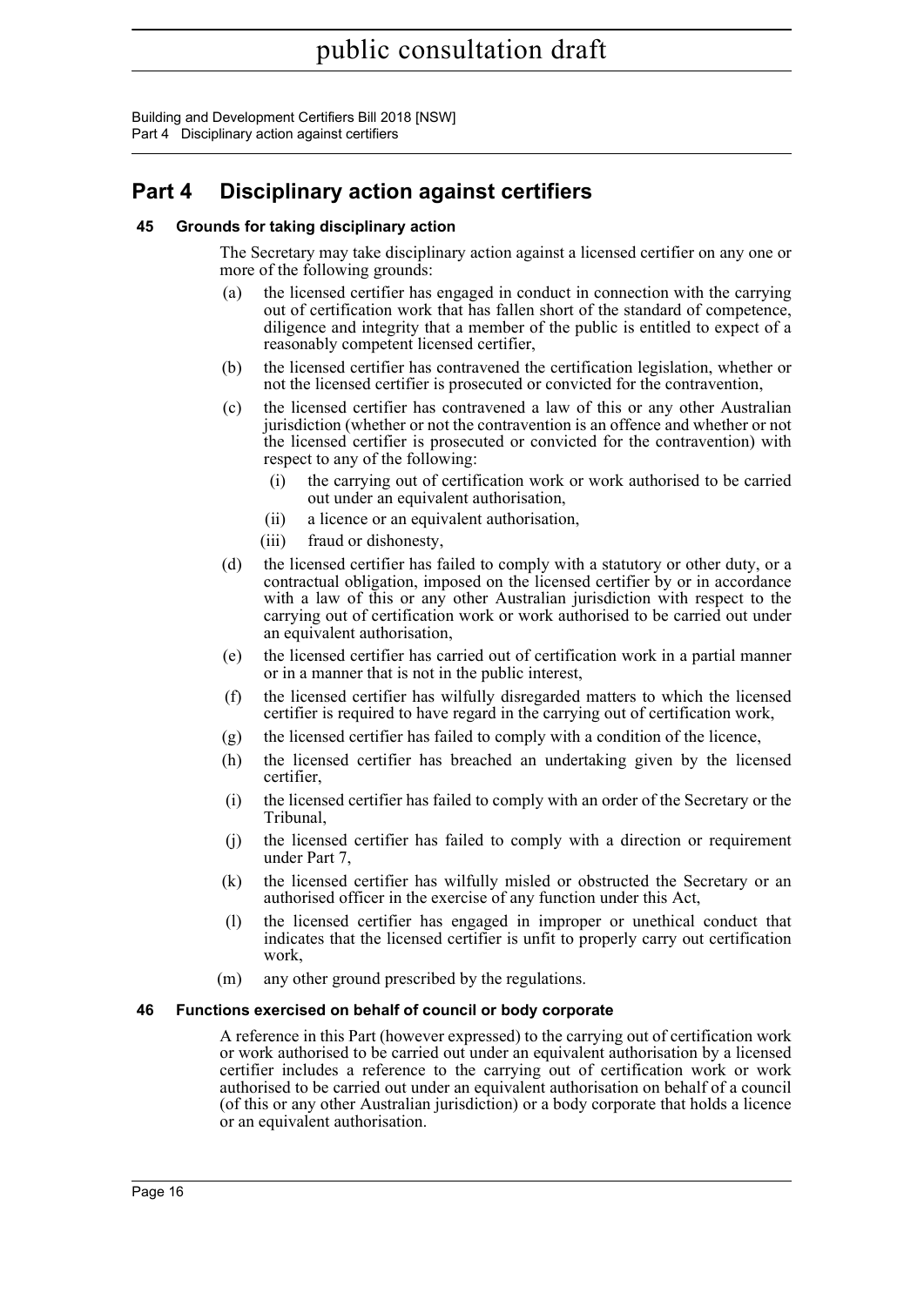# Part 4 Disciplinary action against certifiers

## 45 Grounds for taking disciplinary action

The Secretary may take disciplinary action against a licensed certifier on any one or more of the following grounds:

(a) the licensed certifier has engaged in conduct in connection with the carrying out of certification work that has fallen short of the standard of competence, diligence and integrity that a member of the public is entitled to expect of a reasonably competent licensed certifier,

(b) the licensed certifier has contravened the certification legislation, whether or not the licensed certifier is prosecuted or convicted for the contravention,

(c) the licensed certifier has contravened a law of this or any other Australian jurisdiction (whether or not the contravention is an offence and whether or not the licensed certifier is prosecuted or convicted for the contravention) with respect to any of the following:

  (i) the carrying out of certification work or work authorised to be carried out under an equivalent authorisation,

  (ii) a licence or an equivalent authorisation,

  (iii) fraud or dishonesty,

(d) the licensed certifier has failed to comply with a statutory or other duty, or a contractual obligation, imposed on the licensed certifier by or in accordance with a law of this or any other Australian jurisdiction with respect to the carrying out of certification work or work authorised to be carried out under an equivalent authorisation,

(e) the licensed certifier has carried out of certification work in a partial manner or in a manner that is not in the public interest,

(f) the licensed certifier has wilfully disregarded matters to which the licensed certifier is required to have regard in the carrying out of certification work,

(g) the licensed certifier has failed to comply with a condition of the licence,

(h) the licensed certifier has breached an undertaking given by the licensed certifier,

(i) the licensed certifier has failed to comply with an order of the Secretary or the Tribunal,

(j) the licensed certifier has failed to comply with a direction or requirement under Part 7,

(k) the licensed certifier has wilfully misled or obstructed the Secretary or an authorised officer in the exercise of any function under this Act,

(l) the licensed certifier has engaged in improper or unethical conduct that indicates that the licensed certifier is unfit to properly carry out certification work,

(m) any other ground prescribed by the regulations.

## 46 Functions exercised on behalf of council or body corporate

A reference in this Part (however expressed) to the carrying out of certification work or work authorised to be carried out under an equivalent authorisation by a licensed certifier includes a reference to the carrying out of certification work or work authorised to be carried out under an equivalent authorisation on behalf of a council (of this or any other Australian jurisdiction) or a body corporate that holds a licence or an equivalent authorisation.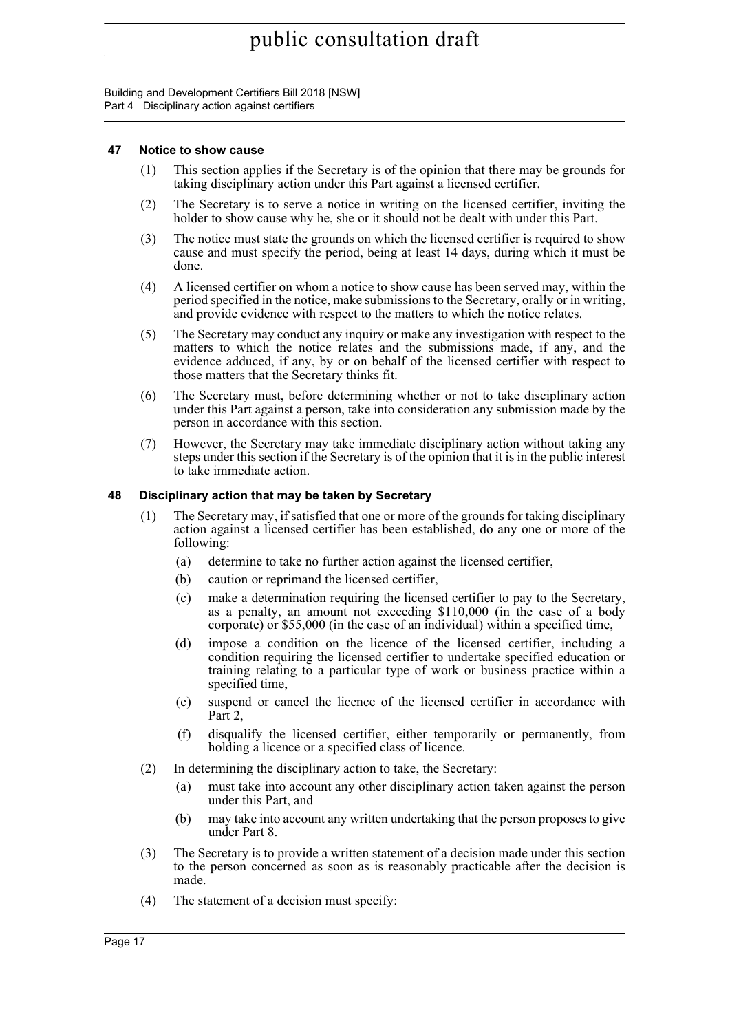### 47 Notice to show cause

(1) This section applies if the Secretary is of the opinion that there may be grounds for taking disciplinary action under this Part against a licensed certifier.

(2) The Secretary is to serve a notice in writing on the licensed certifier, inviting the holder to show cause why he, she or it should not be dealt with under this Part.

(3) The notice must state the grounds on which the licensed certifier is required to show cause and must specify the period, being at least 14 days, during which it must be done.

(4) A licensed certifier on whom a notice to show cause has been served may, within the period specified in the notice, make submissions to the Secretary, orally or in writing, and provide evidence with respect to the matters to which the notice relates.

(5) The Secretary may conduct any inquiry or make any investigation with respect to the matters to which the notice relates and the submissions made, if any, and the evidence adduced, if any, by or on behalf of the licensed certifier with respect to those matters that the Secretary thinks fit.

(6) The Secretary must, before determining whether or not to take disciplinary action under this Part against a person, take into consideration any submission made by the person in accordance with this section.

(7) However, the Secretary may take immediate disciplinary action without taking any steps under this section if the Secretary is of the opinion that it is in the public interest to take immediate action.

### 48 Disciplinary action that may be taken by Secretary

(1) The Secretary may, if satisfied that one or more of the grounds for taking disciplinary action against a licensed certifier has been established, do any one or more of the following:

- (a) determine to take no further action against the licensed certifier,
- (b) caution or reprimand the licensed certifier,
- (c) make a determination requiring the licensed certifier to pay to the Secretary, as a penalty, an amount not exceeding $110,000 (in the case of a body corporate) or $55,000 (in the case of an individual) within a specified time,
- (d) impose a condition on the licence of the licensed certifier, including a condition requiring the licensed certifier to undertake specified education or training relating to a particular type of work or business practice within a specified time,
- (e) suspend or cancel the licence of the licensed certifier in accordance with Part 2,
- (f) disqualify the licensed certifier, either temporarily or permanently, from holding a licence or a specified class of licence.

(2) In determining the disciplinary action to take, the Secretary:

- (a) must take into account any other disciplinary action taken against the person under this Part, and
- (b) may take into account any written undertaking that the person proposes to give under Part 8.

(3) The Secretary is to provide a written statement of a decision made under this section to the person concerned as soon as is reasonably practicable after the decision is made.

(4) The statement of a decision must specify: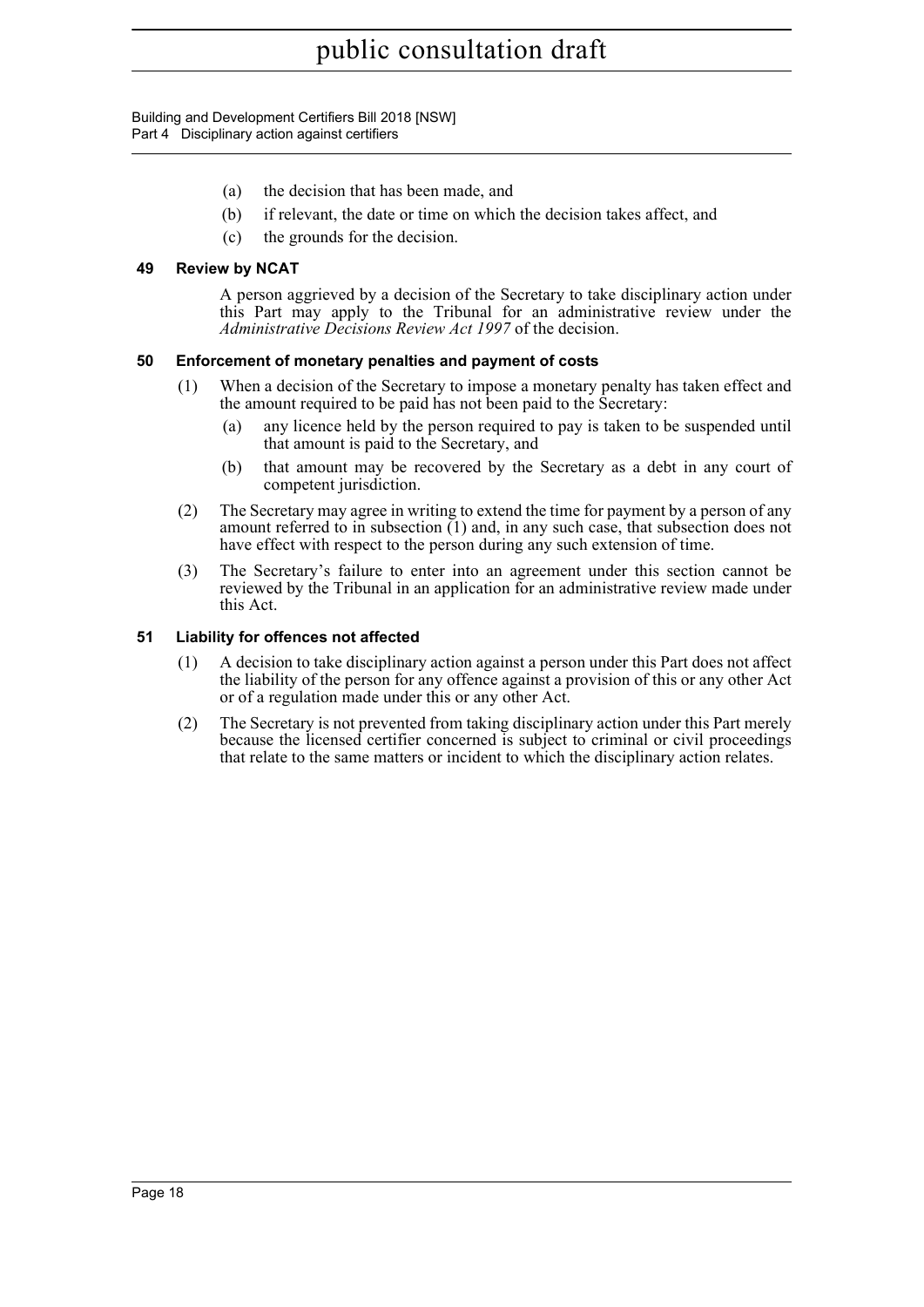- (a) the decision that has been made, and
- (b) if relevant, the date or time on which the decision takes affect, and
- (c) the grounds for the decision.

### 49 Review by NCAT

A person aggrieved by a decision of the Secretary to take disciplinary action under this Part may apply to the Tribunal for an administrative review under the *Administrative Decisions Review Act 1997* of the decision.

### 50 Enforcement of monetary penalties and payment of costs

(1) When a decision of the Secretary to impose a monetary penalty has taken effect and the amount required to be paid has not been paid to the Secretary:

- (a) any licence held by the person required to pay is taken to be suspended until that amount is paid to the Secretary, and
- (b) that amount may be recovered by the Secretary as a debt in any court of competent jurisdiction.

(2) The Secretary may agree in writing to extend the time for payment by a person of any amount referred to in subsection (1) and, in any such case, that subsection does not have effect with respect to the person during any such extension of time.

(3) The Secretary's failure to enter into an agreement under this section cannot be reviewed by the Tribunal in an application for an administrative review made under this Act.

### 51 Liability for offences not affected

(1) A decision to take disciplinary action against a person under this Part does not affect the liability of the person for any offence against a provision of this or any other Act or of a regulation made under this or any other Act.

(2) The Secretary is not prevented from taking disciplinary action under this Part merely because the licensed certifier concerned is subject to criminal or civil proceedings that relate to the same matters or incident to which the disciplinary action relates.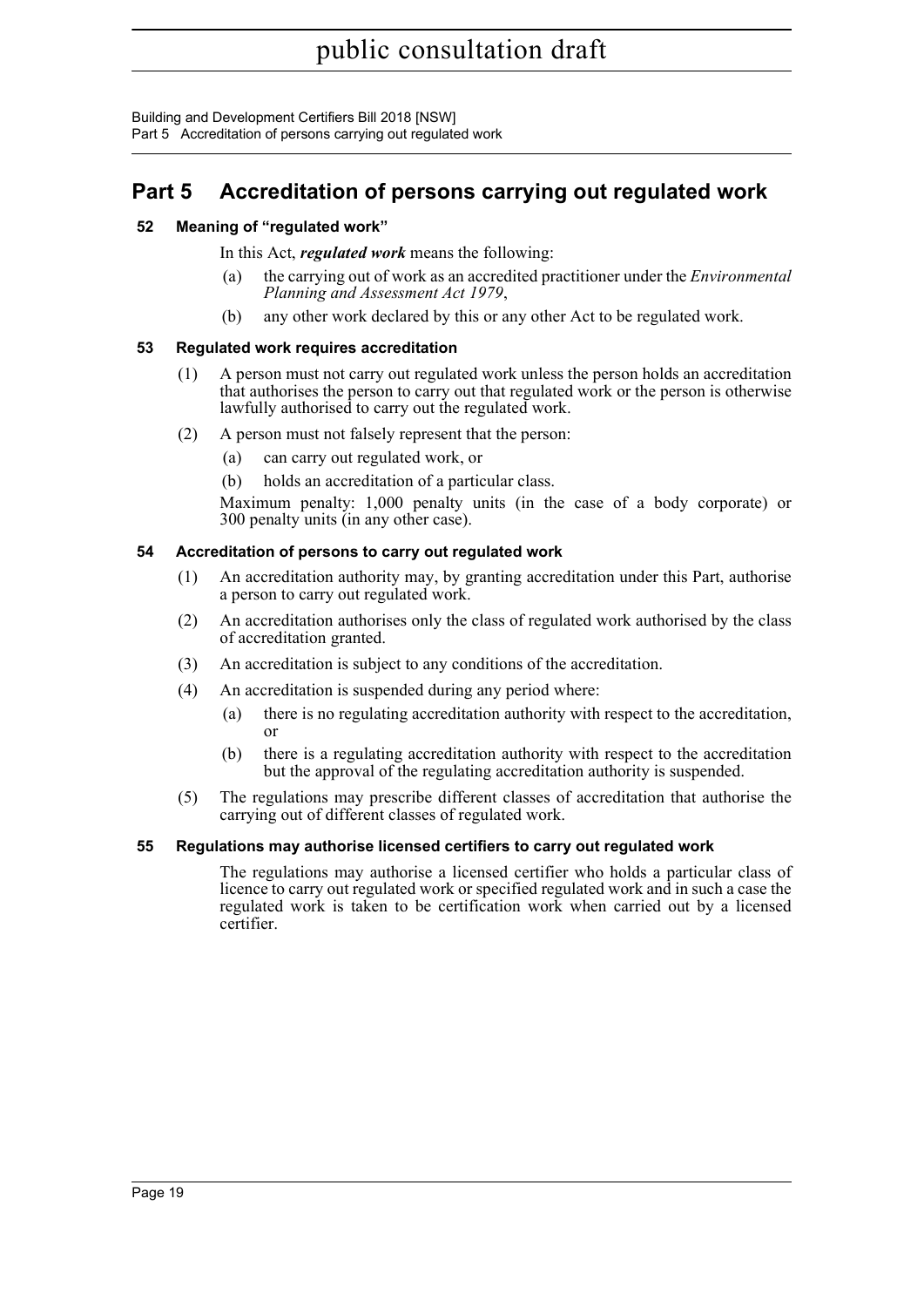# Part 5 Accreditation of persons carrying out regulated work

### 52 Meaning of "regulated work"

In this Act, ***regulated work*** means the following:

(a) the carrying out of work as an accredited practitioner under the *Environmental Planning and Assessment Act 1979*,

(b) any other work declared by this or any other Act to be regulated work.

### 53 Regulated work requires accreditation

(1) A person must not carry out regulated work unless the person holds an accreditation that authorises the person to carry out that regulated work or the person is otherwise lawfully authorised to carry out the regulated work.

(2) A person must not falsely represent that the person:

(a) can carry out regulated work, or

(b) holds an accreditation of a particular class.

Maximum penalty: 1,000 penalty units (in the case of a body corporate) or 300 penalty units (in any other case).

### 54 Accreditation of persons to carry out regulated work

(1) An accreditation authority may, by granting accreditation under this Part, authorise a person to carry out regulated work.

(2) An accreditation authorises only the class of regulated work authorised by the class of accreditation granted.

(3) An accreditation is subject to any conditions of the accreditation.

(4) An accreditation is suspended during any period where:

(a) there is no regulating accreditation authority with respect to the accreditation, or

(b) there is a regulating accreditation authority with respect to the accreditation but the approval of the regulating accreditation authority is suspended.

(5) The regulations may prescribe different classes of accreditation that authorise the carrying out of different classes of regulated work.

### 55 Regulations may authorise licensed certifiers to carry out regulated work

The regulations may authorise a licensed certifier who holds a particular class of licence to carry out regulated work or specified regulated work and in such a case the regulated work is taken to be certification work when carried out by a licensed certifier.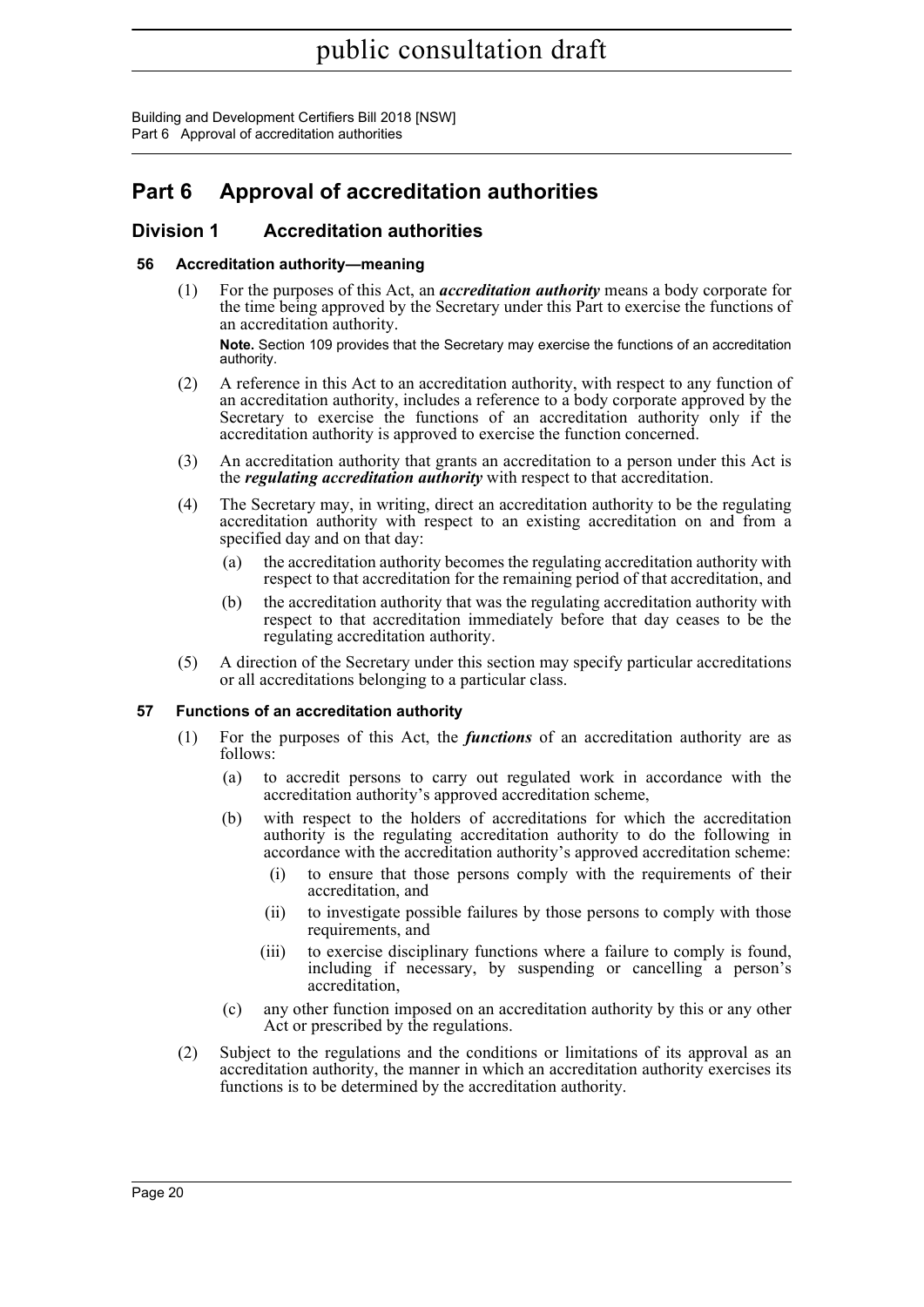# Part 6 Approval of accreditation authorities

## Division 1 Accreditation authorities

### 56 Accreditation authority—meaning

(1) For the purposes of this Act, an ***accreditation authority*** means a body corporate for the time being approved by the Secretary under this Part to exercise the functions of an accreditation authority.

**Note.** Section 109 provides that the Secretary may exercise the functions of an accreditation authority.

(2) A reference in this Act to an accreditation authority, with respect to any function of an accreditation authority, includes a reference to a body corporate approved by the Secretary to exercise the functions of an accreditation authority only if the accreditation authority is approved to exercise the function concerned.

(3) An accreditation authority that grants an accreditation to a person under this Act is the ***regulating accreditation authority*** with respect to that accreditation.

(4) The Secretary may, in writing, direct an accreditation authority to be the regulating accreditation authority with respect to an existing accreditation on and from a specified day and on that day:

- (a) the accreditation authority becomes the regulating accreditation authority with respect to that accreditation for the remaining period of that accreditation, and
- (b) the accreditation authority that was the regulating accreditation authority with respect to that accreditation immediately before that day ceases to be the regulating accreditation authority.

(5) A direction of the Secretary under this section may specify particular accreditations or all accreditations belonging to a particular class.

### 57 Functions of an accreditation authority

(1) For the purposes of this Act, the ***functions*** of an accreditation authority are as follows:

- (a) to accredit persons to carry out regulated work in accordance with the accreditation authority's approved accreditation scheme,
- (b) with respect to the holders of accreditations for which the accreditation authority is the regulating accreditation authority to do the following in accordance with the accreditation authority's approved accreditation scheme:
  - (i) to ensure that those persons comply with the requirements of their accreditation, and
  - (ii) to investigate possible failures by those persons to comply with those requirements, and
  - (iii) to exercise disciplinary functions where a failure to comply is found, including if necessary, by suspending or cancelling a person's accreditation,
- (c) any other function imposed on an accreditation authority by this or any other Act or prescribed by the regulations.

(2) Subject to the regulations and the conditions or limitations of its approval as an accreditation authority, the manner in which an accreditation authority exercises its functions is to be determined by the accreditation authority.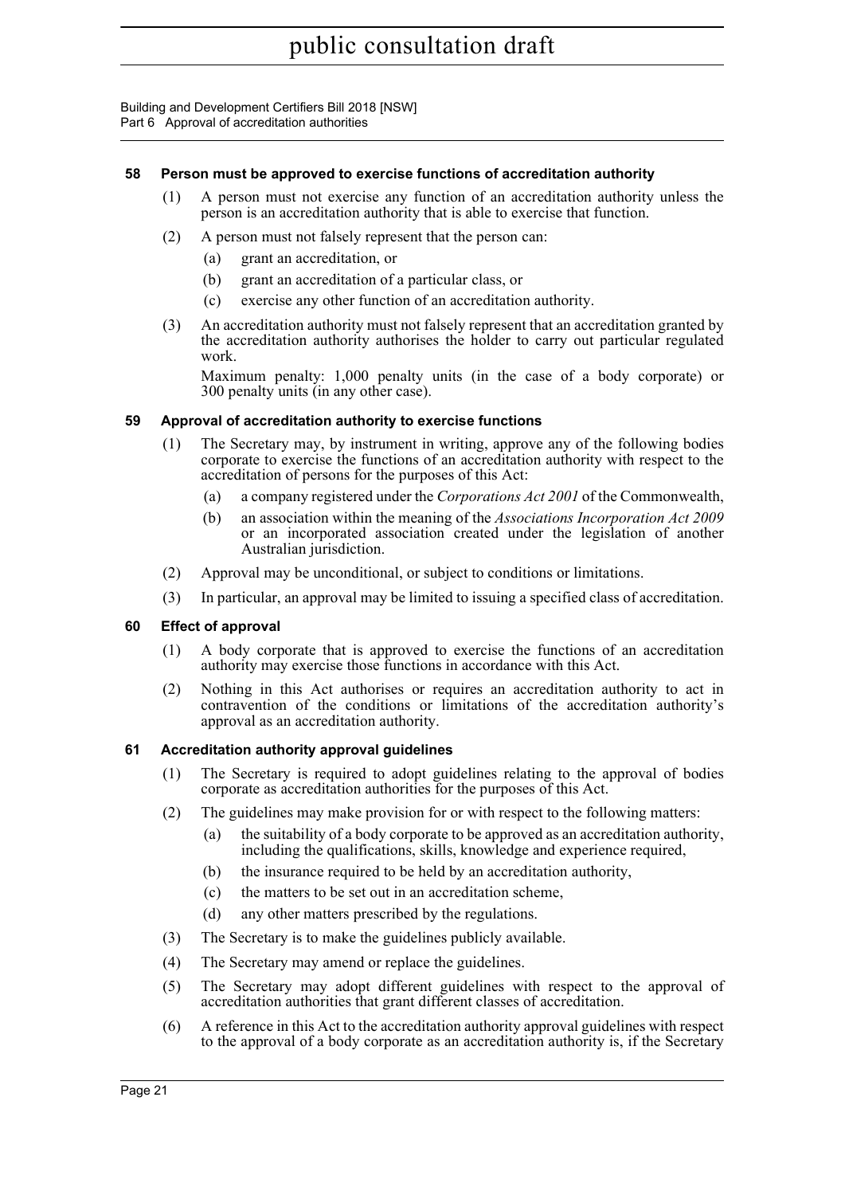### 58 Person must be approved to exercise functions of accreditation authority

(1) A person must not exercise any function of an accreditation authority unless the person is an accreditation authority that is able to exercise that function.

(2) A person must not falsely represent that the person can:

- (a) grant an accreditation, or
- (b) grant an accreditation of a particular class, or
- (c) exercise any other function of an accreditation authority.

(3) An accreditation authority must not falsely represent that an accreditation granted by the accreditation authority authorises the holder to carry out particular regulated work.

Maximum penalty: 1,000 penalty units (in the case of a body corporate) or 300 penalty units (in any other case).

### 59 Approval of accreditation authority to exercise functions

(1) The Secretary may, by instrument in writing, approve any of the following bodies corporate to exercise the functions of an accreditation authority with respect to the accreditation of persons for the purposes of this Act:

- (a) a company registered under the *Corporations Act 2001* of the Commonwealth,
- (b) an association within the meaning of the *Associations Incorporation Act 2009* or an incorporated association created under the legislation of another Australian jurisdiction.

(2) Approval may be unconditional, or subject to conditions or limitations.

(3) In particular, an approval may be limited to issuing a specified class of accreditation.

### 60 Effect of approval

(1) A body corporate that is approved to exercise the functions of an accreditation authority may exercise those functions in accordance with this Act.

(2) Nothing in this Act authorises or requires an accreditation authority to act in contravention of the conditions or limitations of the accreditation authority's approval as an accreditation authority.

### 61 Accreditation authority approval guidelines

(1) The Secretary is required to adopt guidelines relating to the approval of bodies corporate as accreditation authorities for the purposes of this Act.

(2) The guidelines may make provision for or with respect to the following matters:

- (a) the suitability of a body corporate to be approved as an accreditation authority, including the qualifications, skills, knowledge and experience required,
- (b) the insurance required to be held by an accreditation authority,
- (c) the matters to be set out in an accreditation scheme,
- (d) any other matters prescribed by the regulations.

(3) The Secretary is to make the guidelines publicly available.

(4) The Secretary may amend or replace the guidelines.

(5) The Secretary may adopt different guidelines with respect to the approval of accreditation authorities that grant different classes of accreditation.

(6) A reference in this Act to the accreditation authority approval guidelines with respect to the approval of a body corporate as an accreditation authority is, if the Secretary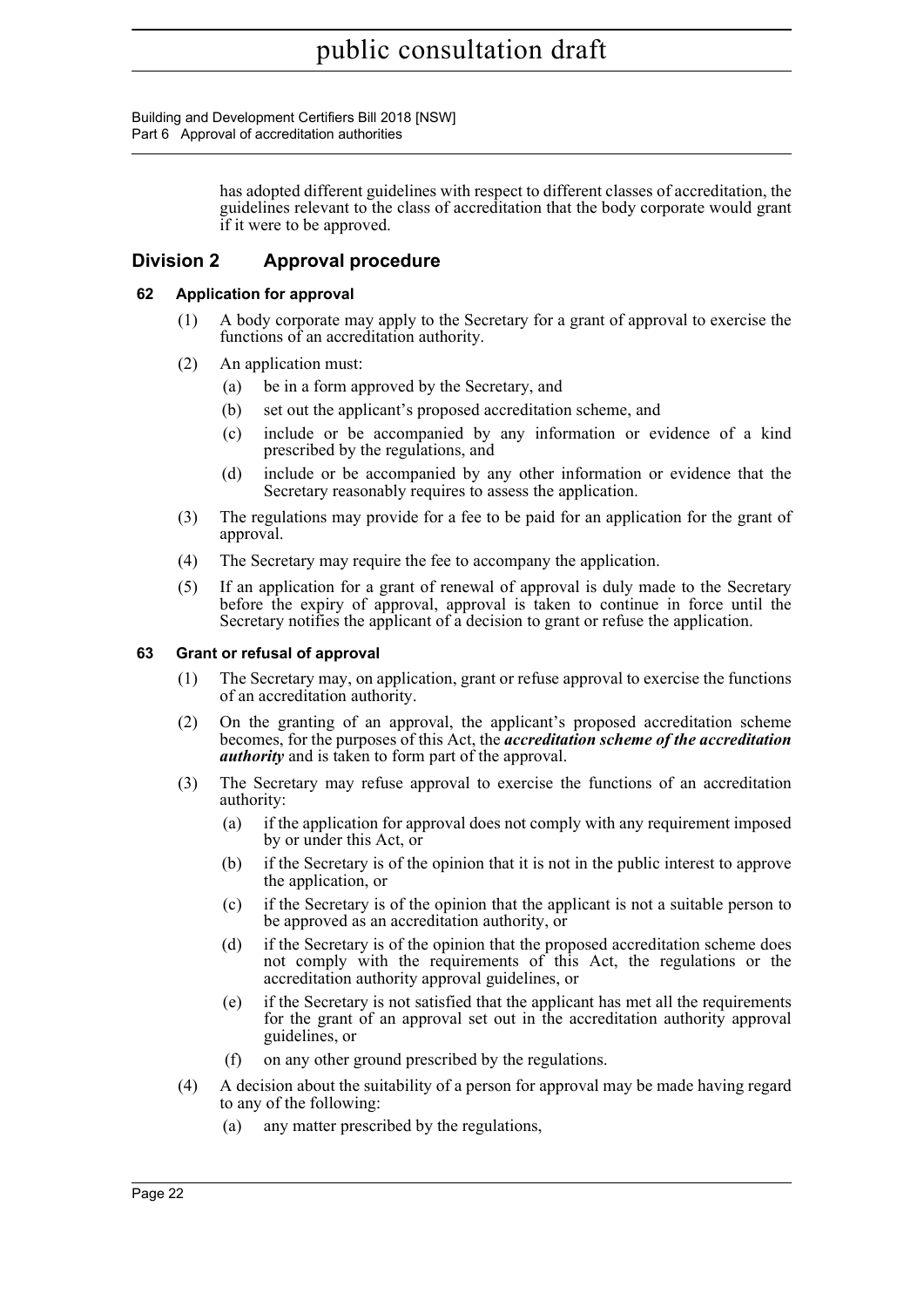has adopted different guidelines with respect to different classes of accreditation, the guidelines relevant to the class of accreditation that the body corporate would grant if it were to be approved.

## Division 2 Approval procedure

### 62 Application for approval

(1) A body corporate may apply to the Secretary for a grant of approval to exercise the functions of an accreditation authority.

(2) An application must:

(a) be in a form approved by the Secretary, and

(b) set out the applicant's proposed accreditation scheme, and

(c) include or be accompanied by any information or evidence of a kind prescribed by the regulations, and

(d) include or be accompanied by any other information or evidence that the Secretary reasonably requires to assess the application.

(3) The regulations may provide for a fee to be paid for an application for the grant of approval.

(4) The Secretary may require the fee to accompany the application.

(5) If an application for a grant of renewal of approval is duly made to the Secretary before the expiry of approval, approval is taken to continue in force until the Secretary notifies the applicant of a decision to grant or refuse the application.

### 63 Grant or refusal of approval

(1) The Secretary may, on application, grant or refuse approval to exercise the functions of an accreditation authority.

(2) On the granting of an approval, the applicant's proposed accreditation scheme becomes, for the purposes of this Act, the ***accreditation scheme of the accreditation authority*** and is taken to form part of the approval.

(3) The Secretary may refuse approval to exercise the functions of an accreditation authority:

(a) if the application for approval does not comply with any requirement imposed by or under this Act, or

(b) if the Secretary is of the opinion that it is not in the public interest to approve the application, or

(c) if the Secretary is of the opinion that the applicant is not a suitable person to be approved as an accreditation authority, or

(d) if the Secretary is of the opinion that the proposed accreditation scheme does not comply with the requirements of this Act, the regulations or the accreditation authority approval guidelines, or

(e) if the Secretary is not satisfied that the applicant has met all the requirements for the grant of an approval set out in the accreditation authority approval guidelines, or

(f) on any other ground prescribed by the regulations.

(4) A decision about the suitability of a person for approval may be made having regard to any of the following:

(a) any matter prescribed by the regulations,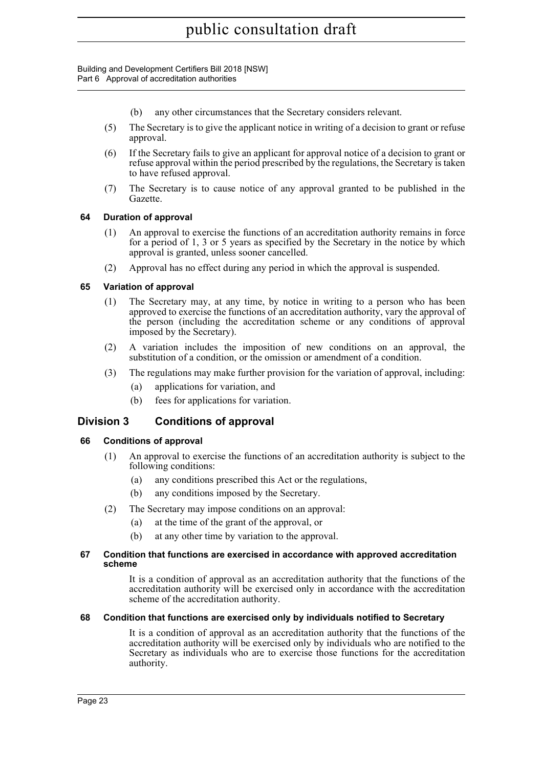(b) any other circumstances that the Secretary considers relevant.

(5) The Secretary is to give the applicant notice in writing of a decision to grant or refuse approval.

(6) If the Secretary fails to give an applicant for approval notice of a decision to grant or refuse approval within the period prescribed by the regulations, the Secretary is taken to have refused approval.

(7) The Secretary is to cause notice of any approval granted to be published in the Gazette.

#### 64 Duration of approval

(1) An approval to exercise the functions of an accreditation authority remains in force for a period of 1, 3 or 5 years as specified by the Secretary in the notice by which approval is granted, unless sooner cancelled.

(2) Approval has no effect during any period in which the approval is suspended.

#### 65 Variation of approval

(1) The Secretary may, at any time, by notice in writing to a person who has been approved to exercise the functions of an accreditation authority, vary the approval of the person (including the accreditation scheme or any conditions of approval imposed by the Secretary).

(2) A variation includes the imposition of new conditions on an approval, the substitution of a condition, or the omission or amendment of a condition.

(3) The regulations may make further provision for the variation of approval, including:

- (a) applications for variation, and
- (b) fees for applications for variation.

## Division 3 Conditions of approval

#### 66 Conditions of approval

(1) An approval to exercise the functions of an accreditation authority is subject to the following conditions:

- (a) any conditions prescribed this Act or the regulations,
- (b) any conditions imposed by the Secretary.

(2) The Secretary may impose conditions on an approval:

- (a) at the time of the grant of the approval, or
- (b) at any other time by variation to the approval.

#### 67 Condition that functions are exercised in accordance with approved accreditation scheme

It is a condition of approval as an accreditation authority that the functions of the accreditation authority will be exercised only in accordance with the accreditation scheme of the accreditation authority.

#### 68 Condition that functions are exercised only by individuals notified to Secretary

It is a condition of approval as an accreditation authority that the functions of the accreditation authority will be exercised only by individuals who are notified to the Secretary as individuals who are to exercise those functions for the accreditation authority.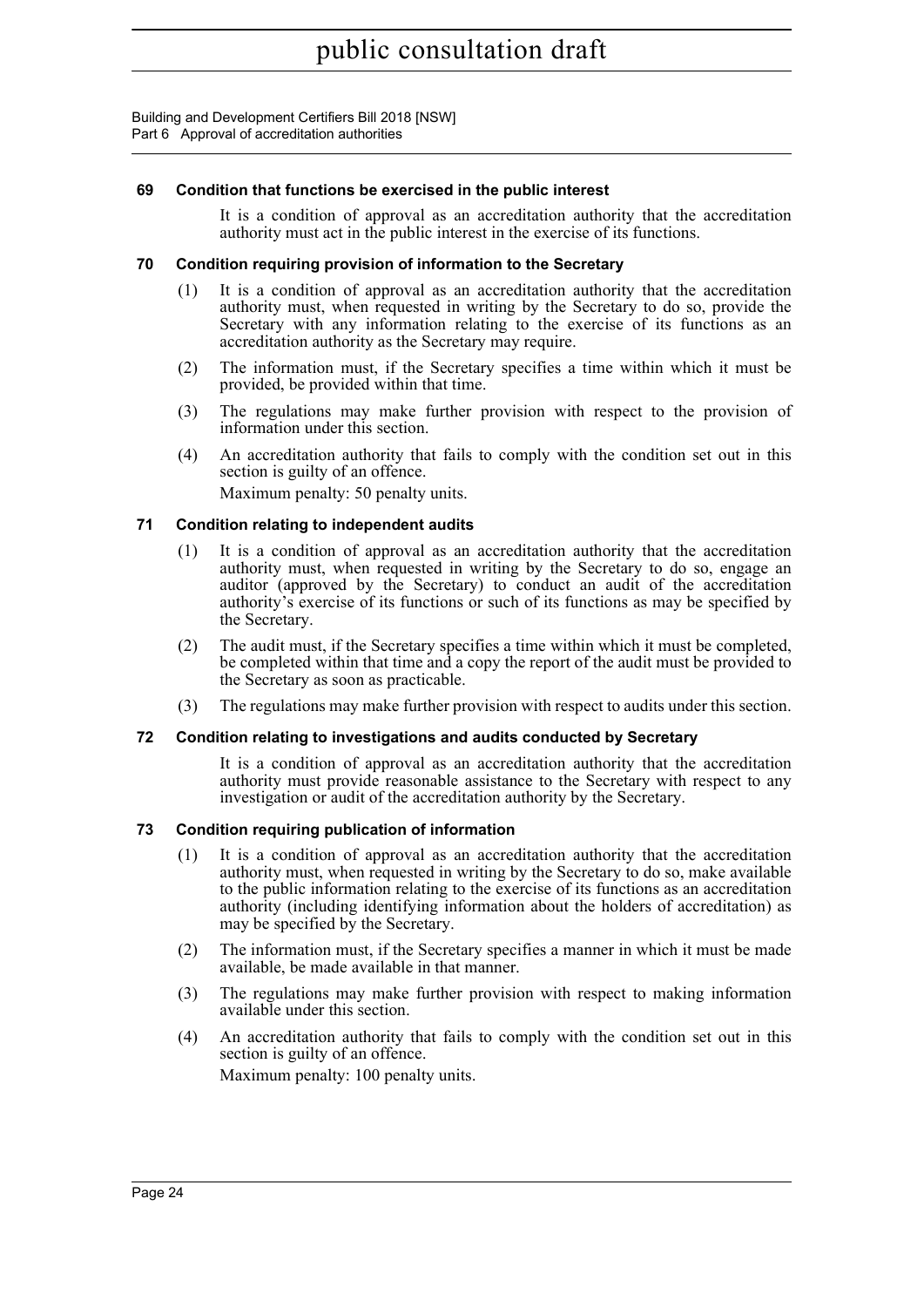#### 69 Condition that functions be exercised in the public interest

It is a condition of approval as an accreditation authority that the accreditation authority must act in the public interest in the exercise of its functions.

#### 70 Condition requiring provision of information to the Secretary

(1) It is a condition of approval as an accreditation authority that the accreditation authority must, when requested in writing by the Secretary to do so, provide the Secretary with any information relating to the exercise of its functions as an accreditation authority as the Secretary may require.

(2) The information must, if the Secretary specifies a time within which it must be provided, be provided within that time.

(3) The regulations may make further provision with respect to the provision of information under this section.

(4) An accreditation authority that fails to comply with the condition set out in this section is guilty of an offence.

Maximum penalty: 50 penalty units.

#### 71 Condition relating to independent audits

(1) It is a condition of approval as an accreditation authority that the accreditation authority must, when requested in writing by the Secretary to do so, engage an auditor (approved by the Secretary) to conduct an audit of the accreditation authority's exercise of its functions or such of its functions as may be specified by the Secretary.

(2) The audit must, if the Secretary specifies a time within which it must be completed, be completed within that time and a copy the report of the audit must be provided to the Secretary as soon as practicable.

(3) The regulations may make further provision with respect to audits under this section.

#### 72 Condition relating to investigations and audits conducted by Secretary

It is a condition of approval as an accreditation authority that the accreditation authority must provide reasonable assistance to the Secretary with respect to any investigation or audit of the accreditation authority by the Secretary.

#### 73 Condition requiring publication of information

(1) It is a condition of approval as an accreditation authority that the accreditation authority must, when requested in writing by the Secretary to do so, make available to the public information relating to the exercise of its functions as an accreditation authority (including identifying information about the holders of accreditation) as may be specified by the Secretary.

(2) The information must, if the Secretary specifies a manner in which it must be made available, be made available in that manner.

(3) The regulations may make further provision with respect to making information available under this section.

(4) An accreditation authority that fails to comply with the condition set out in this section is guilty of an offence.

Maximum penalty: 100 penalty units.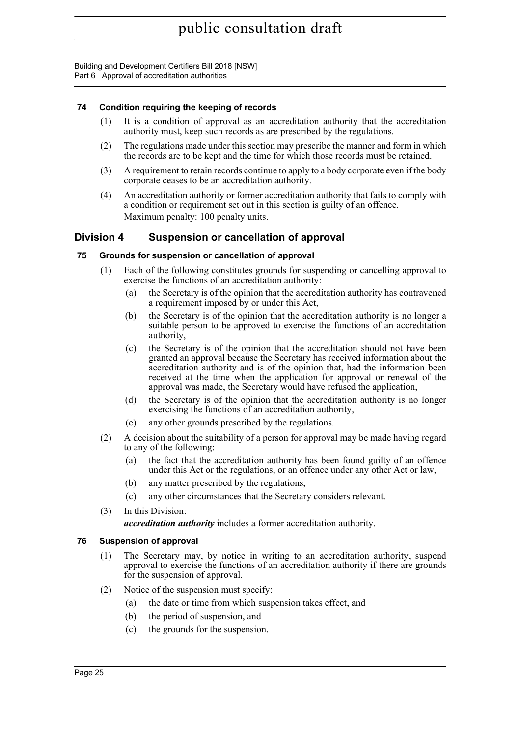### 74 Condition requiring the keeping of records

(1) It is a condition of approval as an accreditation authority that the accreditation authority must, keep such records as are prescribed by the regulations.

(2) The regulations made under this section may prescribe the manner and form in which the records are to be kept and the time for which those records must be retained.

(3) A requirement to retain records continue to apply to a body corporate even if the body corporate ceases to be an accreditation authority.

(4) An accreditation authority or former accreditation authority that fails to comply with a condition or requirement set out in this section is guilty of an offence.
Maximum penalty: 100 penalty units.

## Division 4 Suspension or cancellation of approval

### 75 Grounds for suspension or cancellation of approval

(1) Each of the following constitutes grounds for suspending or cancelling approval to exercise the functions of an accreditation authority:

- (a) the Secretary is of the opinion that the accreditation authority has contravened a requirement imposed by or under this Act,
- (b) the Secretary is of the opinion that the accreditation authority is no longer a suitable person to be approved to exercise the functions of an accreditation authority,
- (c) the Secretary is of the opinion that the accreditation should not have been granted an approval because the Secretary has received information about the accreditation authority and is of the opinion that, had the information been received at the time when the application for approval or renewal of the approval was made, the Secretary would have refused the application,
- (d) the Secretary is of the opinion that the accreditation authority is no longer exercising the functions of an accreditation authority,
- (e) any other grounds prescribed by the regulations.

(2) A decision about the suitability of a person for approval may be made having regard to any of the following:

- (a) the fact that the accreditation authority has been found guilty of an offence under this Act or the regulations, or an offence under any other Act or law,
- (b) any matter prescribed by the regulations,
- (c) any other circumstances that the Secretary considers relevant.

(3) In this Division:
***accreditation authority*** includes a former accreditation authority.

### 76 Suspension of approval

(1) The Secretary may, by notice in writing to an accreditation authority, suspend approval to exercise the functions of an accreditation authority if there are grounds for the suspension of approval.

(2) Notice of the suspension must specify:

- (a) the date or time from which suspension takes effect, and
- (b) the period of suspension, and
- (c) the grounds for the suspension.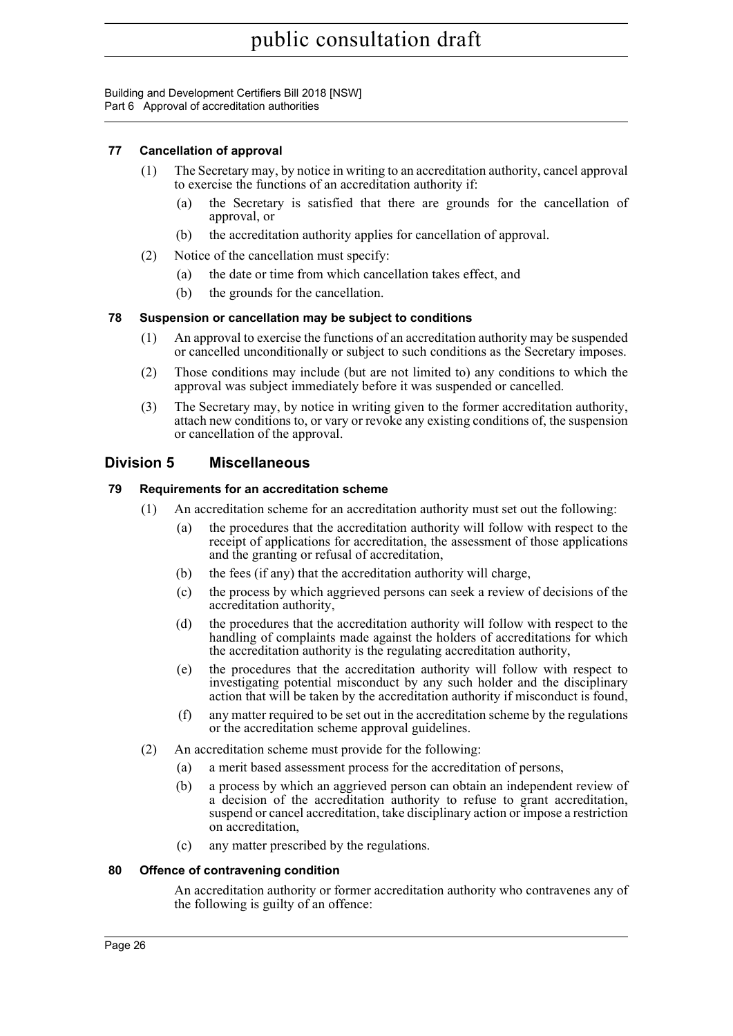#### 77 Cancellation of approval

(1) The Secretary may, by notice in writing to an accreditation authority, cancel approval to exercise the functions of an accreditation authority if:

(a) the Secretary is satisfied that there are grounds for the cancellation of approval, or

(b) the accreditation authority applies for cancellation of approval.

(2) Notice of the cancellation must specify:

(a) the date or time from which cancellation takes effect, and

(b) the grounds for the cancellation.

#### 78 Suspension or cancellation may be subject to conditions

(1) An approval to exercise the functions of an accreditation authority may be suspended or cancelled unconditionally or subject to such conditions as the Secretary imposes.

(2) Those conditions may include (but are not limited to) any conditions to which the approval was subject immediately before it was suspended or cancelled.

(3) The Secretary may, by notice in writing given to the former accreditation authority, attach new conditions to, or vary or revoke any existing conditions of, the suspension or cancellation of the approval.

### Division 5 Miscellaneous

#### 79 Requirements for an accreditation scheme

(1) An accreditation scheme for an accreditation authority must set out the following:

(a) the procedures that the accreditation authority will follow with respect to the receipt of applications for accreditation, the assessment of those applications and the granting or refusal of accreditation,

(b) the fees (if any) that the accreditation authority will charge,

(c) the process by which aggrieved persons can seek a review of decisions of the accreditation authority,

(d) the procedures that the accreditation authority will follow with respect to the handling of complaints made against the holders of accreditations for which the accreditation authority is the regulating accreditation authority,

(e) the procedures that the accreditation authority will follow with respect to investigating potential misconduct by any such holder and the disciplinary action that will be taken by the accreditation authority if misconduct is found,

(f) any matter required to be set out in the accreditation scheme by the regulations or the accreditation scheme approval guidelines.

(2) An accreditation scheme must provide for the following:

(a) a merit based assessment process for the accreditation of persons,

(b) a process by which an aggrieved person can obtain an independent review of a decision of the accreditation authority to refuse to grant accreditation, suspend or cancel accreditation, take disciplinary action or impose a restriction on accreditation,

(c) any matter prescribed by the regulations.

#### 80 Offence of contravening condition

An accreditation authority or former accreditation authority who contravenes any of the following is guilty of an offence: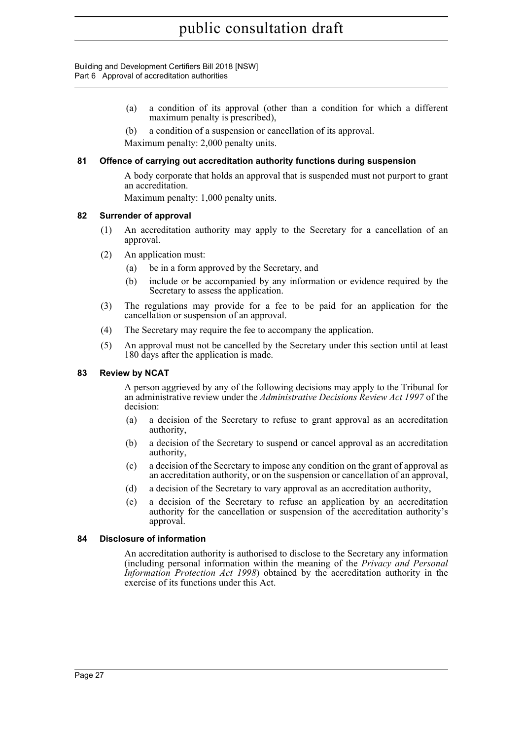(a) a condition of its approval (other than a condition for which a different maximum penalty is prescribed),

(b) a condition of a suspension or cancellation of its approval.

Maximum penalty: 2,000 penalty units.

### 81 Offence of carrying out accreditation authority functions during suspension

A body corporate that holds an approval that is suspended must not purport to grant an accreditation.

Maximum penalty: 1,000 penalty units.

### 82 Surrender of approval

(1) An accreditation authority may apply to the Secretary for a cancellation of an approval.

(2) An application must:

(a) be in a form approved by the Secretary, and

(b) include or be accompanied by any information or evidence required by the Secretary to assess the application.

(3) The regulations may provide for a fee to be paid for an application for the cancellation or suspension of an approval.

(4) The Secretary may require the fee to accompany the application.

(5) An approval must not be cancelled by the Secretary under this section until at least 180 days after the application is made.

### 83 Review by NCAT

A person aggrieved by any of the following decisions may apply to the Tribunal for an administrative review under the *Administrative Decisions Review Act 1997* of the decision:

(a) a decision of the Secretary to refuse to grant approval as an accreditation authority,

(b) a decision of the Secretary to suspend or cancel approval as an accreditation authority,

(c) a decision of the Secretary to impose any condition on the grant of approval as an accreditation authority, or on the suspension or cancellation of an approval,

(d) a decision of the Secretary to vary approval as an accreditation authority,

(e) a decision of the Secretary to refuse an application by an accreditation authority for the cancellation or suspension of the accreditation authority's approval.

### 84 Disclosure of information

An accreditation authority is authorised to disclose to the Secretary any information (including personal information within the meaning of the *Privacy and Personal Information Protection Act 1998*) obtained by the accreditation authority in the exercise of its functions under this Act.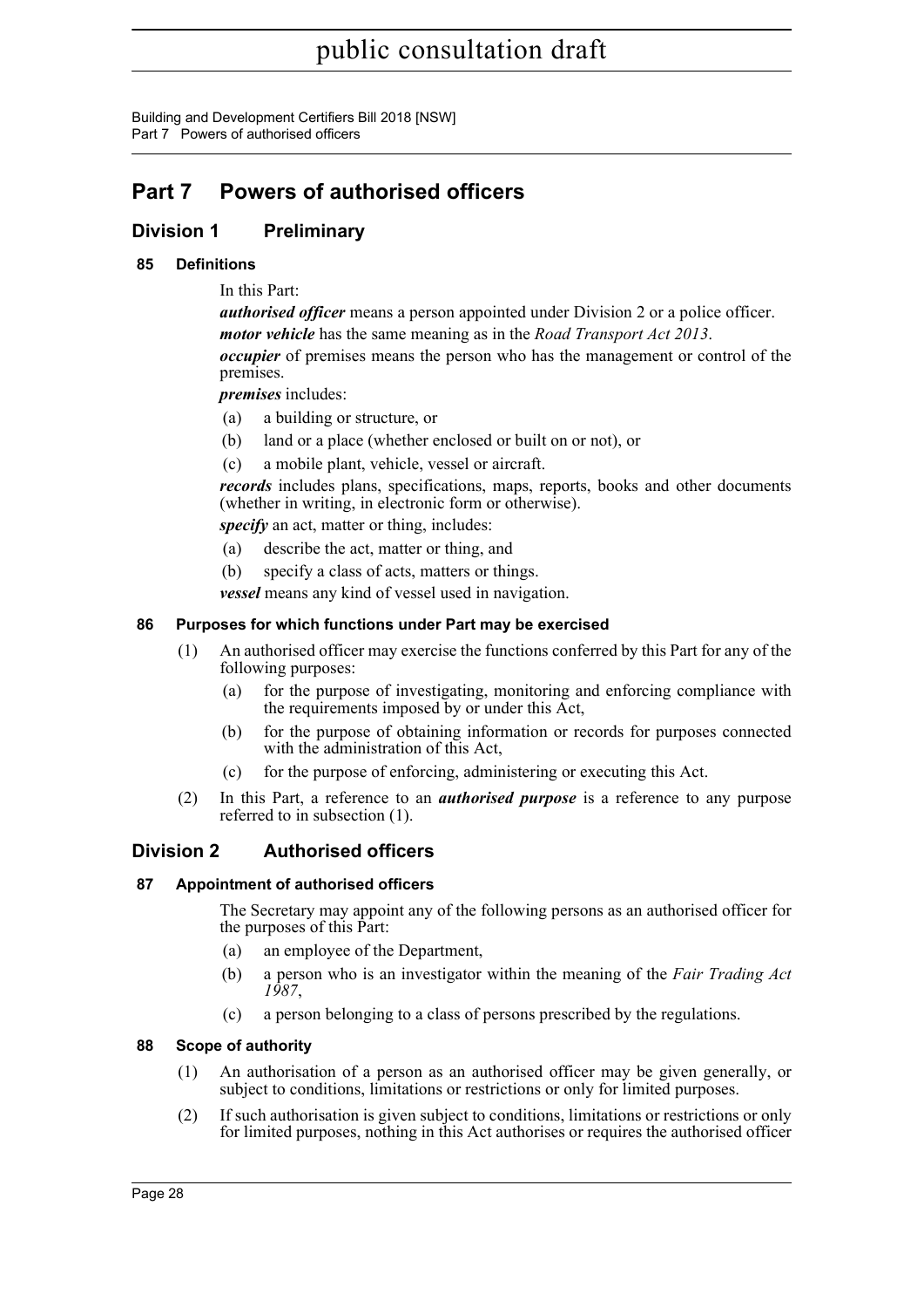# Part 7 Powers of authorised officers

## Division 1 Preliminary

### 85 Definitions

In this Part:

***authorised officer*** means a person appointed under Division 2 or a police officer.

***motor vehicle*** has the same meaning as in the *Road Transport Act 2013*.

***occupier*** of premises means the person who has the management or control of the premises.

***premises*** includes:

- (a) a building or structure, or
- (b) land or a place (whether enclosed or built on or not), or
- (c) a mobile plant, vehicle, vessel or aircraft.

***records*** includes plans, specifications, maps, reports, books and other documents (whether in writing, in electronic form or otherwise).

***specify*** an act, matter or thing, includes:

- (a) describe the act, matter or thing, and
- (b) specify a class of acts, matters or things.

***vessel*** means any kind of vessel used in navigation.

### 86 Purposes for which functions under Part may be exercised

(1) An authorised officer may exercise the functions conferred by this Part for any of the following purposes:

- (a) for the purpose of investigating, monitoring and enforcing compliance with the requirements imposed by or under this Act,
- (b) for the purpose of obtaining information or records for purposes connected with the administration of this Act,
- (c) for the purpose of enforcing, administering or executing this Act.

(2) In this Part, a reference to an ***authorised purpose*** is a reference to any purpose referred to in subsection (1).

## Division 2 Authorised officers

### 87 Appointment of authorised officers

The Secretary may appoint any of the following persons as an authorised officer for the purposes of this Part:

- (a) an employee of the Department,
- (b) a person who is an investigator within the meaning of the *Fair Trading Act 1987*,
- (c) a person belonging to a class of persons prescribed by the regulations.

### 88 Scope of authority

(1) An authorisation of a person as an authorised officer may be given generally, or subject to conditions, limitations or restrictions or only for limited purposes.

(2) If such authorisation is given subject to conditions, limitations or restrictions or only for limited purposes, nothing in this Act authorises or requires the authorised officer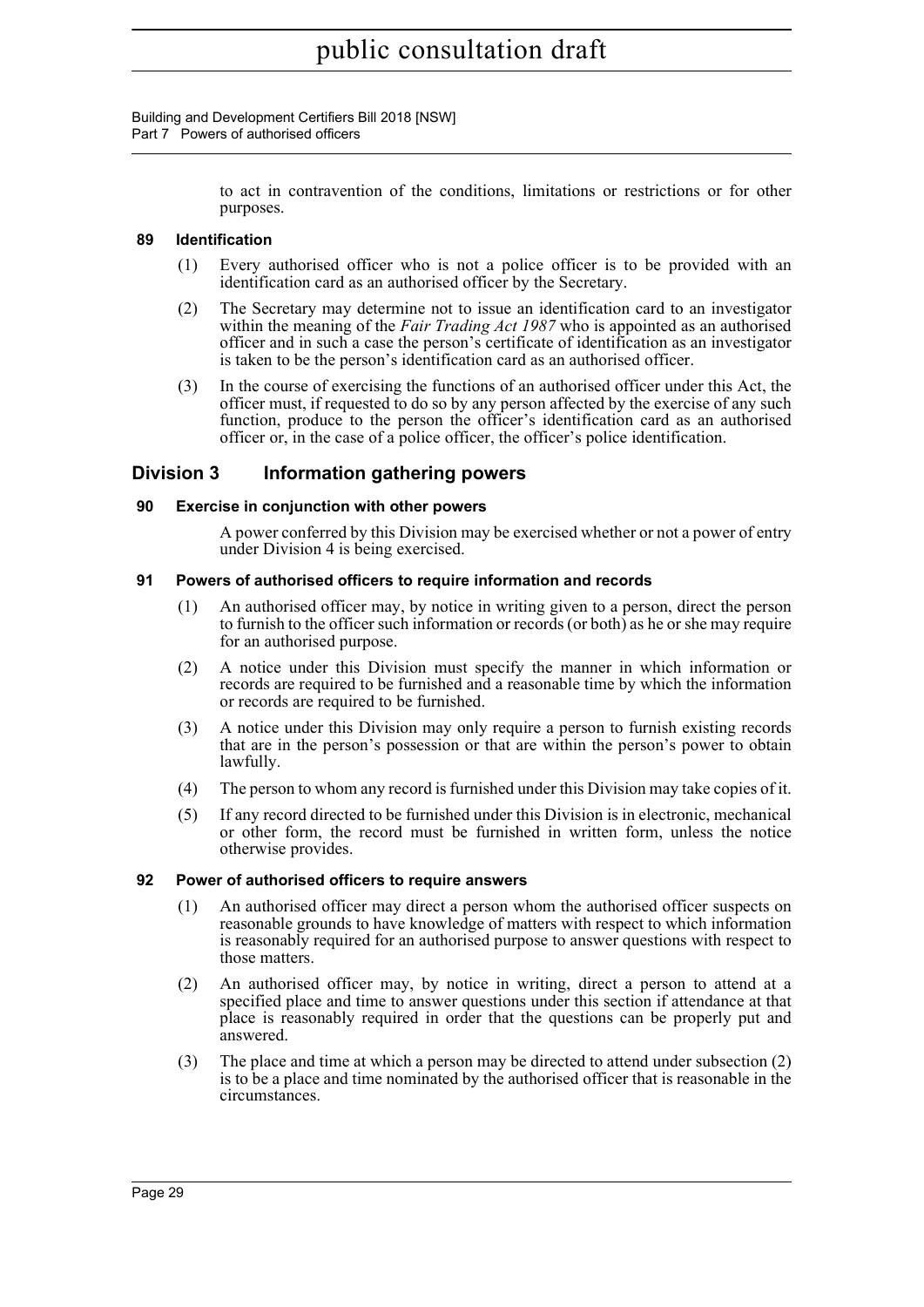to act in contravention of the conditions, limitations or restrictions or for other purposes.

### 89 Identification

(1) Every authorised officer who is not a police officer is to be provided with an identification card as an authorised officer by the Secretary.

(2) The Secretary may determine not to issue an identification card to an investigator within the meaning of the *Fair Trading Act 1987* who is appointed as an authorised officer and in such a case the person's certificate of identification as an investigator is taken to be the person's identification card as an authorised officer.

(3) In the course of exercising the functions of an authorised officer under this Act, the officer must, if requested to do so by any person affected by the exercise of any such function, produce to the person the officer's identification card as an authorised officer or, in the case of a police officer, the officer's police identification.

## Division 3 Information gathering powers

### 90 Exercise in conjunction with other powers

A power conferred by this Division may be exercised whether or not a power of entry under Division 4 is being exercised.

### 91 Powers of authorised officers to require information and records

(1) An authorised officer may, by notice in writing given to a person, direct the person to furnish to the officer such information or records (or both) as he or she may require for an authorised purpose.

(2) A notice under this Division must specify the manner in which information or records are required to be furnished and a reasonable time by which the information or records are required to be furnished.

(3) A notice under this Division may only require a person to furnish existing records that are in the person's possession or that are within the person's power to obtain lawfully.

(4) The person to whom any record is furnished under this Division may take copies of it.

(5) If any record directed to be furnished under this Division is in electronic, mechanical or other form, the record must be furnished in written form, unless the notice otherwise provides.

### 92 Power of authorised officers to require answers

(1) An authorised officer may direct a person whom the authorised officer suspects on reasonable grounds to have knowledge of matters with respect to which information is reasonably required for an authorised purpose to answer questions with respect to those matters.

(2) An authorised officer may, by notice in writing, direct a person to attend at a specified place and time to answer questions under this section if attendance at that place is reasonably required in order that the questions can be properly put and answered.

(3) The place and time at which a person may be directed to attend under subsection (2) is to be a place and time nominated by the authorised officer that is reasonable in the circumstances.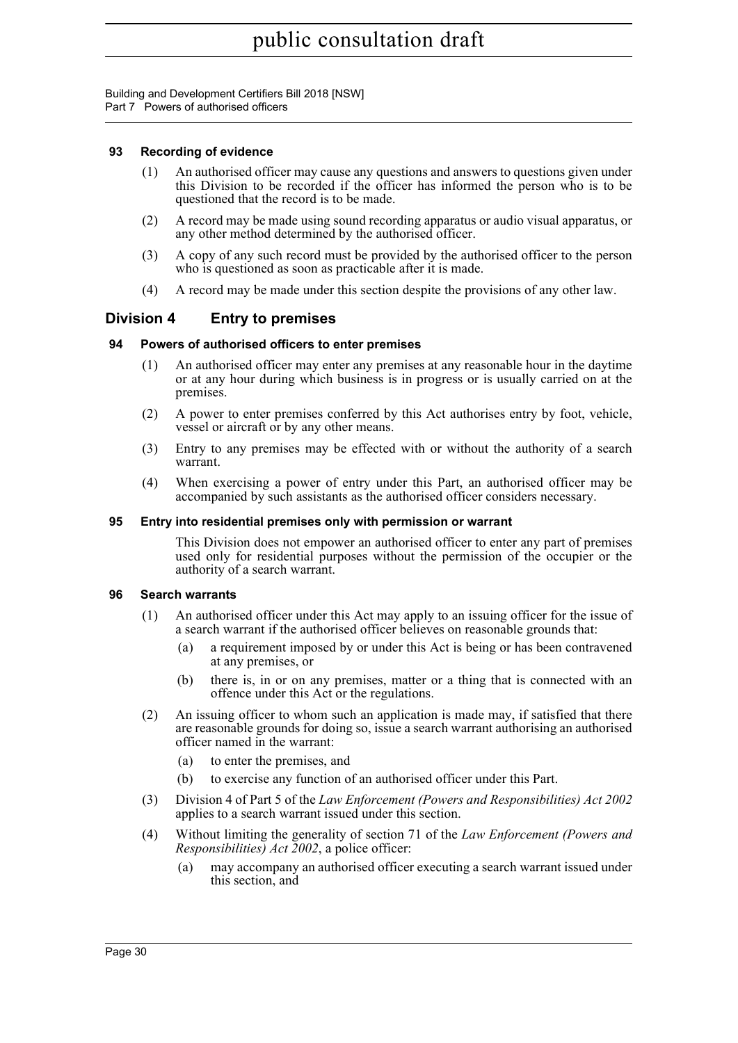**93 Recording of evidence**

(1) An authorised officer may cause any questions and answers to questions given under this Division to be recorded if the officer has informed the person who is to be questioned that the record is to be made.

(2) A record may be made using sound recording apparatus or audio visual apparatus, or any other method determined by the authorised officer.

(3) A copy of any such record must be provided by the authorised officer to the person who is questioned as soon as practicable after it is made.

(4) A record may be made under this section despite the provisions of any other law.

## Division 4 Entry to premises

**94 Powers of authorised officers to enter premises**

(1) An authorised officer may enter any premises at any reasonable hour in the daytime or at any hour during which business is in progress or is usually carried on at the premises.

(2) A power to enter premises conferred by this Act authorises entry by foot, vehicle, vessel or aircraft or by any other means.

(3) Entry to any premises may be effected with or without the authority of a search warrant.

(4) When exercising a power of entry under this Part, an authorised officer may be accompanied by such assistants as the authorised officer considers necessary.

**95 Entry into residential premises only with permission or warrant**

This Division does not empower an authorised officer to enter any part of premises used only for residential purposes without the permission of the occupier or the authority of a search warrant.

**96 Search warrants**

(1) An authorised officer under this Act may apply to an issuing officer for the issue of a search warrant if the authorised officer believes on reasonable grounds that:

(a) a requirement imposed by or under this Act is being or has been contravened at any premises, or

(b) there is, in or on any premises, matter or a thing that is connected with an offence under this Act or the regulations.

(2) An issuing officer to whom such an application is made may, if satisfied that there are reasonable grounds for doing so, issue a search warrant authorising an authorised officer named in the warrant:

(a) to enter the premises, and

(b) to exercise any function of an authorised officer under this Part.

(3) Division 4 of Part 5 of the *Law Enforcement (Powers and Responsibilities) Act 2002* applies to a search warrant issued under this section.

(4) Without limiting the generality of section 71 of the *Law Enforcement (Powers and Responsibilities) Act 2002*, a police officer:

(a) may accompany an authorised officer executing a search warrant issued under this section, and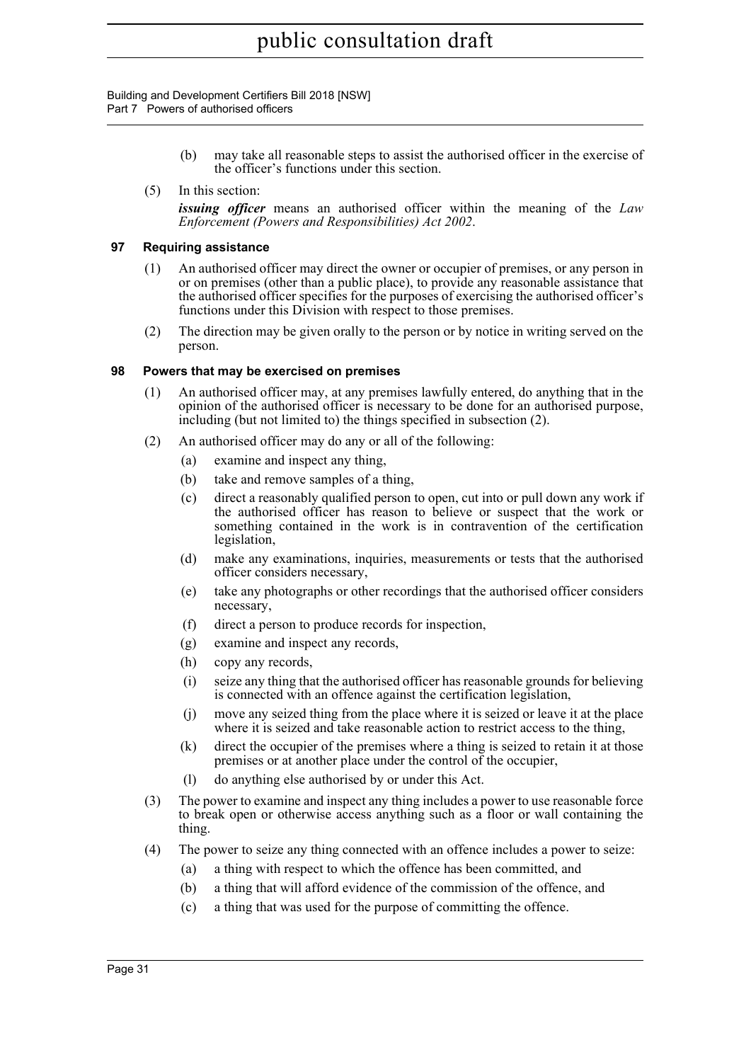(b) may take all reasonable steps to assist the authorised officer in the exercise of the officer's functions under this section.

(5) In this section:

***issuing officer*** means an authorised officer within the meaning of the *Law Enforcement (Powers and Responsibilities) Act 2002*.

### 97 Requiring assistance

(1) An authorised officer may direct the owner or occupier of premises, or any person in or on premises (other than a public place), to provide any reasonable assistance that the authorised officer specifies for the purposes of exercising the authorised officer's functions under this Division with respect to those premises.

(2) The direction may be given orally to the person or by notice in writing served on the person.

### 98 Powers that may be exercised on premises

(1) An authorised officer may, at any premises lawfully entered, do anything that in the opinion of the authorised officer is necessary to be done for an authorised purpose, including (but not limited to) the things specified in subsection (2).

(2) An authorised officer may do any or all of the following:

(a) examine and inspect any thing,

(b) take and remove samples of a thing,

(c) direct a reasonably qualified person to open, cut into or pull down any work if the authorised officer has reason to believe or suspect that the work or something contained in the work is in contravention of the certification legislation,

(d) make any examinations, inquiries, measurements or tests that the authorised officer considers necessary,

(e) take any photographs or other recordings that the authorised officer considers necessary,

(f) direct a person to produce records for inspection,

(g) examine and inspect any records,

(h) copy any records,

(i) seize any thing that the authorised officer has reasonable grounds for believing is connected with an offence against the certification legislation,

(j) move any seized thing from the place where it is seized or leave it at the place where it is seized and take reasonable action to restrict access to the thing,

(k) direct the occupier of the premises where a thing is seized to retain it at those premises or at another place under the control of the occupier,

(l) do anything else authorised by or under this Act.

(3) The power to examine and inspect any thing includes a power to use reasonable force to break open or otherwise access anything such as a floor or wall containing the thing.

(4) The power to seize any thing connected with an offence includes a power to seize:

(a) a thing with respect to which the offence has been committed, and

(b) a thing that will afford evidence of the commission of the offence, and

(c) a thing that was used for the purpose of committing the offence.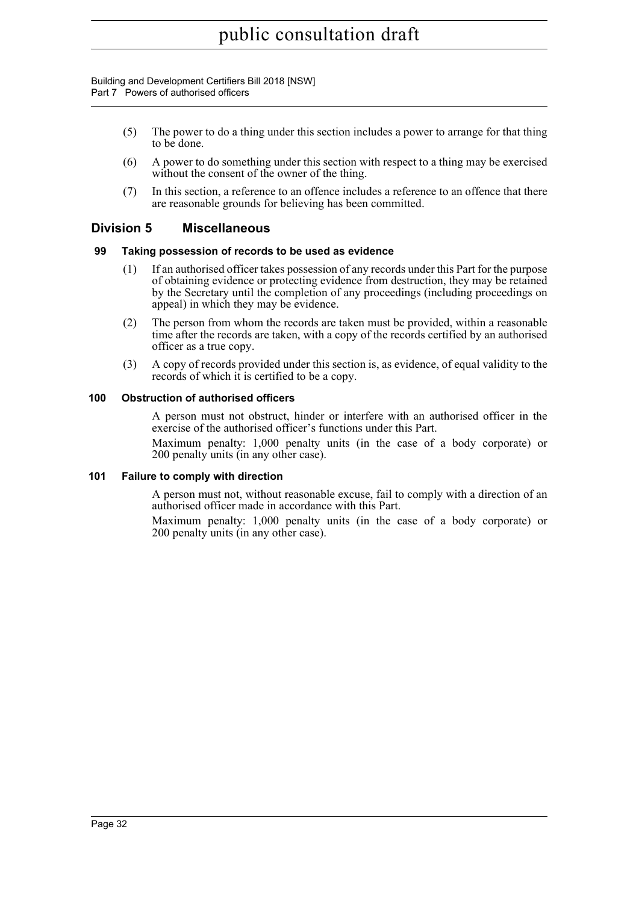(5) The power to do a thing under this section includes a power to arrange for that thing to be done.

(6) A power to do something under this section with respect to a thing may be exercised without the consent of the owner of the thing.

(7) In this section, a reference to an offence includes a reference to an offence that there are reasonable grounds for believing has been committed.

## Division 5 Miscellaneous

### 99 Taking possession of records to be used as evidence

(1) If an authorised officer takes possession of any records under this Part for the purpose of obtaining evidence or protecting evidence from destruction, they may be retained by the Secretary until the completion of any proceedings (including proceedings on appeal) in which they may be evidence.

(2) The person from whom the records are taken must be provided, within a reasonable time after the records are taken, with a copy of the records certified by an authorised officer as a true copy.

(3) A copy of records provided under this section is, as evidence, of equal validity to the records of which it is certified to be a copy.

### 100 Obstruction of authorised officers

A person must not obstruct, hinder or interfere with an authorised officer in the exercise of the authorised officer's functions under this Part.

Maximum penalty: 1,000 penalty units (in the case of a body corporate) or 200 penalty units (in any other case).

### 101 Failure to comply with direction

A person must not, without reasonable excuse, fail to comply with a direction of an authorised officer made in accordance with this Part.

Maximum penalty: 1,000 penalty units (in the case of a body corporate) or 200 penalty units (in any other case).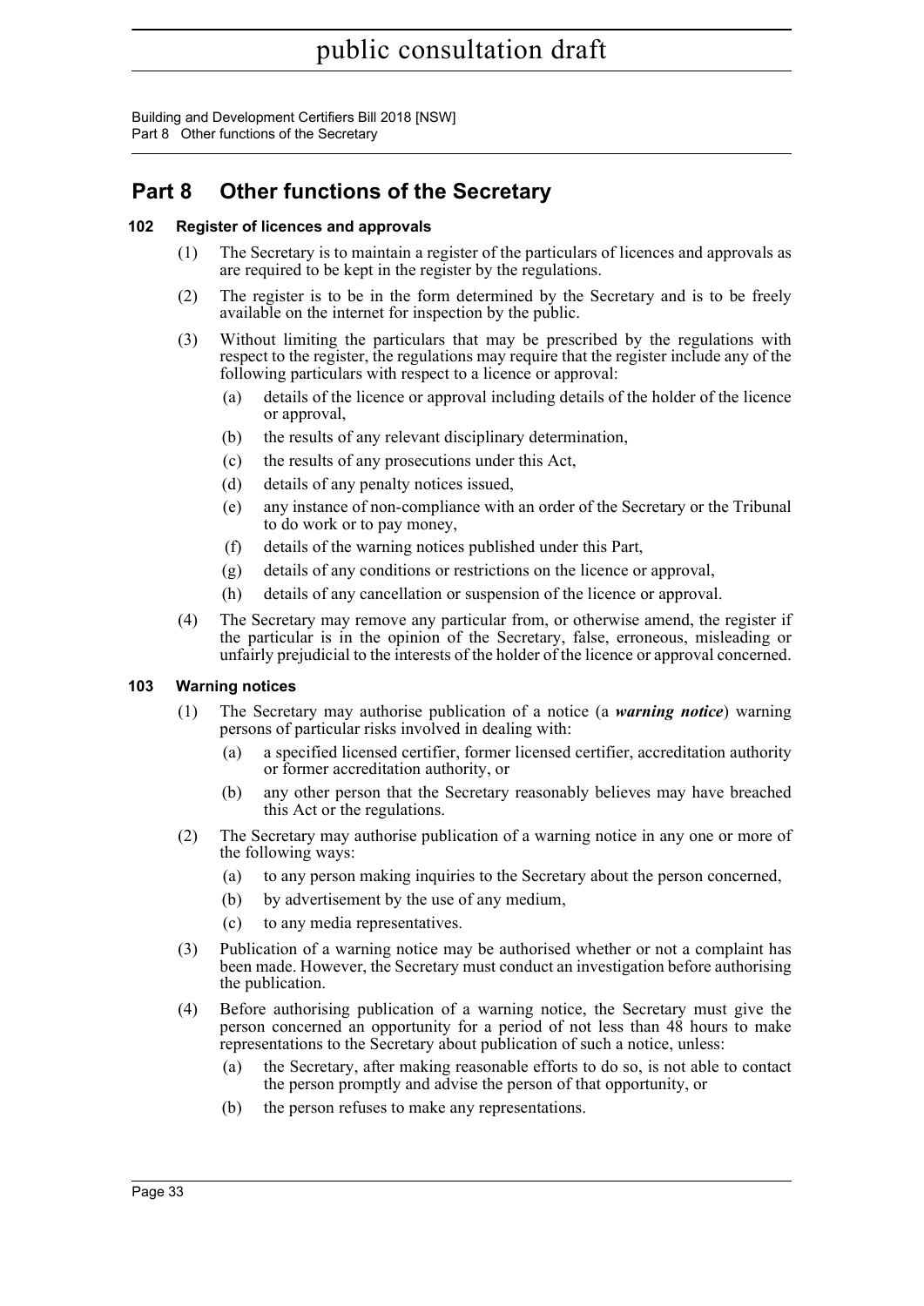# Part 8 Other functions of the Secretary

### 102 Register of licences and approvals

(1) The Secretary is to maintain a register of the particulars of licences and approvals as are required to be kept in the register by the regulations.

(2) The register is to be in the form determined by the Secretary and is to be freely available on the internet for inspection by the public.

(3) Without limiting the particulars that may be prescribed by the regulations with respect to the register, the regulations may require that the register include any of the following particulars with respect to a licence or approval:

- (a) details of the licence or approval including details of the holder of the licence or approval,
- (b) the results of any relevant disciplinary determination,
- (c) the results of any prosecutions under this Act,
- (d) details of any penalty notices issued,
- (e) any instance of non-compliance with an order of the Secretary or the Tribunal to do work or to pay money,
- (f) details of the warning notices published under this Part,
- (g) details of any conditions or restrictions on the licence or approval,
- (h) details of any cancellation or suspension of the licence or approval.

(4) The Secretary may remove any particular from, or otherwise amend, the register if the particular is in the opinion of the Secretary, false, erroneous, misleading or unfairly prejudicial to the interests of the holder of the licence or approval concerned.

### 103 Warning notices

(1) The Secretary may authorise publication of a notice (a ***warning notice***) warning persons of particular risks involved in dealing with:

- (a) a specified licensed certifier, former licensed certifier, accreditation authority or former accreditation authority, or
- (b) any other person that the Secretary reasonably believes may have breached this Act or the regulations.

(2) The Secretary may authorise publication of a warning notice in any one or more of the following ways:

- (a) to any person making inquiries to the Secretary about the person concerned,
- (b) by advertisement by the use of any medium,
- (c) to any media representatives.

(3) Publication of a warning notice may be authorised whether or not a complaint has been made. However, the Secretary must conduct an investigation before authorising the publication.

(4) Before authorising publication of a warning notice, the Secretary must give the person concerned an opportunity for a period of not less than 48 hours to make representations to the Secretary about publication of such a notice, unless:

- (a) the Secretary, after making reasonable efforts to do so, is not able to contact the person promptly and advise the person of that opportunity, or
- (b) the person refuses to make any representations.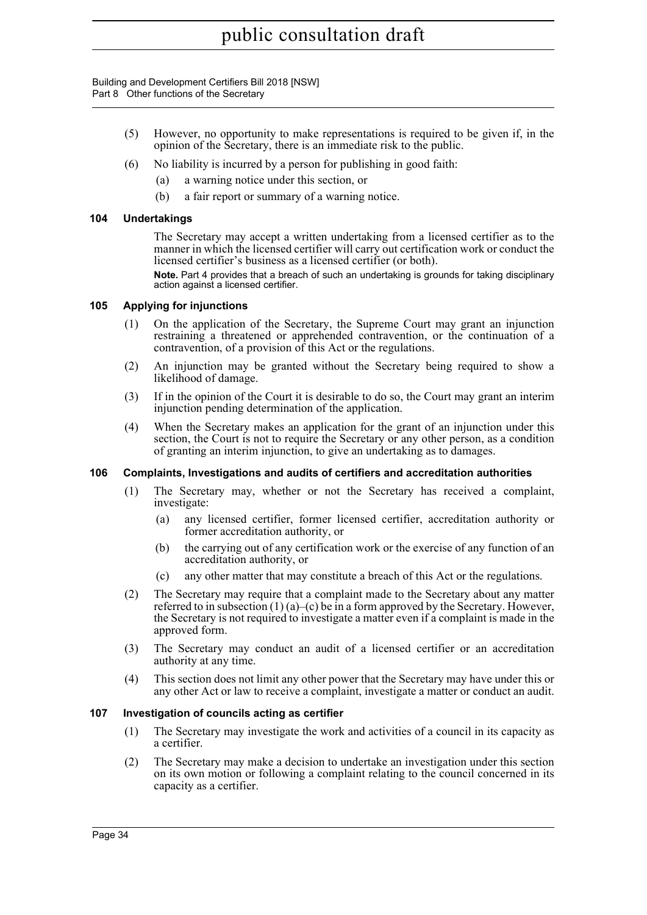(5) However, no opportunity to make representations is required to be given if, in the opinion of the Secretary, there is an immediate risk to the public.

(6) No liability is incurred by a person for publishing in good faith:

- (a) a warning notice under this section, or
- (b) a fair report or summary of a warning notice.

### 104 Undertakings

The Secretary may accept a written undertaking from a licensed certifier as to the manner in which the licensed certifier will carry out certification work or conduct the licensed certifier's business as a licensed certifier (or both).

**Note.** Part 4 provides that a breach of such an undertaking is grounds for taking disciplinary action against a licensed certifier.

### 105 Applying for injunctions

(1) On the application of the Secretary, the Supreme Court may grant an injunction restraining a threatened or apprehended contravention, or the continuation of a contravention, of a provision of this Act or the regulations.

(2) An injunction may be granted without the Secretary being required to show a likelihood of damage.

(3) If in the opinion of the Court it is desirable to do so, the Court may grant an interim injunction pending determination of the application.

(4) When the Secretary makes an application for the grant of an injunction under this section, the Court is not to require the Secretary or any other person, as a condition of granting an interim injunction, to give an undertaking as to damages.

### 106 Complaints, Investigations and audits of certifiers and accreditation authorities

(1) The Secretary may, whether or not the Secretary has received a complaint, investigate:

- (a) any licensed certifier, former licensed certifier, accreditation authority or former accreditation authority, or
- (b) the carrying out of any certification work or the exercise of any function of an accreditation authority, or
- (c) any other matter that may constitute a breach of this Act or the regulations.

(2) The Secretary may require that a complaint made to the Secretary about any matter referred to in subsection (1) (a)–(c) be in a form approved by the Secretary. However, the Secretary is not required to investigate a matter even if a complaint is made in the approved form.

(3) The Secretary may conduct an audit of a licensed certifier or an accreditation authority at any time.

(4) This section does not limit any other power that the Secretary may have under this or any other Act or law to receive a complaint, investigate a matter or conduct an audit.

### 107 Investigation of councils acting as certifier

(1) The Secretary may investigate the work and activities of a council in its capacity as a certifier.

(2) The Secretary may make a decision to undertake an investigation under this section on its own motion or following a complaint relating to the council concerned in its capacity as a certifier.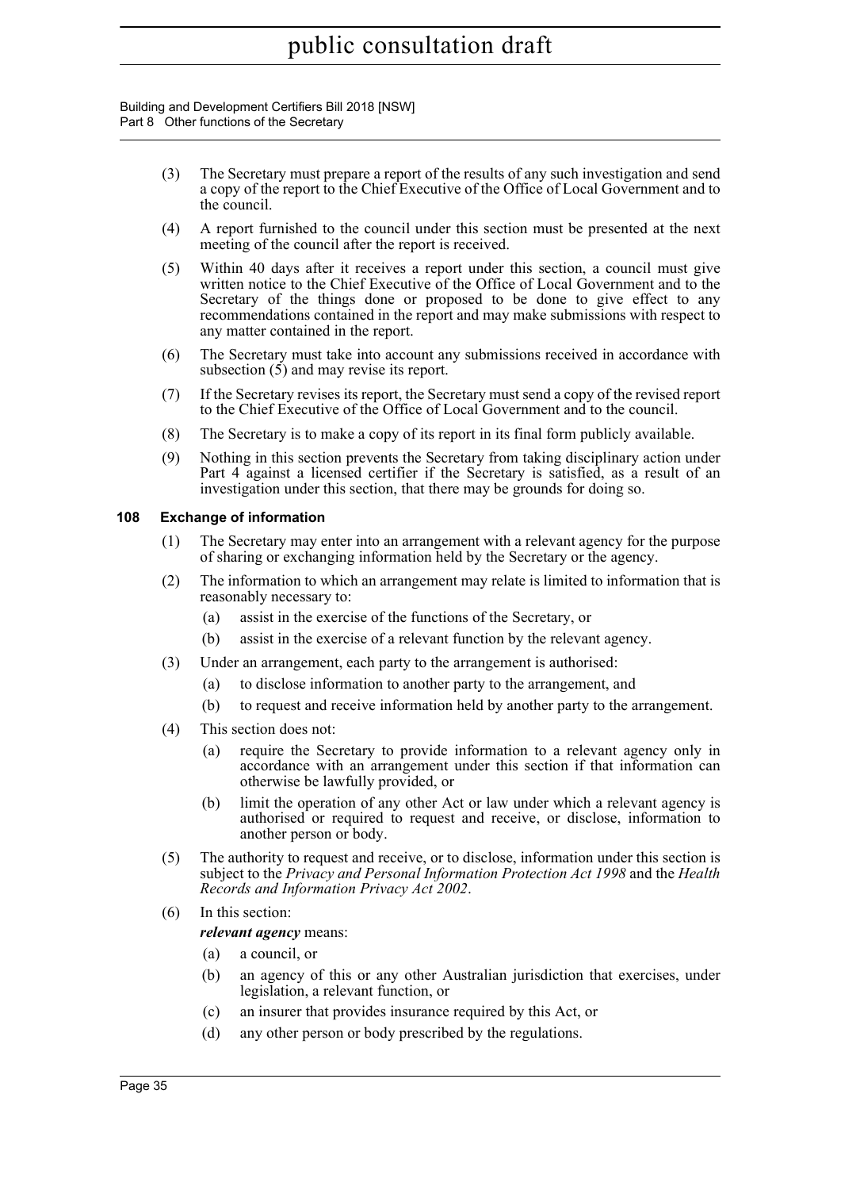(3) The Secretary must prepare a report of the results of any such investigation and send a copy of the report to the Chief Executive of the Office of Local Government and to the council.

(4) A report furnished to the council under this section must be presented at the next meeting of the council after the report is received.

(5) Within 40 days after it receives a report under this section, a council must give written notice to the Chief Executive of the Office of Local Government and to the Secretary of the things done or proposed to be done to give effect to any recommendations contained in the report and may make submissions with respect to any matter contained in the report.

(6) The Secretary must take into account any submissions received in accordance with subsection (5) and may revise its report.

(7) If the Secretary revises its report, the Secretary must send a copy of the revised report to the Chief Executive of the Office of Local Government and to the council.

(8) The Secretary is to make a copy of its report in its final form publicly available.

(9) Nothing in this section prevents the Secretary from taking disciplinary action under Part 4 against a licensed certifier if the Secretary is satisfied, as a result of an investigation under this section, that there may be grounds for doing so.

### 108 Exchange of information

(1) The Secretary may enter into an arrangement with a relevant agency for the purpose of sharing or exchanging information held by the Secretary or the agency.

(2) The information to which an arrangement may relate is limited to information that is reasonably necessary to:

- (a) assist in the exercise of the functions of the Secretary, or
- (b) assist in the exercise of a relevant function by the relevant agency.

(3) Under an arrangement, each party to the arrangement is authorised:

- (a) to disclose information to another party to the arrangement, and
- (b) to request and receive information held by another party to the arrangement.

(4) This section does not:

- (a) require the Secretary to provide information to a relevant agency only in accordance with an arrangement under this section if that information can otherwise be lawfully provided, or
- (b) limit the operation of any other Act or law under which a relevant agency is authorised or required to request and receive, or disclose, information to another person or body.

(5) The authority to request and receive, or to disclose, information under this section is subject to the *Privacy and Personal Information Protection Act 1998* and the *Health Records and Information Privacy Act 2002*.

(6) In this section:

***relevant agency*** means:

- (a) a council, or
- (b) an agency of this or any other Australian jurisdiction that exercises, under legislation, a relevant function, or
- (c) an insurer that provides insurance required by this Act, or
- (d) any other person or body prescribed by the regulations.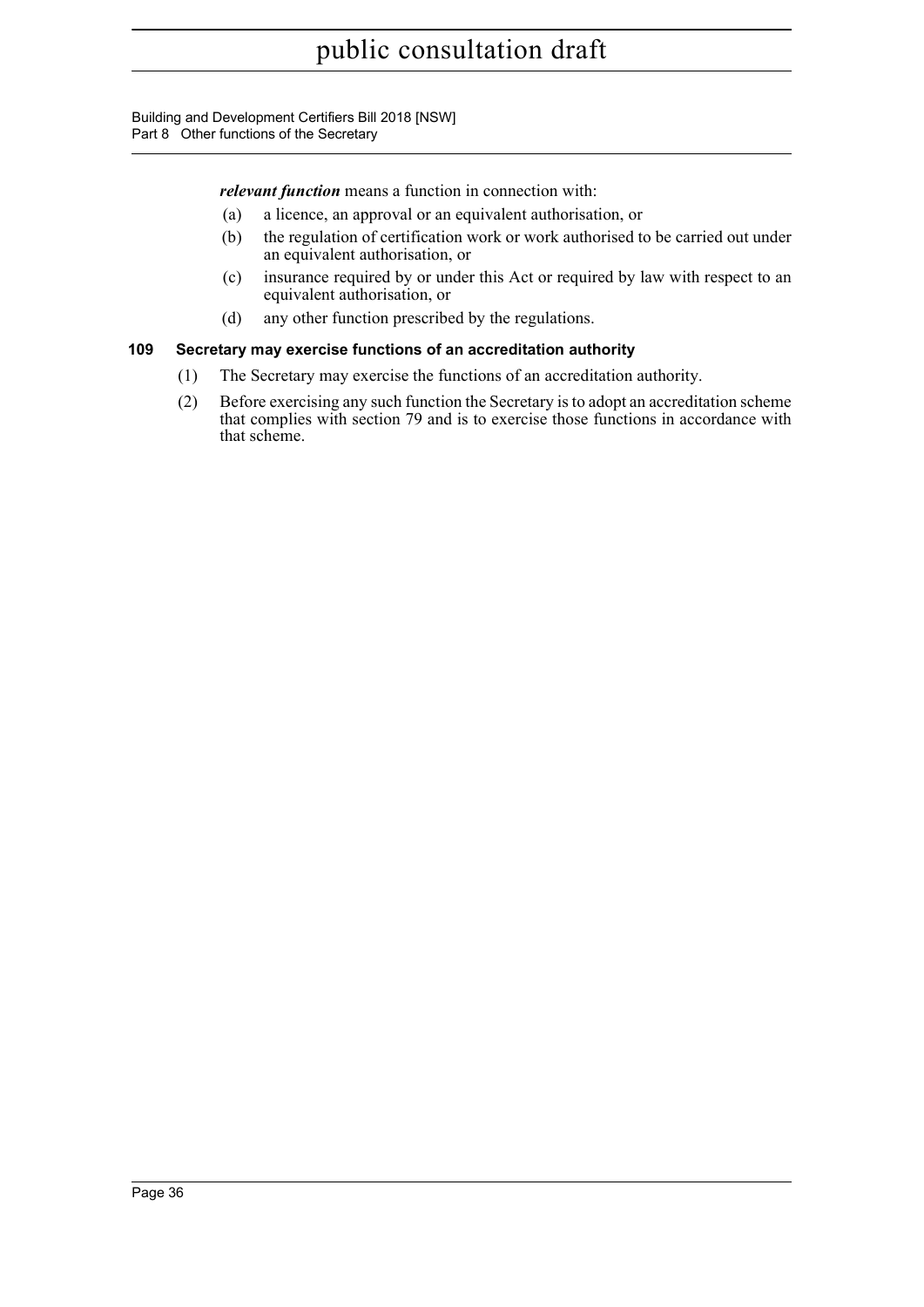***relevant function*** means a function in connection with:

(a) a licence, an approval or an equivalent authorisation, or

(b) the regulation of certification work or work authorised to be carried out under an equivalent authorisation, or

(c) insurance required by or under this Act or required by law with respect to an equivalent authorisation, or

(d) any other function prescribed by the regulations.

### 109 Secretary may exercise functions of an accreditation authority

(1) The Secretary may exercise the functions of an accreditation authority.

(2) Before exercising any such function the Secretary is to adopt an accreditation scheme that complies with section 79 and is to exercise those functions in accordance with that scheme.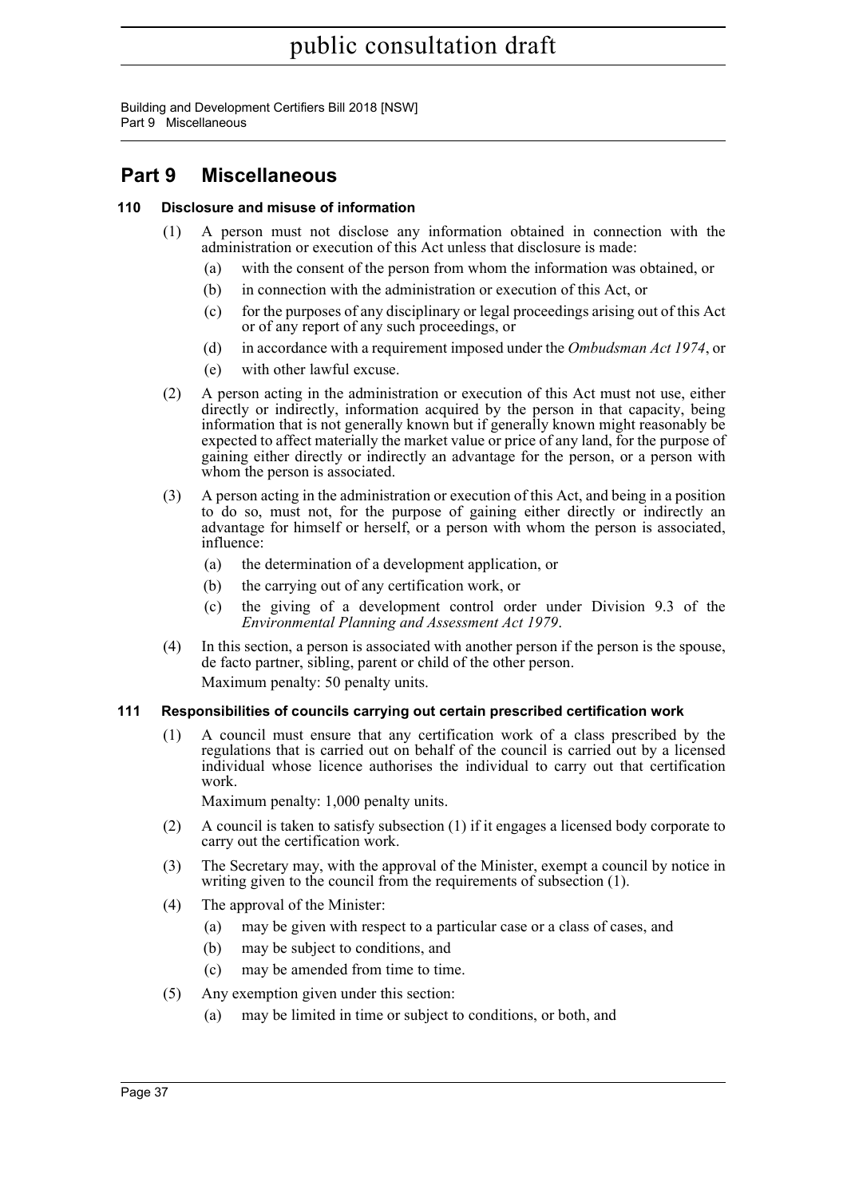# Part 9 Miscellaneous

### 110 Disclosure and misuse of information

(1) A person must not disclose any information obtained in connection with the administration or execution of this Act unless that disclosure is made:

- (a) with the consent of the person from whom the information was obtained, or
- (b) in connection with the administration or execution of this Act, or
- (c) for the purposes of any disciplinary or legal proceedings arising out of this Act or of any report of any such proceedings, or
- (d) in accordance with a requirement imposed under the *Ombudsman Act 1974*, or
- (e) with other lawful excuse.

(2) A person acting in the administration or execution of this Act must not use, either directly or indirectly, information acquired by the person in that capacity, being information that is not generally known but if generally known might reasonably be expected to affect materially the market value or price of any land, for the purpose of gaining either directly or indirectly an advantage for the person, or a person with whom the person is associated.

(3) A person acting in the administration or execution of this Act, and being in a position to do so, must not, for the purpose of gaining either directly or indirectly an advantage for himself or herself, or a person with whom the person is associated, influence:

- (a) the determination of a development application, or
- (b) the carrying out of any certification work, or
- (c) the giving of a development control order under Division 9.3 of the *Environmental Planning and Assessment Act 1979*.

(4) In this section, a person is associated with another person if the person is the spouse, de facto partner, sibling, parent or child of the other person.

Maximum penalty: 50 penalty units.

### 111 Responsibilities of councils carrying out certain prescribed certification work

(1) A council must ensure that any certification work of a class prescribed by the regulations that is carried out on behalf of the council is carried out by a licensed individual whose licence authorises the individual to carry out that certification work.

Maximum penalty: 1,000 penalty units.

(2) A council is taken to satisfy subsection (1) if it engages a licensed body corporate to carry out the certification work.

(3) The Secretary may, with the approval of the Minister, exempt a council by notice in writing given to the council from the requirements of subsection (1).

(4) The approval of the Minister:

- (a) may be given with respect to a particular case or a class of cases, and
- (b) may be subject to conditions, and
- (c) may be amended from time to time.

(5) Any exemption given under this section:

- (a) may be limited in time or subject to conditions, or both, and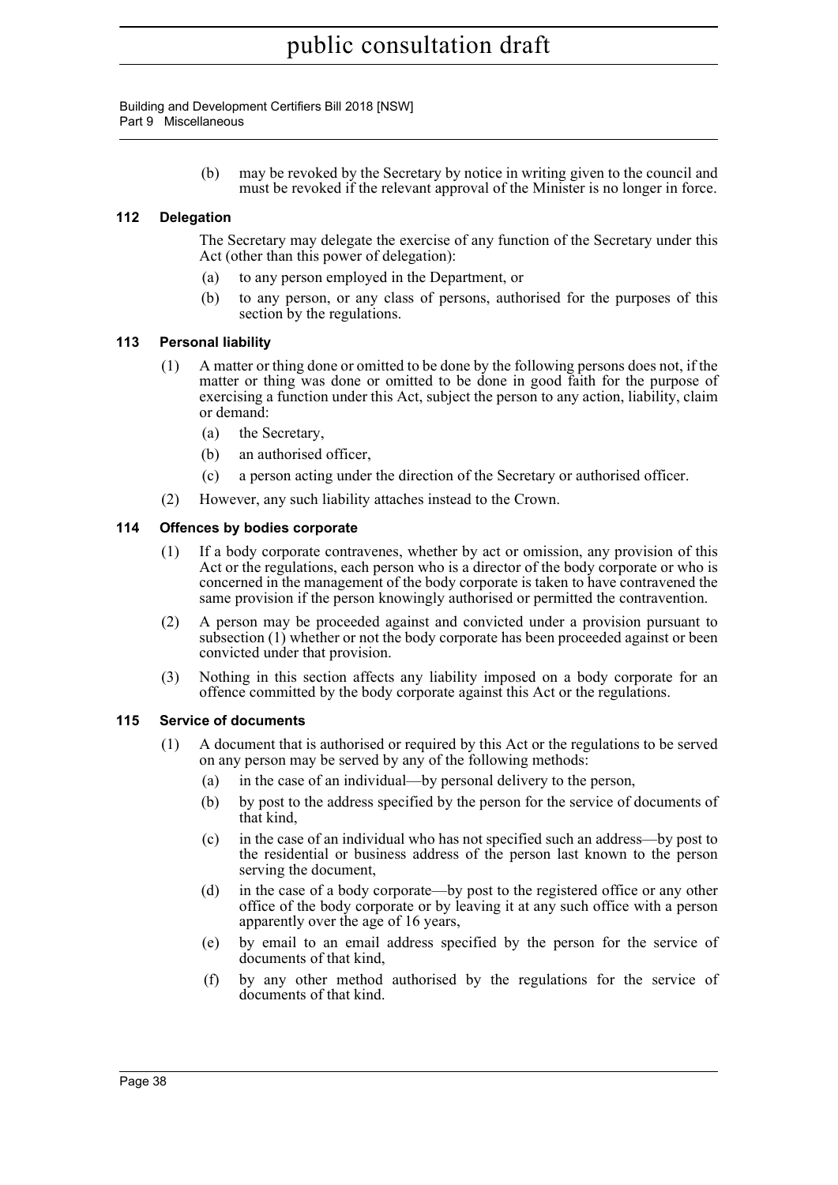(b) may be revoked by the Secretary by notice in writing given to the council and must be revoked if the relevant approval of the Minister is no longer in force.

### 112 Delegation

The Secretary may delegate the exercise of any function of the Secretary under this Act (other than this power of delegation):

(a) to any person employed in the Department, or

(b) to any person, or any class of persons, authorised for the purposes of this section by the regulations.

### 113 Personal liability

(1) A matter or thing done or omitted to be done by the following persons does not, if the matter or thing was done or omitted to be done in good faith for the purpose of exercising a function under this Act, subject the person to any action, liability, claim or demand:

(a) the Secretary,

(b) an authorised officer,

(c) a person acting under the direction of the Secretary or authorised officer.

(2) However, any such liability attaches instead to the Crown.

### 114 Offences by bodies corporate

(1) If a body corporate contravenes, whether by act or omission, any provision of this Act or the regulations, each person who is a director of the body corporate or who is concerned in the management of the body corporate is taken to have contravened the same provision if the person knowingly authorised or permitted the contravention.

(2) A person may be proceeded against and convicted under a provision pursuant to subsection (1) whether or not the body corporate has been proceeded against or been convicted under that provision.

(3) Nothing in this section affects any liability imposed on a body corporate for an offence committed by the body corporate against this Act or the regulations.

### 115 Service of documents

(1) A document that is authorised or required by this Act or the regulations to be served on any person may be served by any of the following methods:

(a) in the case of an individual—by personal delivery to the person,

(b) by post to the address specified by the person for the service of documents of that kind,

(c) in the case of an individual who has not specified such an address—by post to the residential or business address of the person last known to the person serving the document,

(d) in the case of a body corporate—by post to the registered office or any other office of the body corporate or by leaving it at any such office with a person apparently over the age of 16 years,

(e) by email to an email address specified by the person for the service of documents of that kind,

(f) by any other method authorised by the regulations for the service of documents of that kind.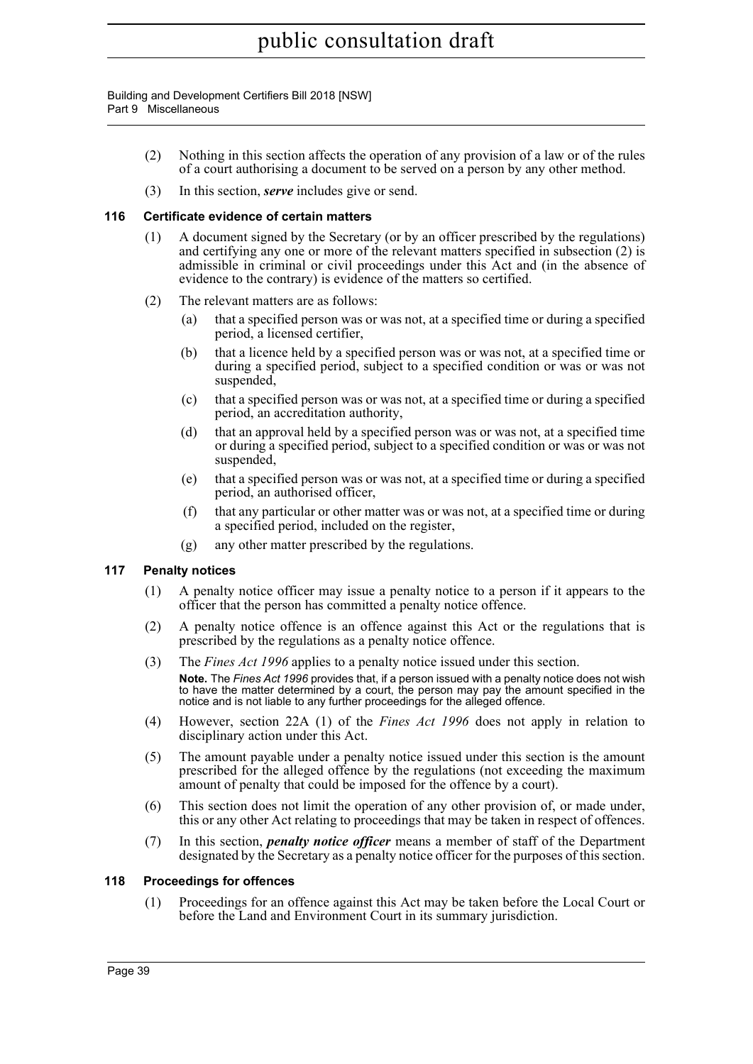(2) Nothing in this section affects the operation of any provision of a law or of the rules of a court authorising a document to be served on a person by any other method.

(3) In this section, ***serve*** includes give or send.

### 116 Certificate evidence of certain matters

(1) A document signed by the Secretary (or by an officer prescribed by the regulations) and certifying any one or more of the relevant matters specified in subsection (2) is admissible in criminal or civil proceedings under this Act and (in the absence of evidence to the contrary) is evidence of the matters so certified.

(2) The relevant matters are as follows:

(a) that a specified person was or was not, at a specified time or during a specified period, a licensed certifier,

(b) that a licence held by a specified person was or was not, at a specified time or during a specified period, subject to a specified condition or was or was not suspended,

(c) that a specified person was or was not, at a specified time or during a specified period, an accreditation authority,

(d) that an approval held by a specified person was or was not, at a specified time or during a specified period, subject to a specified condition or was or was not suspended,

(e) that a specified person was or was not, at a specified time or during a specified period, an authorised officer,

(f) that any particular or other matter was or was not, at a specified time or during a specified period, included on the register,

(g) any other matter prescribed by the regulations.

### 117 Penalty notices

(1) A penalty notice officer may issue a penalty notice to a person if it appears to the officer that the person has committed a penalty notice offence.

(2) A penalty notice offence is an offence against this Act or the regulations that is prescribed by the regulations as a penalty notice offence.

(3) The *Fines Act 1996* applies to a penalty notice issued under this section.

**Note.** The *Fines Act 1996* provides that, if a person issued with a penalty notice does not wish to have the matter determined by a court, the person may pay the amount specified in the notice and is not liable to any further proceedings for the alleged offence.

(4) However, section 22A (1) of the *Fines Act 1996* does not apply in relation to disciplinary action under this Act.

(5) The amount payable under a penalty notice issued under this section is the amount prescribed for the alleged offence by the regulations (not exceeding the maximum amount of penalty that could be imposed for the offence by a court).

(6) This section does not limit the operation of any other provision of, or made under, this or any other Act relating to proceedings that may be taken in respect of offences.

(7) In this section, ***penalty notice officer*** means a member of staff of the Department designated by the Secretary as a penalty notice officer for the purposes of this section.

### 118 Proceedings for offences

(1) Proceedings for an offence against this Act may be taken before the Local Court or before the Land and Environment Court in its summary jurisdiction.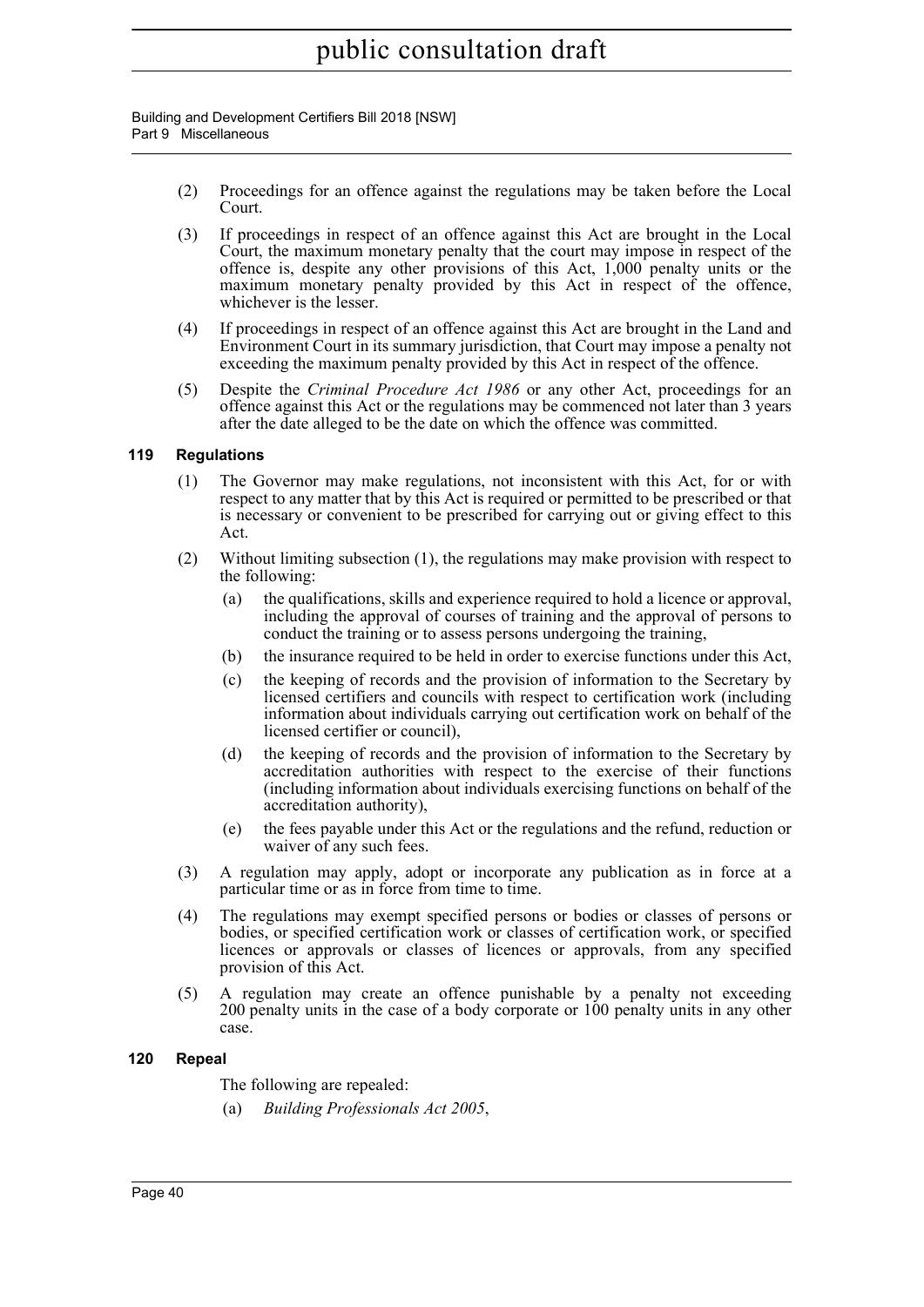(2) Proceedings for an offence against the regulations may be taken before the Local Court.

(3) If proceedings in respect of an offence against this Act are brought in the Local Court, the maximum monetary penalty that the court may impose in respect of the offence is, despite any other provisions of this Act, 1,000 penalty units or the maximum monetary penalty provided by this Act in respect of the offence, whichever is the lesser.

(4) If proceedings in respect of an offence against this Act are brought in the Land and Environment Court in its summary jurisdiction, that Court may impose a penalty not exceeding the maximum penalty provided by this Act in respect of the offence.

(5) Despite the *Criminal Procedure Act 1986* or any other Act, proceedings for an offence against this Act or the regulations may be commenced not later than 3 years after the date alleged to be the date on which the offence was committed.

### 119 Regulations

(1) The Governor may make regulations, not inconsistent with this Act, for or with respect to any matter that by this Act is required or permitted to be prescribed or that is necessary or convenient to be prescribed for carrying out or giving effect to this Act.

(2) Without limiting subsection (1), the regulations may make provision with respect to the following:

(a) the qualifications, skills and experience required to hold a licence or approval, including the approval of courses of training and the approval of persons to conduct the training or to assess persons undergoing the training,

(b) the insurance required to be held in order to exercise functions under this Act,

(c) the keeping of records and the provision of information to the Secretary by licensed certifiers and councils with respect to certification work (including information about individuals carrying out certification work on behalf of the licensed certifier or council),

(d) the keeping of records and the provision of information to the Secretary by accreditation authorities with respect to the exercise of their functions (including information about individuals exercising functions on behalf of the accreditation authority),

(e) the fees payable under this Act or the regulations and the refund, reduction or waiver of any such fees.

(3) A regulation may apply, adopt or incorporate any publication as in force at a particular time or as in force from time to time.

(4) The regulations may exempt specified persons or bodies or classes of persons or bodies, or specified certification work or classes of certification work, or specified licences or approvals or classes of licences or approvals, from any specified provision of this Act.

(5) A regulation may create an offence punishable by a penalty not exceeding 200 penalty units in the case of a body corporate or 100 penalty units in any other case.

### 120 Repeal

The following are repealed:

(a) *Building Professionals Act 2005*,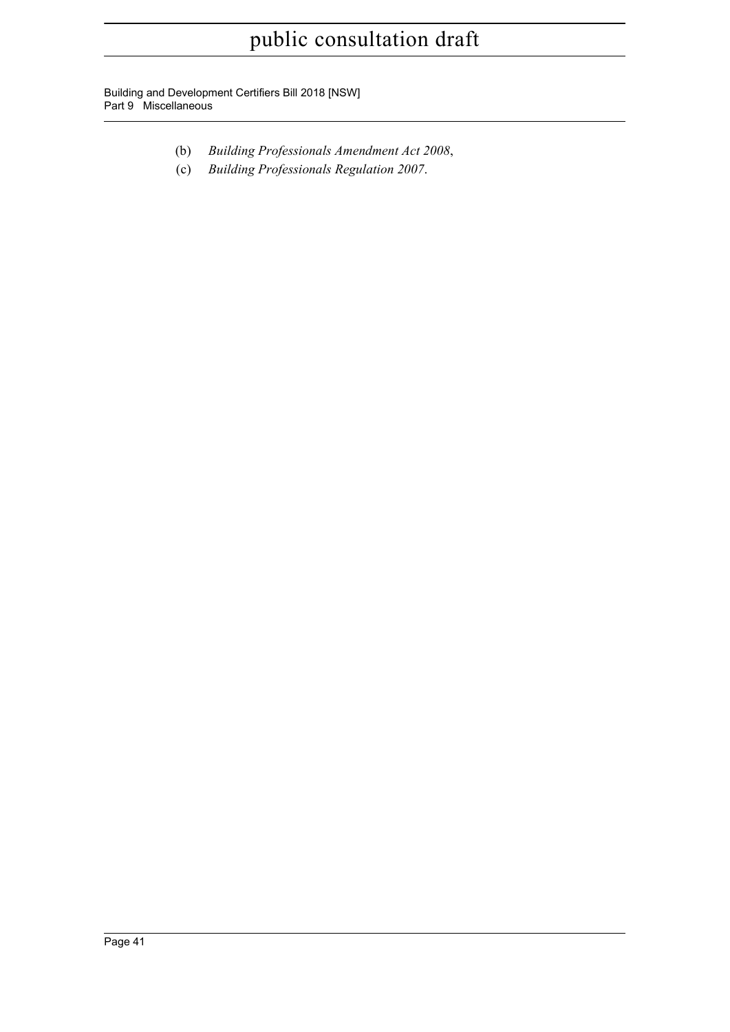(b) *Building Professionals Amendment Act 2008*,

(c) *Building Professionals Regulation 2007*.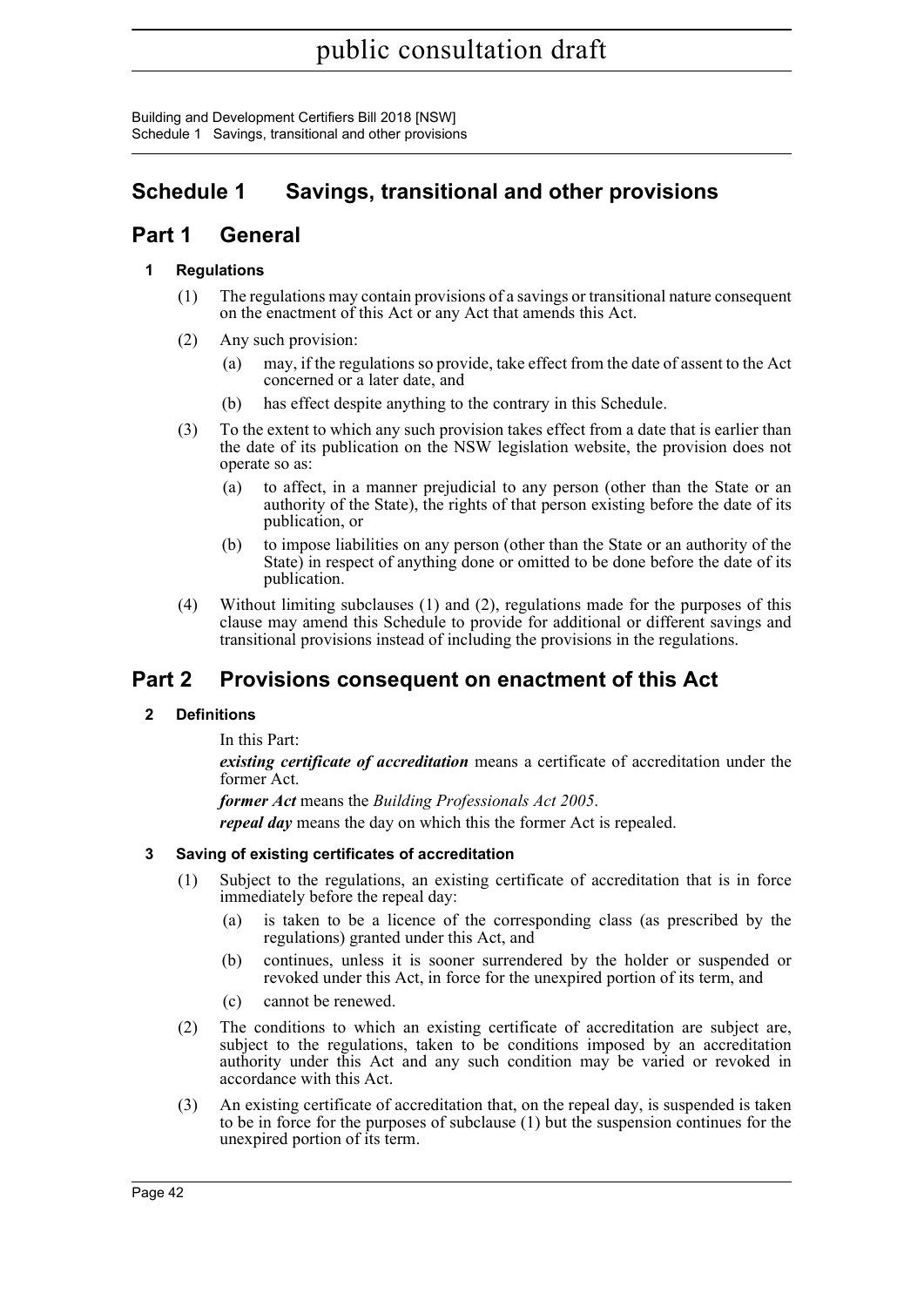# Schedule 1 Savings, transitional and other provisions

## Part 1 General

### 1 Regulations

(1) The regulations may contain provisions of a savings or transitional nature consequent on the enactment of this Act or any Act that amends this Act.

(2) Any such provision:

- (a) may, if the regulations so provide, take effect from the date of assent to the Act concerned or a later date, and
- (b) has effect despite anything to the contrary in this Schedule.

(3) To the extent to which any such provision takes effect from a date that is earlier than the date of its publication on the NSW legislation website, the provision does not operate so as:

- (a) to affect, in a manner prejudicial to any person (other than the State or an authority of the State), the rights of that person existing before the date of its publication, or
- (b) to impose liabilities on any person (other than the State or an authority of the State) in respect of anything done or omitted to be done before the date of its publication.

(4) Without limiting subclauses (1) and (2), regulations made for the purposes of this clause may amend this Schedule to provide for additional or different savings and transitional provisions instead of including the provisions in the regulations.

## Part 2 Provisions consequent on enactment of this Act

### 2 Definitions

In this Part:

***existing certificate of accreditation*** means a certificate of accreditation under the former Act.

***former Act*** means the *Building Professionals Act 2005*.

***repeal day*** means the day on which this the former Act is repealed.

### 3 Saving of existing certificates of accreditation

(1) Subject to the regulations, an existing certificate of accreditation that is in force immediately before the repeal day:

- (a) is taken to be a licence of the corresponding class (as prescribed by the regulations) granted under this Act, and
- (b) continues, unless it is sooner surrendered by the holder or suspended or revoked under this Act, in force for the unexpired portion of its term, and
- (c) cannot be renewed.

(2) The conditions to which an existing certificate of accreditation are subject are, subject to the regulations, taken to be conditions imposed by an accreditation authority under this Act and any such condition may be varied or revoked in accordance with this Act.

(3) An existing certificate of accreditation that, on the repeal day, is suspended is taken to be in force for the purposes of subclause (1) but the suspension continues for the unexpired portion of its term.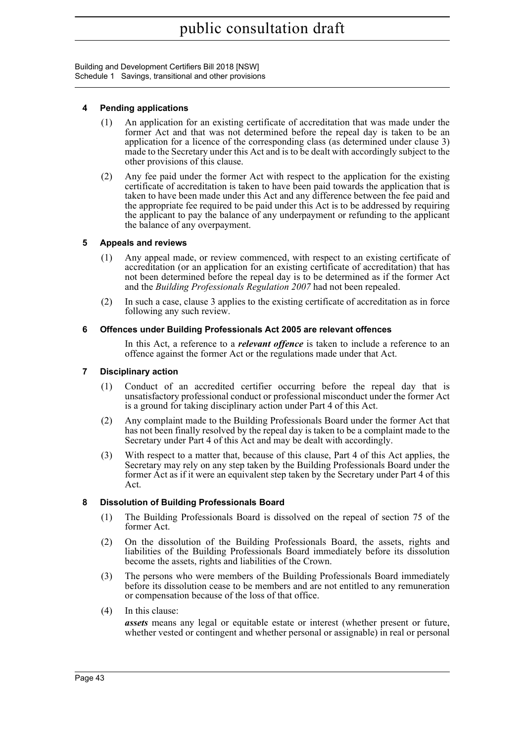### 4 Pending applications

(1) An application for an existing certificate of accreditation that was made under the former Act and that was not determined before the repeal day is taken to be an application for a licence of the corresponding class (as determined under clause 3) made to the Secretary under this Act and is to be dealt with accordingly subject to the other provisions of this clause.

(2) Any fee paid under the former Act with respect to the application for the existing certificate of accreditation is taken to have been paid towards the application that is taken to have been made under this Act and any difference between the fee paid and the appropriate fee required to be paid under this Act is to be addressed by requiring the applicant to pay the balance of any underpayment or refunding to the applicant the balance of any overpayment.

### 5 Appeals and reviews

(1) Any appeal made, or review commenced, with respect to an existing certificate of accreditation (or an application for an existing certificate of accreditation) that has not been determined before the repeal day is to be determined as if the former Act and the *Building Professionals Regulation 2007* had not been repealed.

(2) In such a case, clause 3 applies to the existing certificate of accreditation as in force following any such review.

### 6 Offences under Building Professionals Act 2005 are relevant offences

In this Act, a reference to a ***relevant offence*** is taken to include a reference to an offence against the former Act or the regulations made under that Act.

### 7 Disciplinary action

(1) Conduct of an accredited certifier occurring before the repeal day that is unsatisfactory professional conduct or professional misconduct under the former Act is a ground for taking disciplinary action under Part 4 of this Act.

(2) Any complaint made to the Building Professionals Board under the former Act that has not been finally resolved by the repeal day is taken to be a complaint made to the Secretary under Part 4 of this Act and may be dealt with accordingly.

(3) With respect to a matter that, because of this clause, Part 4 of this Act applies, the Secretary may rely on any step taken by the Building Professionals Board under the former Act as if it were an equivalent step taken by the Secretary under Part 4 of this Act.

### 8 Dissolution of Building Professionals Board

(1) The Building Professionals Board is dissolved on the repeal of section 75 of the former Act.

(2) On the dissolution of the Building Professionals Board, the assets, rights and liabilities of the Building Professionals Board immediately before its dissolution become the assets, rights and liabilities of the Crown.

(3) The persons who were members of the Building Professionals Board immediately before its dissolution cease to be members and are not entitled to any remuneration or compensation because of the loss of that office.

(4) In this clause:

***assets*** means any legal or equitable estate or interest (whether present or future, whether vested or contingent and whether personal or assignable) in real or personal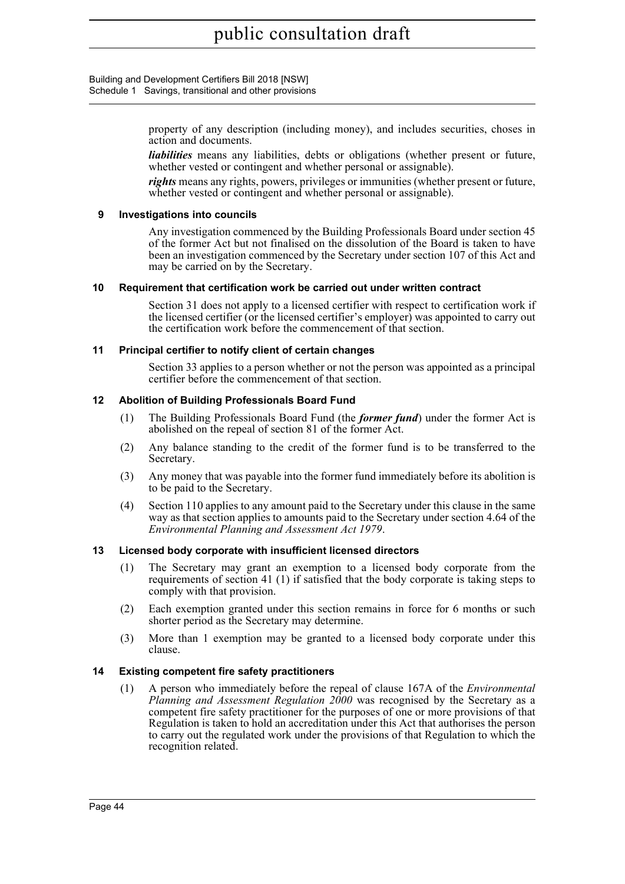property of any description (including money), and includes securities, choses in action and documents.

***liabilities*** means any liabilities, debts or obligations (whether present or future, whether vested or contingent and whether personal or assignable).

***rights*** means any rights, powers, privileges or immunities (whether present or future, whether vested or contingent and whether personal or assignable).

### 9 Investigations into councils

Any investigation commenced by the Building Professionals Board under section 45 of the former Act but not finalised on the dissolution of the Board is taken to have been an investigation commenced by the Secretary under section 107 of this Act and may be carried on by the Secretary.

### 10 Requirement that certification work be carried out under written contract

Section 31 does not apply to a licensed certifier with respect to certification work if the licensed certifier (or the licensed certifier's employer) was appointed to carry out the certification work before the commencement of that section.

### 11 Principal certifier to notify client of certain changes

Section 33 applies to a person whether or not the person was appointed as a principal certifier before the commencement of that section.

### 12 Abolition of Building Professionals Board Fund

(1) The Building Professionals Board Fund (the ***former fund***) under the former Act is abolished on the repeal of section 81 of the former Act.

(2) Any balance standing to the credit of the former fund is to be transferred to the Secretary.

(3) Any money that was payable into the former fund immediately before its abolition is to be paid to the Secretary.

(4) Section 110 applies to any amount paid to the Secretary under this clause in the same way as that section applies to amounts paid to the Secretary under section 4.64 of the *Environmental Planning and Assessment Act 1979*.

### 13 Licensed body corporate with insufficient licensed directors

(1) The Secretary may grant an exemption to a licensed body corporate from the requirements of section 41 (1) if satisfied that the body corporate is taking steps to comply with that provision.

(2) Each exemption granted under this section remains in force for 6 months or such shorter period as the Secretary may determine.

(3) More than 1 exemption may be granted to a licensed body corporate under this clause.

### 14 Existing competent fire safety practitioners

(1) A person who immediately before the repeal of clause 167A of the *Environmental Planning and Assessment Regulation 2000* was recognised by the Secretary as a competent fire safety practitioner for the purposes of one or more provisions of that Regulation is taken to hold an accreditation under this Act that authorises the person to carry out the regulated work under the provisions of that Regulation to which the recognition related.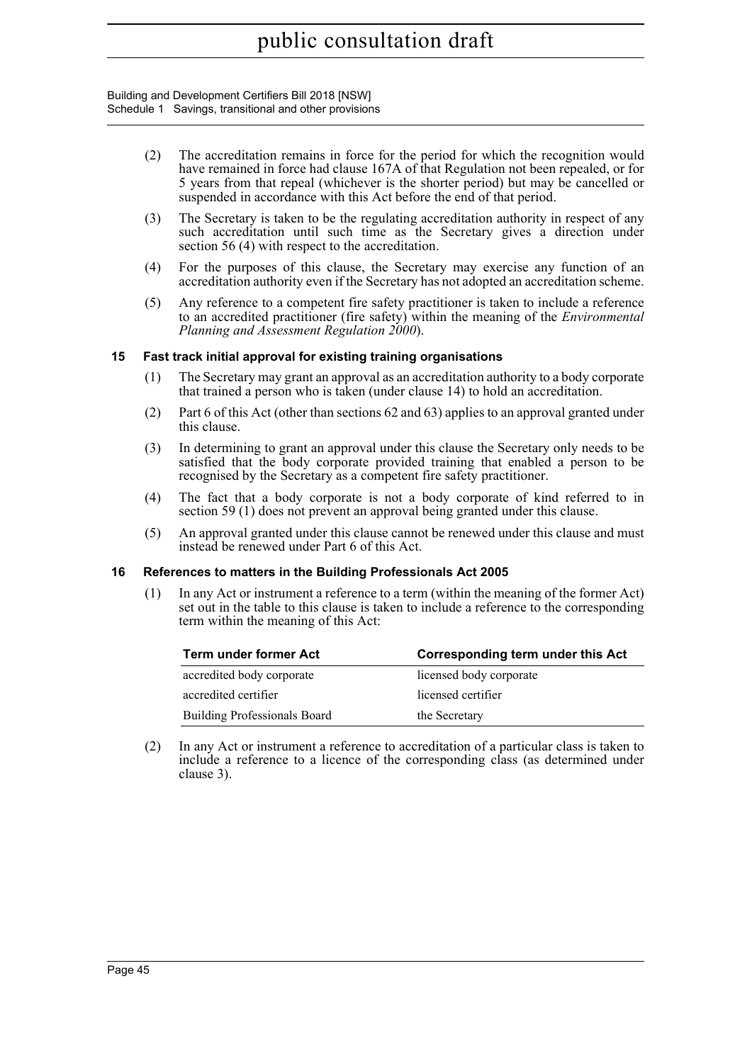(2) The accreditation remains in force for the period for which the recognition would have remained in force had clause 167A of that Regulation not been repealed, or for 5 years from that repeal (whichever is the shorter period) but may be cancelled or suspended in accordance with this Act before the end of that period.

(3) The Secretary is taken to be the regulating accreditation authority in respect of any such accreditation until such time as the Secretary gives a direction under section 56 (4) with respect to the accreditation.

(4) For the purposes of this clause, the Secretary may exercise any function of an accreditation authority even if the Secretary has not adopted an accreditation scheme.

(5) Any reference to a competent fire safety practitioner is taken to include a reference to an accredited practitioner (fire safety) within the meaning of the *Environmental Planning and Assessment Regulation 2000*).

### 15 Fast track initial approval for existing training organisations

(1) The Secretary may grant an approval as an accreditation authority to a body corporate that trained a person who is taken (under clause 14) to hold an accreditation.

(2) Part 6 of this Act (other than sections 62 and 63) applies to an approval granted under this clause.

(3) In determining to grant an approval under this clause the Secretary only needs to be satisfied that the body corporate provided training that enabled a person to be recognised by the Secretary as a competent fire safety practitioner.

(4) The fact that a body corporate is not a body corporate of kind referred to in section 59 (1) does not prevent an approval being granted under this clause.

(5) An approval granted under this clause cannot be renewed under this clause and must instead be renewed under Part 6 of this Act.

### 16 References to matters in the Building Professionals Act 2005

(1) In any Act or instrument a reference to a term (within the meaning of the former Act) set out in the table to this clause is taken to include a reference to the corresponding term within the meaning of this Act:

| Term under former Act | Corresponding term under this Act |
|---|---|
| accredited body corporate | licensed body corporate |
| accredited certifier | licensed certifier |
| Building Professionals Board | the Secretary |

(2) In any Act or instrument a reference to accreditation of a particular class is taken to include a reference to a licence of the corresponding class (as determined under clause 3).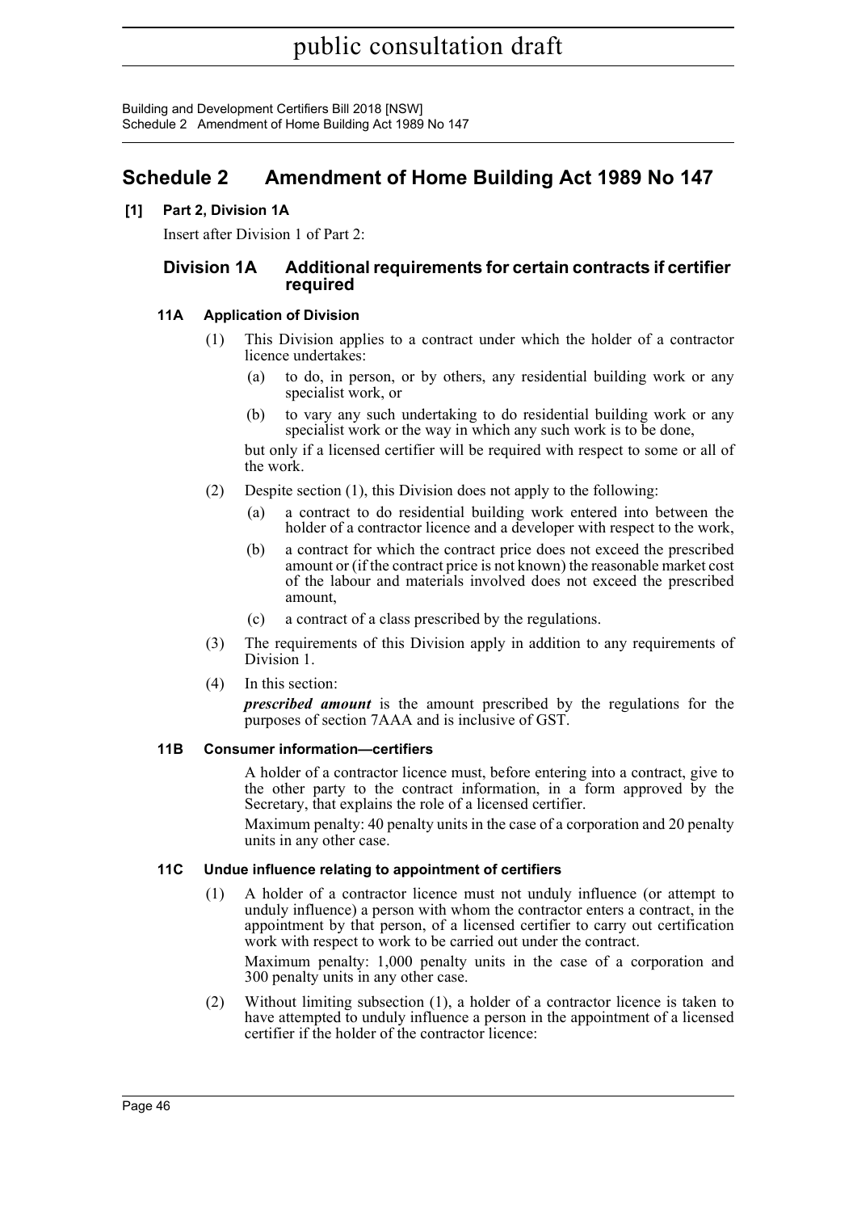# Schedule 2 Amendment of Home Building Act 1989 No 147

**[1] Part 2, Division 1A**

Insert after Division 1 of Part 2:

## Division 1A Additional requirements for certain contracts if certifier required

### 11A Application of Division

(1) This Division applies to a contract under which the holder of a contractor licence undertakes:

- (a) to do, in person, or by others, any residential building work or any specialist work, or
- (b) to vary any such undertaking to do residential building work or any specialist work or the way in which any such work is to be done,

but only if a licensed certifier will be required with respect to some or all of the work.

(2) Despite section (1), this Division does not apply to the following:

- (a) a contract to do residential building work entered into between the holder of a contractor licence and a developer with respect to the work,
- (b) a contract for which the contract price does not exceed the prescribed amount or (if the contract price is not known) the reasonable market cost of the labour and materials involved does not exceed the prescribed amount,
- (c) a contract of a class prescribed by the regulations.

(3) The requirements of this Division apply in addition to any requirements of Division 1.

(4) In this section:

***prescribed amount*** is the amount prescribed by the regulations for the purposes of section 7AAA and is inclusive of GST.

### 11B Consumer information—certifiers

A holder of a contractor licence must, before entering into a contract, give to the other party to the contract information, in a form approved by the Secretary, that explains the role of a licensed certifier.

Maximum penalty: 40 penalty units in the case of a corporation and 20 penalty units in any other case.

### 11C Undue influence relating to appointment of certifiers

(1) A holder of a contractor licence must not unduly influence (or attempt to unduly influence) a person with whom the contractor enters a contract, in the appointment by that person, of a licensed certifier to carry out certification work with respect to work to be carried out under the contract.

Maximum penalty: 1,000 penalty units in the case of a corporation and 300 penalty units in any other case.

(2) Without limiting subsection (1), a holder of a contractor licence is taken to have attempted to unduly influence a person in the appointment of a licensed certifier if the holder of the contractor licence: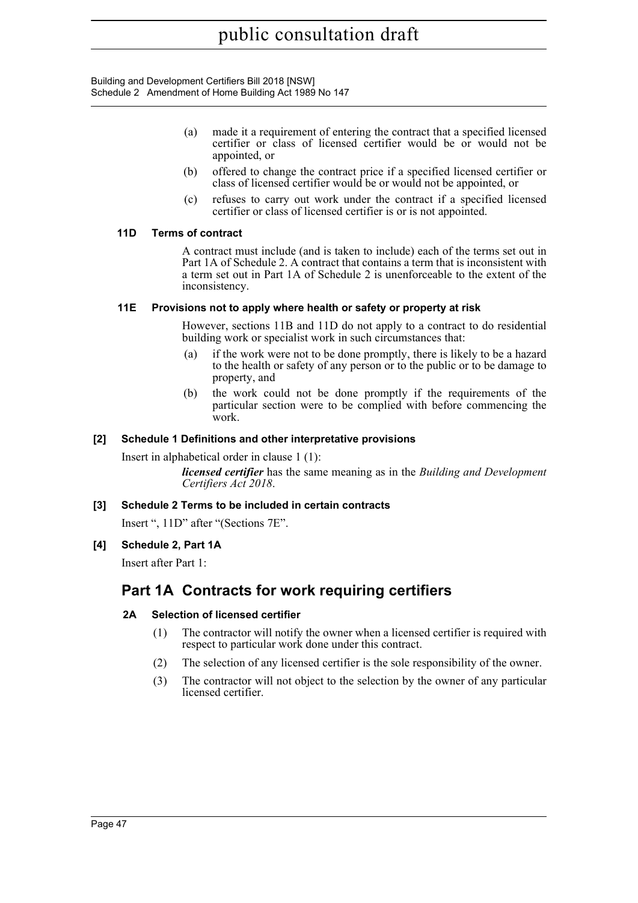(a) made it a requirement of entering the contract that a specified licensed certifier or class of licensed certifier would be or would not be appointed, or

(b) offered to change the contract price if a specified licensed certifier or class of licensed certifier would be or would not be appointed, or

(c) refuses to carry out work under the contract if a specified licensed certifier or class of licensed certifier is or is not appointed.

#### 11D Terms of contract

A contract must include (and is taken to include) each of the terms set out in Part 1A of Schedule 2. A contract that contains a term that is inconsistent with a term set out in Part 1A of Schedule 2 is unenforceable to the extent of the inconsistency.

#### 11E Provisions not to apply where health or safety or property at risk

However, sections 11B and 11D do not apply to a contract to do residential building work or specialist work in such circumstances that:

(a) if the work were not to be done promptly, there is likely to be a hazard to the health or safety of any person or to the public or to be damage to property, and

(b) the work could not be done promptly if the requirements of the particular section were to be complied with before commencing the work.

### [2] Schedule 1 Definitions and other interpretative provisions

Insert in alphabetical order in clause 1 (1):

***licensed certifier*** has the same meaning as in the *Building and Development Certifiers Act 2018*.

### [3] Schedule 2 Terms to be included in certain contracts

Insert ", 11D" after "(Sections 7E".

### [4] Schedule 2, Part 1A

Insert after Part 1:

## Part 1A Contracts for work requiring certifiers

#### 2A Selection of licensed certifier

(1) The contractor will notify the owner when a licensed certifier is required with respect to particular work done under this contract.

(2) The selection of any licensed certifier is the sole responsibility of the owner.

(3) The contractor will not object to the selection by the owner of any particular licensed certifier.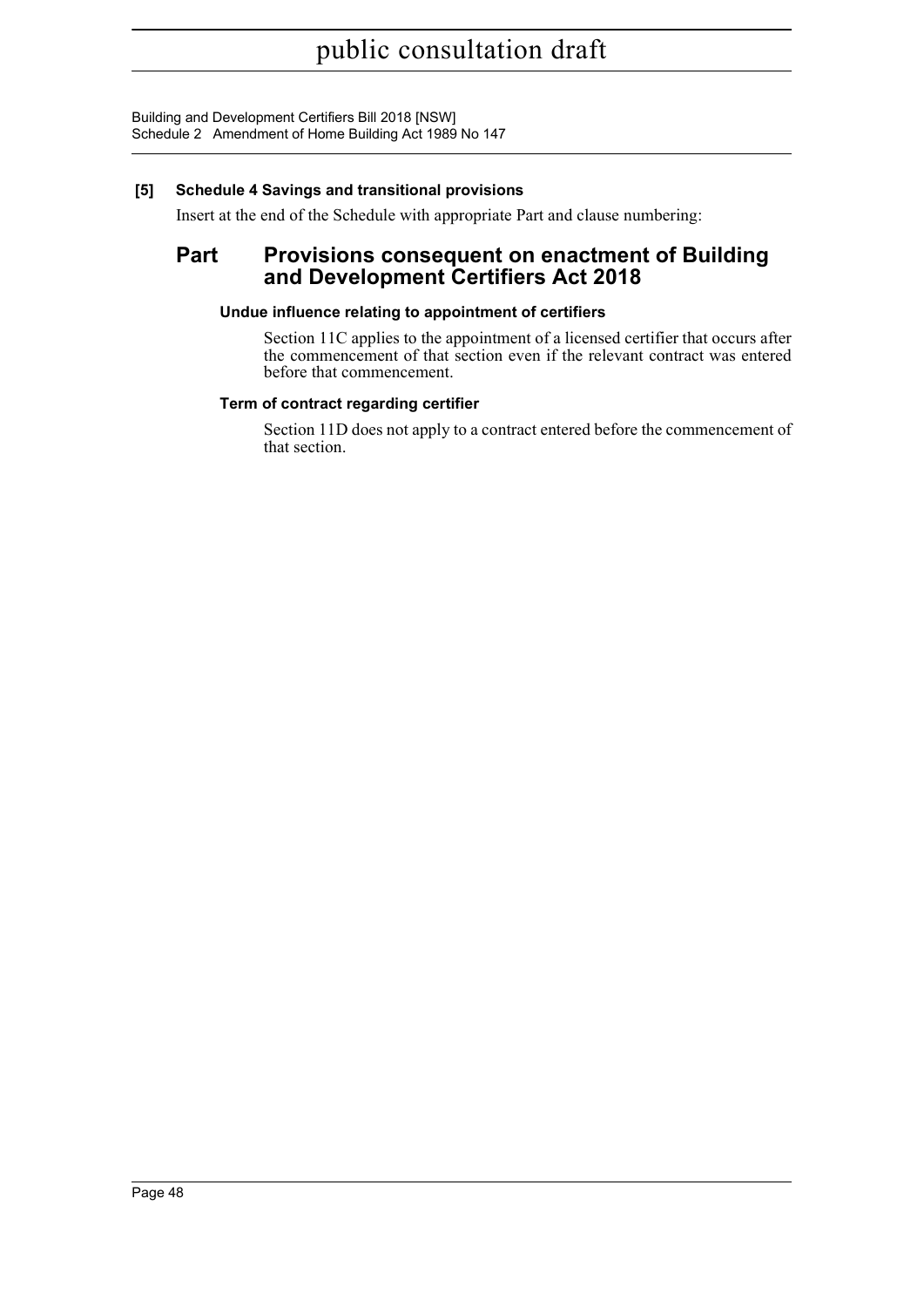**[5] Schedule 4 Savings and transitional provisions**

Insert at the end of the Schedule with appropriate Part and clause numbering:

## Part Provisions consequent on enactment of Building and Development Certifiers Act 2018

**Undue influence relating to appointment of certifiers**

Section 11C applies to the appointment of a licensed certifier that occurs after the commencement of that section even if the relevant contract was entered before that commencement.

**Term of contract regarding certifier**

Section 11D does not apply to a contract entered before the commencement of that section.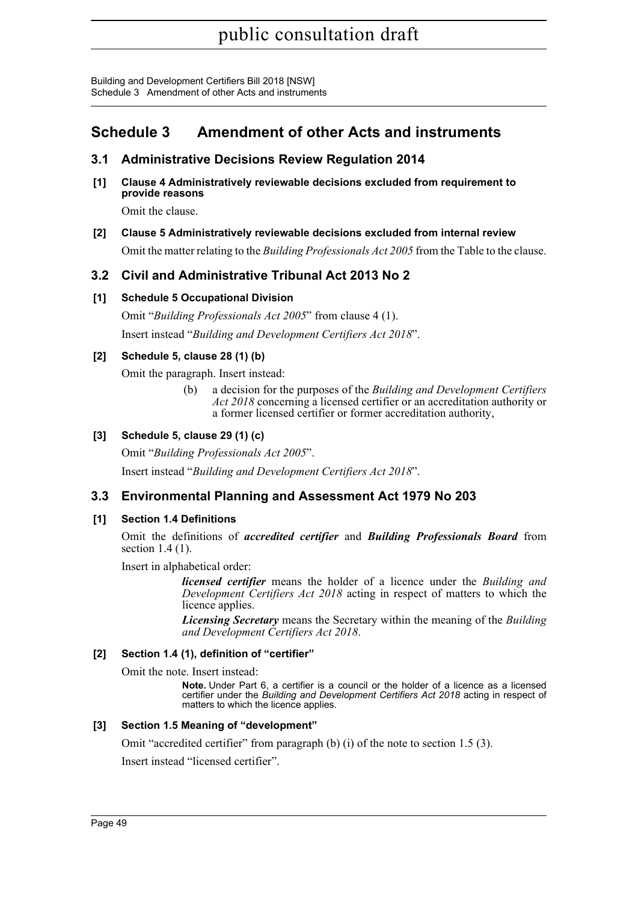# Schedule 3 Amendment of other Acts and instruments

## 3.1 Administrative Decisions Review Regulation 2014

**[1] Clause 4 Administratively reviewable decisions excluded from requirement to provide reasons**

Omit the clause.

**[2] Clause 5 Administratively reviewable decisions excluded from internal review**

Omit the matter relating to the *Building Professionals Act 2005* from the Table to the clause.

## 3.2 Civil and Administrative Tribunal Act 2013 No 2

**[1] Schedule 5 Occupational Division**

Omit "*Building Professionals Act 2005*" from clause 4 (1).

Insert instead "*Building and Development Certifiers Act 2018*".

**[2] Schedule 5, clause 28 (1) (b)**

Omit the paragraph. Insert instead:

> (b) a decision for the purposes of the *Building and Development Certifiers Act 2018* concerning a licensed certifier or an accreditation authority or a former licensed certifier or former accreditation authority,

**[3] Schedule 5, clause 29 (1) (c)**

Omit "*Building Professionals Act 2005*".

Insert instead "*Building and Development Certifiers Act 2018*".

## 3.3 Environmental Planning and Assessment Act 1979 No 203

**[1] Section 1.4 Definitions**

Omit the definitions of ***accredited certifier*** and ***Building Professionals Board*** from section 1.4 (1).

Insert in alphabetical order:

> ***licensed certifier*** means the holder of a licence under the *Building and Development Certifiers Act 2018* acting in respect of matters to which the licence applies.
>
> ***Licensing Secretary*** means the Secretary within the meaning of the *Building and Development Certifiers Act 2018*.

**[2] Section 1.4 (1), definition of "certifier"**

Omit the note. Insert instead:

> **Note.** Under Part 6, a certifier is a council or the holder of a licence as a licensed certifier under the *Building and Development Certifiers Act 2018* acting in respect of matters to which the licence applies.

**[3] Section 1.5 Meaning of "development"**

Omit "accredited certifier" from paragraph (b) (i) of the note to section 1.5 (3).

Insert instead "licensed certifier".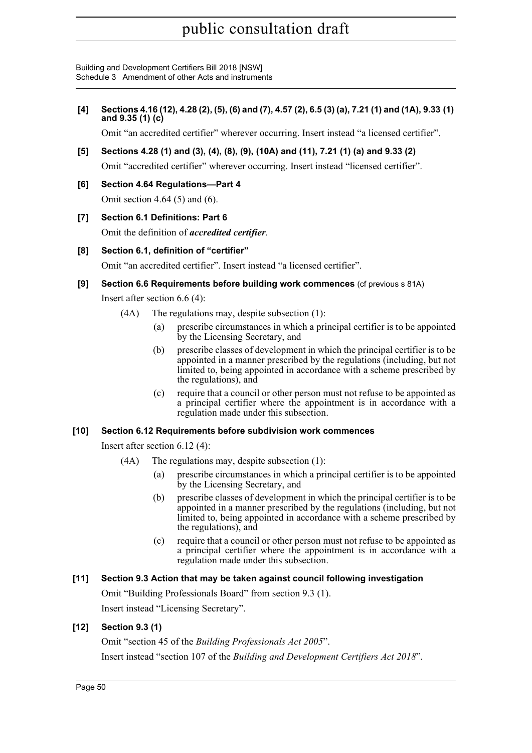**[4] Sections 4.16 (12), 4.28 (2), (5), (6) and (7), 4.57 (2), 6.5 (3) (a), 7.21 (1) and (1A), 9.33 (1) and 9.35 (1) (c)**

Omit "an accredited certifier" wherever occurring. Insert instead "a licensed certifier".

**[5] Sections 4.28 (1) and (3), (4), (8), (9), (10A) and (11), 7.21 (1) (a) and 9.33 (2)**

Omit "accredited certifier" wherever occurring. Insert instead "licensed certifier".

**[6] Section 4.64 Regulations—Part 4**

Omit section 4.64 (5) and (6).

**[7] Section 6.1 Definitions: Part 6**

Omit the definition of ***accredited certifier***.

**[8] Section 6.1, definition of "certifier"**

Omit "an accredited certifier". Insert instead "a licensed certifier".

**[9] Section 6.6 Requirements before building work commences** (cf previous s 81A)

Insert after section 6.6 (4):

(4A) The regulations may, despite subsection (1):

(a) prescribe circumstances in which a principal certifier is to be appointed by the Licensing Secretary, and

(b) prescribe classes of development in which the principal certifier is to be appointed in a manner prescribed by the regulations (including, but not limited to, being appointed in accordance with a scheme prescribed by the regulations), and

(c) require that a council or other person must not refuse to be appointed as a principal certifier where the appointment is in accordance with a regulation made under this subsection.

**[10] Section 6.12 Requirements before subdivision work commences**

Insert after section 6.12 (4):

(4A) The regulations may, despite subsection (1):

(a) prescribe circumstances in which a principal certifier is to be appointed by the Licensing Secretary, and

(b) prescribe classes of development in which the principal certifier is to be appointed in a manner prescribed by the regulations (including, but not limited to, being appointed in accordance with a scheme prescribed by the regulations), and

(c) require that a council or other person must not refuse to be appointed as a principal certifier where the appointment is in accordance with a regulation made under this subsection.

**[11] Section 9.3 Action that may be taken against council following investigation**

Omit "Building Professionals Board" from section 9.3 (1).

Insert instead "Licensing Secretary".

**[12] Section 9.3 (1)**

Omit "section 45 of the *Building Professionals Act 2005*".

Insert instead "section 107 of the *Building and Development Certifiers Act 2018*".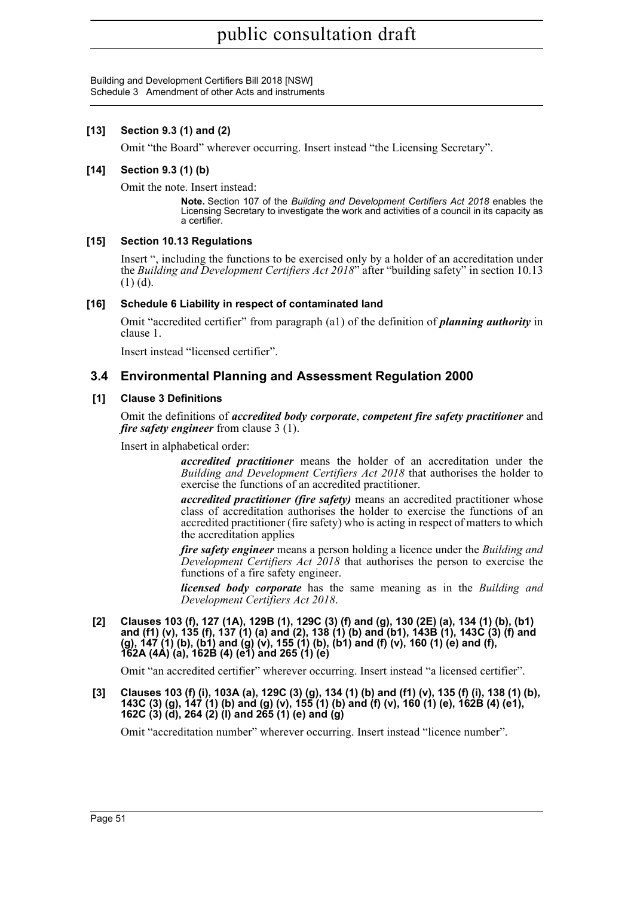#### [13] Section 9.3 (1) and (2)

Omit "the Board" wherever occurring. Insert instead "the Licensing Secretary".

#### [14] Section 9.3 (1) (b)

Omit the note. Insert instead:

> **Note.** Section 107 of the *Building and Development Certifiers Act 2018* enables the Licensing Secretary to investigate the work and activities of a council in its capacity as a certifier.

#### [15] Section 10.13 Regulations

Insert ", including the functions to be exercised only by a holder of an accreditation under the *Building and Development Certifiers Act 2018*" after "building safety" in section 10.13 (1) (d).

#### [16] Schedule 6 Liability in respect of contaminated land

Omit "accredited certifier" from paragraph (a1) of the definition of ***planning authority*** in clause 1.

Insert instead "licensed certifier".

## 3.4 Environmental Planning and Assessment Regulation 2000

#### [1] Clause 3 Definitions

Omit the definitions of ***accredited body corporate***, ***competent fire safety practitioner*** and ***fire safety engineer*** from clause 3 (1).

Insert in alphabetical order:

> ***accredited practitioner*** means the holder of an accreditation under the *Building and Development Certifiers Act 2018* that authorises the holder to exercise the functions of an accredited practitioner.
>
> ***accredited practitioner (fire safety)*** means an accredited practitioner whose class of accreditation authorises the holder to exercise the functions of an accredited practitioner (fire safety) who is acting in respect of matters to which the accreditation applies
>
> ***fire safety engineer*** means a person holding a licence under the *Building and Development Certifiers Act 2018* that authorises the person to exercise the functions of a fire safety engineer.
>
> ***licensed body corporate*** has the same meaning as in the *Building and Development Certifiers Act 2018*.

#### [2] Clauses 103 (f), 127 (1A), 129B (1), 129C (3) (f) and (g), 130 (2E) (a), 134 (1) (b), (b1) and (f1) (v), 135 (f), 137 (1) (a) and (2), 138 (1) (b) and (b1), 143B (1), 143C (3) (f) and (g), 147 (1) (b), (b1) and (g) (v), 155 (1) (b), (b1) and (f) (v), 160 (1) (e) and (f), 162A (4A) (a), 162B (4) (e1) and 265 (1) (e)

Omit "an accredited certifier" wherever occurring. Insert instead "a licensed certifier".

#### [3] Clauses 103 (f) (i), 103A (a), 129C (3) (g), 134 (1) (b) and (f1) (v), 135 (f) (i), 138 (1) (b), 143C (3) (g), 147 (1) (b) and (g) (v), 155 (1) (b) and (f) (v), 160 (1) (e), 162B (4) (e1), 162C (3) (d), 264 (2) (l) and 265 (1) (e) and (g)

Omit "accreditation number" wherever occurring. Insert instead "licence number".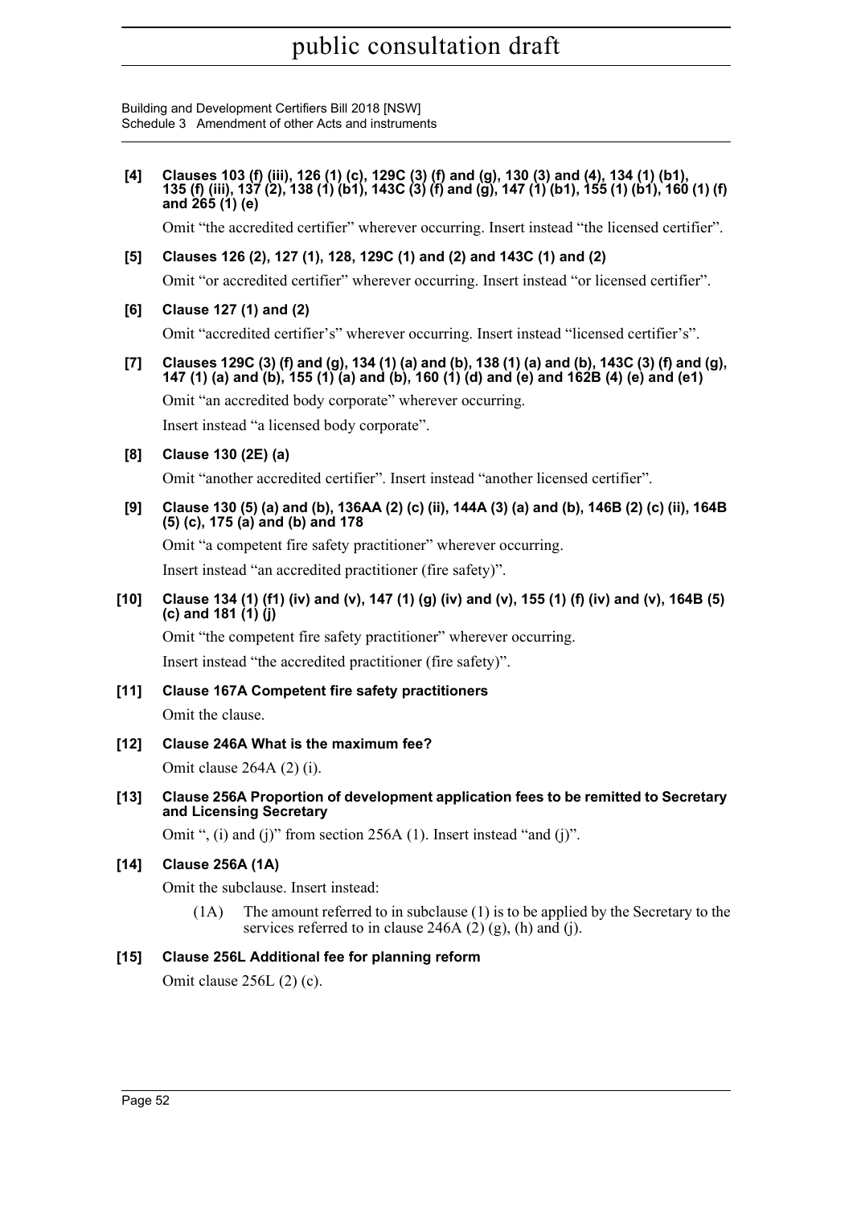**[4] Clauses 103 (f) (iii), 126 (1) (c), 129C (3) (f) and (g), 130 (3) and (4), 134 (1) (b1), 135 (f) (iii), 137 (2), 138 (1) (b1), 143C (3) (f) and (g), 147 (1) (b1), 155 (1) (b1), 160 (1) (f) and 265 (1) (e)**

Omit "the accredited certifier" wherever occurring. Insert instead "the licensed certifier".

**[5] Clauses 126 (2), 127 (1), 128, 129C (1) and (2) and 143C (1) and (2)**

Omit "or accredited certifier" wherever occurring. Insert instead "or licensed certifier".

**[6] Clause 127 (1) and (2)**

Omit "accredited certifier's" wherever occurring. Insert instead "licensed certifier's".

**[7] Clauses 129C (3) (f) and (g), 134 (1) (a) and (b), 138 (1) (a) and (b), 143C (3) (f) and (g), 147 (1) (a) and (b), 155 (1) (a) and (b), 160 (1) (d) and (e) and 162B (4) (e) and (e1)**

Omit "an accredited body corporate" wherever occurring.

Insert instead "a licensed body corporate".

**[8] Clause 130 (2E) (a)**

Omit "another accredited certifier". Insert instead "another licensed certifier".

**[9] Clause 130 (5) (a) and (b), 136AA (2) (c) (ii), 144A (3) (a) and (b), 146B (2) (c) (ii), 164B (5) (c), 175 (a) and (b) and 178**

Omit "a competent fire safety practitioner" wherever occurring.

Insert instead "an accredited practitioner (fire safety)".

**[10] Clause 134 (1) (f1) (iv) and (v), 147 (1) (g) (iv) and (v), 155 (1) (f) (iv) and (v), 164B (5) (c) and 181 (1) (j)**

Omit "the competent fire safety practitioner" wherever occurring.

Insert instead "the accredited practitioner (fire safety)".

**[11] Clause 167A Competent fire safety practitioners**

Omit the clause.

**[12] Clause 246A What is the maximum fee?**

Omit clause 264A (2) (i).

**[13] Clause 256A Proportion of development application fees to be remitted to Secretary and Licensing Secretary**

Omit ", (i) and (j)" from section 256A (1). Insert instead "and (j)".

**[14] Clause 256A (1A)**

Omit the subclause. Insert instead:

> (1A) The amount referred to in subclause (1) is to be applied by the Secretary to the services referred to in clause 246A (2) (g), (h) and (j).

**[15] Clause 256L Additional fee for planning reform**

Omit clause 256L (2) (c).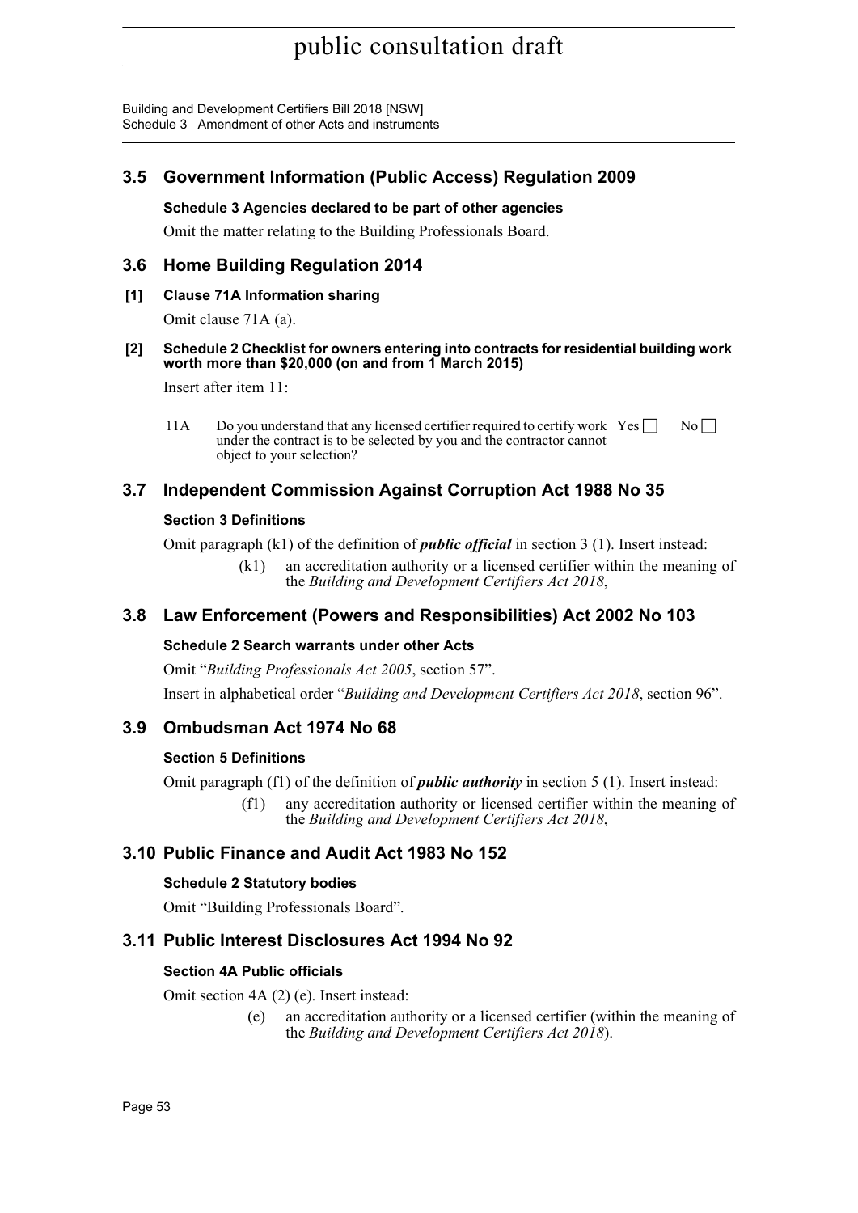## 3.5 Government Information (Public Access) Regulation 2009

### Schedule 3 Agencies declared to be part of other agencies

Omit the matter relating to the Building Professionals Board.

## 3.6 Home Building Regulation 2014

### [1] Clause 71A Information sharing

Omit clause 71A (a).

### [2] Schedule 2 Checklist for owners entering into contracts for residential building work worth more than $20,000 (on and from 1 March 2015)

Insert after item 11:

| | | | |
|---|---|---|---|
| 11A | Do you understand that any licensed certifier required to certify work under the contract is to be selected by you and the contractor cannot object to your selection? | Yes ☐ | No ☐ |

## 3.7 Independent Commission Against Corruption Act 1988 No 35

### Section 3 Definitions

Omit paragraph (k1) of the definition of ***public official*** in section 3 (1). Insert instead:

> (k1) an accreditation authority or a licensed certifier within the meaning of the *Building and Development Certifiers Act 2018*,

## 3.8 Law Enforcement (Powers and Responsibilities) Act 2002 No 103

### Schedule 2 Search warrants under other Acts

Omit "*Building Professionals Act 2005*, section 57".

Insert in alphabetical order "*Building and Development Certifiers Act 2018*, section 96".

## 3.9 Ombudsman Act 1974 No 68

### Section 5 Definitions

Omit paragraph (f1) of the definition of ***public authority*** in section 5 (1). Insert instead:

> (f1) any accreditation authority or licensed certifier within the meaning of the *Building and Development Certifiers Act 2018*,

## 3.10 Public Finance and Audit Act 1983 No 152

### Schedule 2 Statutory bodies

Omit "Building Professionals Board".

## 3.11 Public Interest Disclosures Act 1994 No 92

### Section 4A Public officials

Omit section 4A (2) (e). Insert instead:

> (e) an accreditation authority or a licensed certifier (within the meaning of the *Building and Development Certifiers Act 2018*).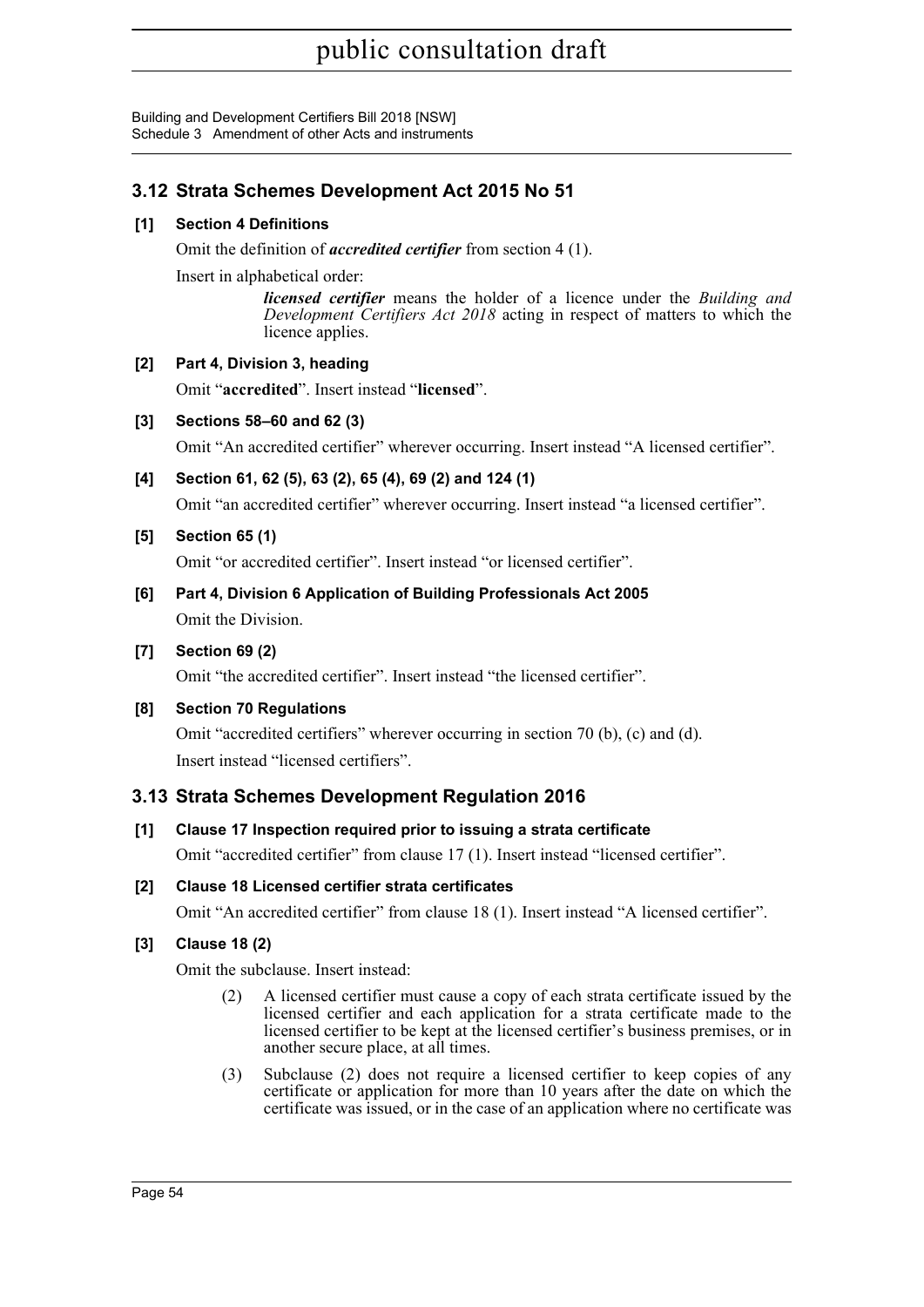## 3.12 Strata Schemes Development Act 2015 No 51

**[1] Section 4 Definitions**

Omit the definition of ***accredited certifier*** from section 4 (1).

Insert in alphabetical order:

> ***licensed certifier*** means the holder of a licence under the *Building and Development Certifiers Act 2018* acting in respect of matters to which the licence applies.

**[2] Part 4, Division 3, heading**

Omit "**accredited**". Insert instead "**licensed**".

**[3] Sections 58–60 and 62 (3)**

Omit "An accredited certifier" wherever occurring. Insert instead "A licensed certifier".

**[4] Section 61, 62 (5), 63 (2), 65 (4), 69 (2) and 124 (1)**

Omit "an accredited certifier" wherever occurring. Insert instead "a licensed certifier".

**[5] Section 65 (1)**

Omit "or accredited certifier". Insert instead "or licensed certifier".

**[6] Part 4, Division 6 Application of Building Professionals Act 2005**

Omit the Division.

**[7] Section 69 (2)**

Omit "the accredited certifier". Insert instead "the licensed certifier".

**[8] Section 70 Regulations**

Omit "accredited certifiers" wherever occurring in section 70 (b), (c) and (d).

Insert instead "licensed certifiers".

## 3.13 Strata Schemes Development Regulation 2016

**[1] Clause 17 Inspection required prior to issuing a strata certificate**

Omit "accredited certifier" from clause 17 (1). Insert instead "licensed certifier".

**[2] Clause 18 Licensed certifier strata certificates**

Omit "An accredited certifier" from clause 18 (1). Insert instead "A licensed certifier".

**[3] Clause 18 (2)**

Omit the subclause. Insert instead:

> (2) A licensed certifier must cause a copy of each strata certificate issued by the licensed certifier and each application for a strata certificate made to the licensed certifier to be kept at the licensed certifier's business premises, or in another secure place, at all times.
>
> (3) Subclause (2) does not require a licensed certifier to keep copies of any certificate or application for more than 10 years after the date on which the certificate was issued, or in the case of an application where no certificate was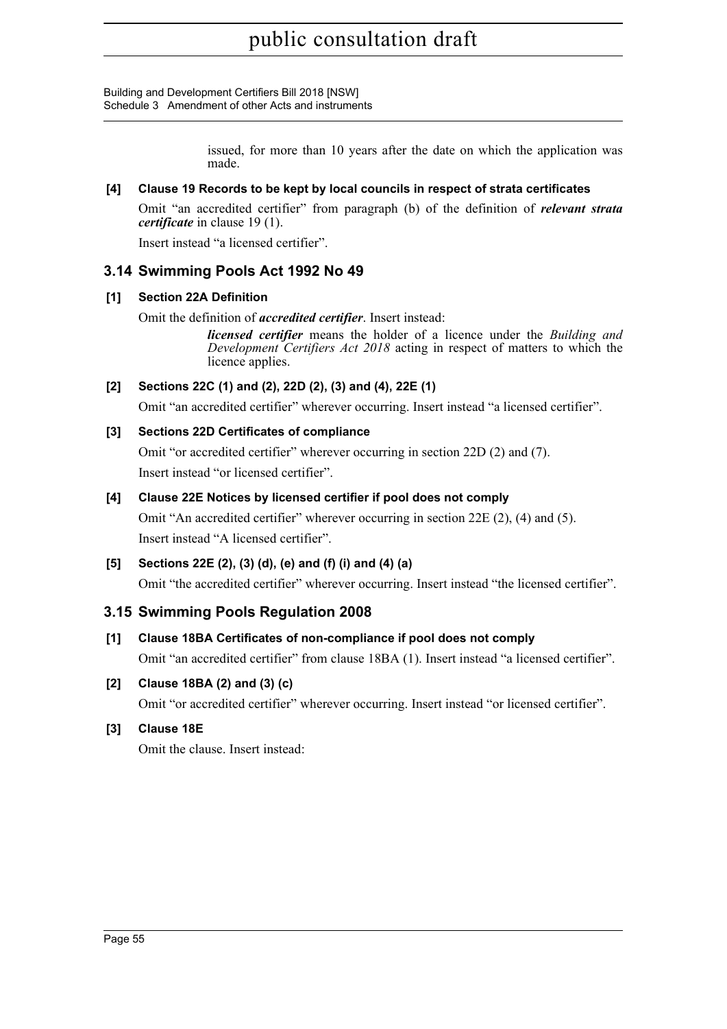issued, for more than 10 years after the date on which the application was made.

**[4] Clause 19 Records to be kept by local councils in respect of strata certificates**

Omit "an accredited certifier" from paragraph (b) of the definition of ***relevant strata certificate*** in clause 19 (1).

Insert instead "a licensed certifier".

## 3.14 Swimming Pools Act 1992 No 49

**[1] Section 22A Definition**

Omit the definition of ***accredited certifier***. Insert instead:

> ***licensed certifier*** means the holder of a licence under the *Building and Development Certifiers Act 2018* acting in respect of matters to which the licence applies.

**[2] Sections 22C (1) and (2), 22D (2), (3) and (4), 22E (1)**

Omit "an accredited certifier" wherever occurring. Insert instead "a licensed certifier".

**[3] Sections 22D Certificates of compliance**

Omit "or accredited certifier" wherever occurring in section 22D (2) and (7).

Insert instead "or licensed certifier".

**[4] Clause 22E Notices by licensed certifier if pool does not comply**

Omit "An accredited certifier" wherever occurring in section 22E (2), (4) and (5).

Insert instead "A licensed certifier".

**[5] Sections 22E (2), (3) (d), (e) and (f) (i) and (4) (a)**

Omit "the accredited certifier" wherever occurring. Insert instead "the licensed certifier".

## 3.15 Swimming Pools Regulation 2008

**[1] Clause 18BA Certificates of non-compliance if pool does not comply**

Omit "an accredited certifier" from clause 18BA (1). Insert instead "a licensed certifier".

**[2] Clause 18BA (2) and (3) (c)**

Omit "or accredited certifier" wherever occurring. Insert instead "or licensed certifier".

**[3] Clause 18E**

Omit the clause. Insert instead: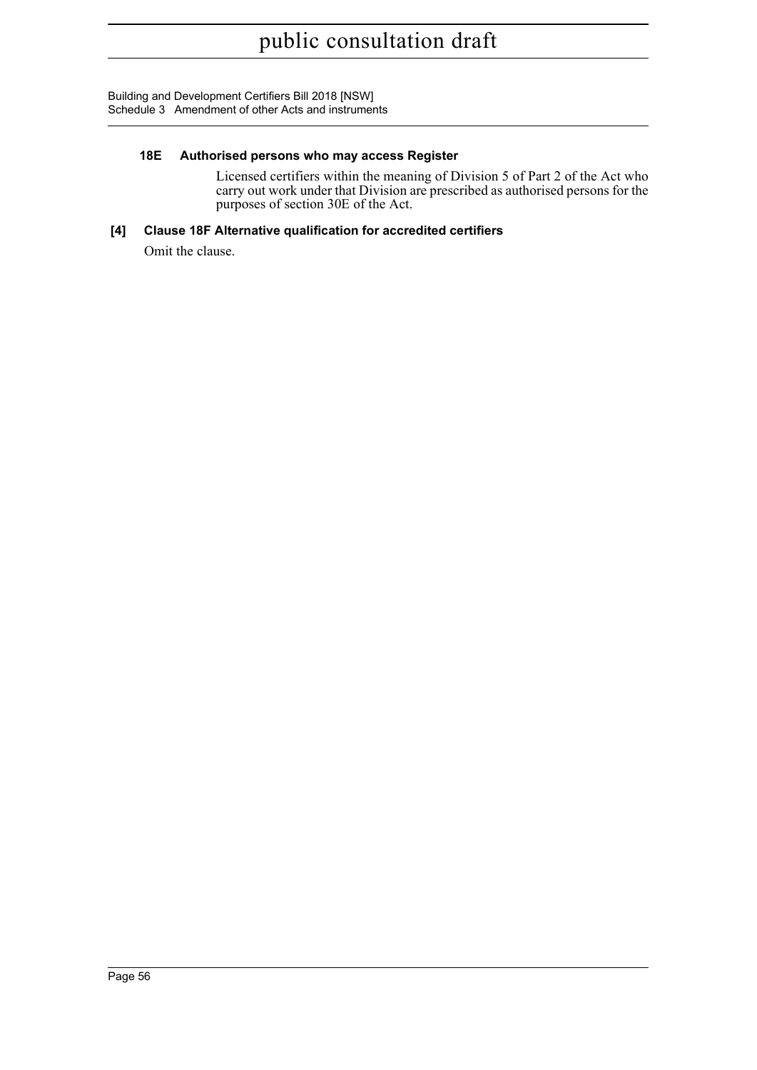**18E Authorised persons who may access Register**

Licensed certifiers within the meaning of Division 5 of Part 2 of the Act who carry out work under that Division are prescribed as authorised persons for the purposes of section 30E of the Act.

**[4] Clause 18F Alternative qualification for accredited certifiers**

Omit the clause.